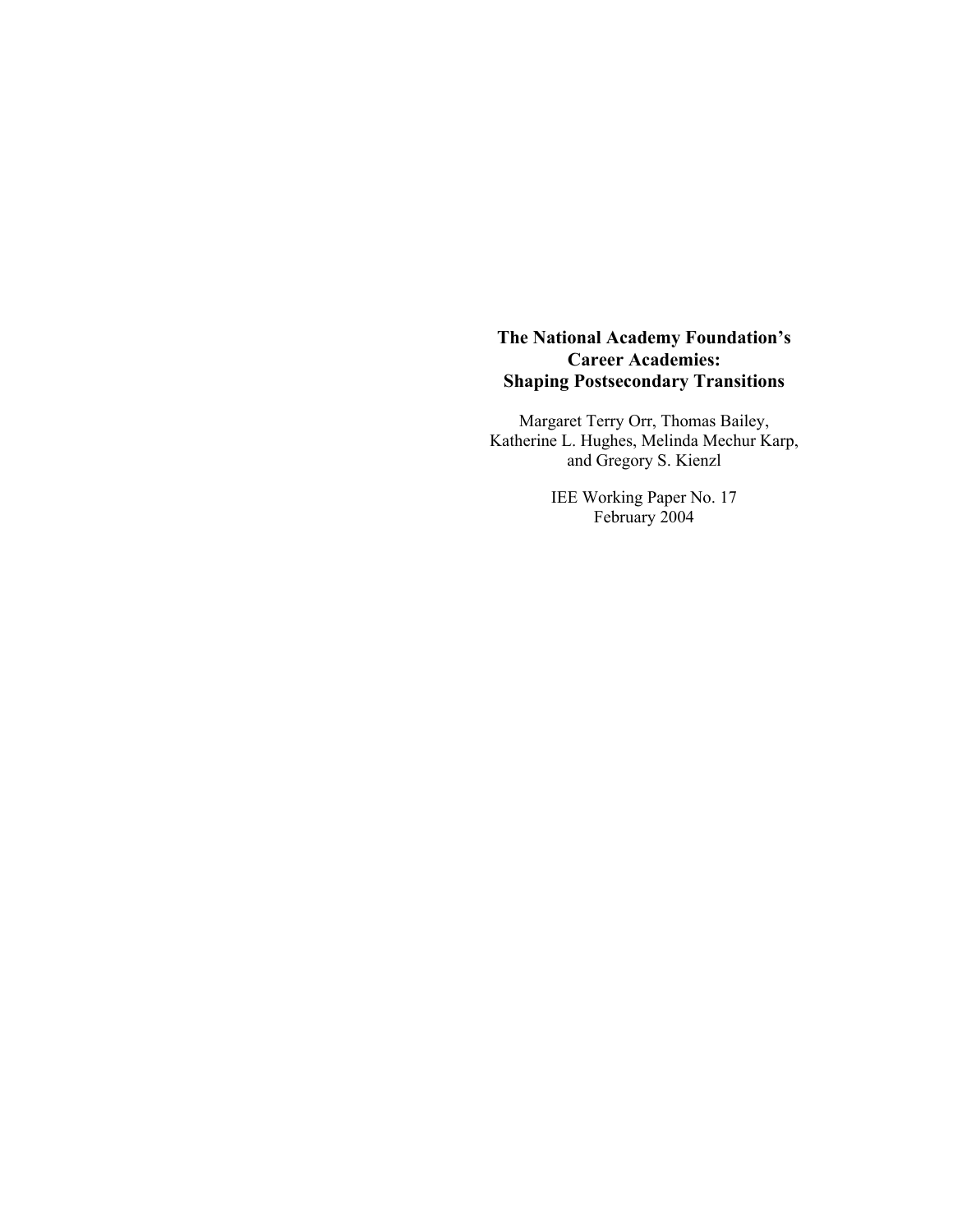# The National Academy Foundation's Career Academies: Shaping Postsecondary Transitions

Margaret Terry Orr, Thomas Bailey,
Katherine L. Hughes, Melinda Mechur Karp,
and Gregory S. Kienzl

IEE Working Paper No. 17
February 2004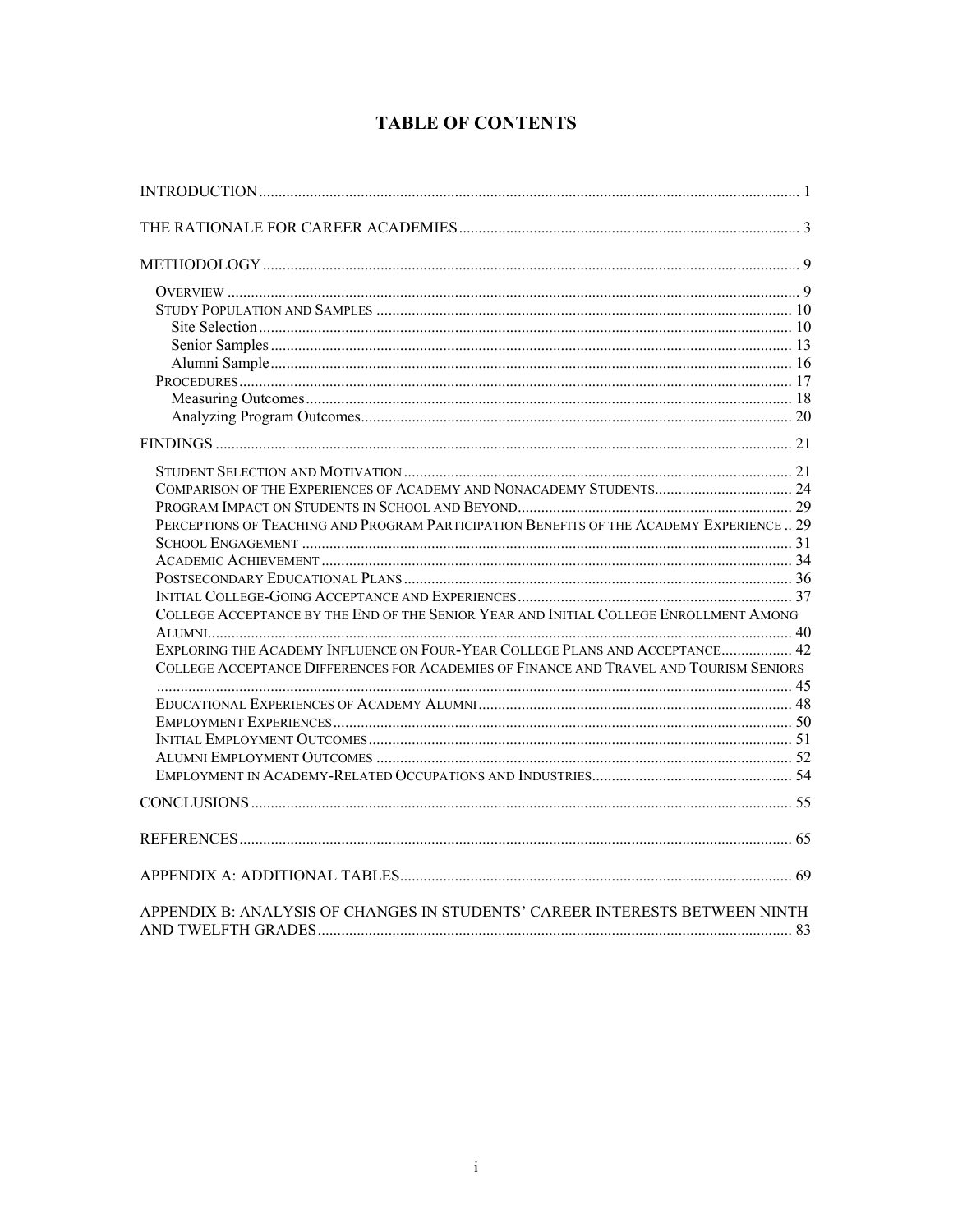# TABLE OF CONTENTS

INTRODUCTION ........ 1

THE RATIONALE FOR CAREER ACADEMIES ........ 3

METHODOLOGY ........ 9

- OVERVIEW ........ 9
- STUDY POPULATION AND SAMPLES ........ 10
  - Site Selection ........ 10
  - Senior Samples ........ 13
  - Alumni Sample ........ 16
- PROCEDURES ........ 17
  - Measuring Outcomes ........ 18
  - Analyzing Program Outcomes ........ 20

FINDINGS ........ 21

- STUDENT SELECTION AND MOTIVATION ........ 21
- COMPARISON OF THE EXPERIENCES OF ACADEMY AND NONACADEMY STUDENTS ........ 24
- PROGRAM IMPACT ON STUDENTS IN SCHOOL AND BEYOND ........ 29
- PERCEPTIONS OF TEACHING AND PROGRAM PARTICIPATION BENEFITS OF THE ACADEMY EXPERIENCE .. 29
- SCHOOL ENGAGEMENT ........ 31
- ACADEMIC ACHIEVEMENT ........ 34
- POSTSECONDARY EDUCATIONAL PLANS ........ 36
- INITIAL COLLEGE-GOING ACCEPTANCE AND EXPERIENCES ........ 37
- COLLEGE ACCEPTANCE BY THE END OF THE SENIOR YEAR AND INITIAL COLLEGE ENROLLMENT AMONG ALUMNI ........ 40
- EXPLORING THE ACADEMY INFLUENCE ON FOUR-YEAR COLLEGE PLANS AND ACCEPTANCE ........ 42
- COLLEGE ACCEPTANCE DIFFERENCES FOR ACADEMIES OF FINANCE AND TRAVEL AND TOURISM SENIORS ........ 45
- EDUCATIONAL EXPERIENCES OF ACADEMY ALUMNI ........ 48
- EMPLOYMENT EXPERIENCES ........ 50
- INITIAL EMPLOYMENT OUTCOMES ........ 51
- ALUMNI EMPLOYMENT OUTCOMES ........ 52
- EMPLOYMENT IN ACADEMY-RELATED OCCUPATIONS AND INDUSTRIES ........ 54

CONCLUSIONS ........ 55

REFERENCES ........ 65

APPENDIX A: ADDITIONAL TABLES ........ 69

APPENDIX B: ANALYSIS OF CHANGES IN STUDENTS' CAREER INTERESTS BETWEEN NINTH AND TWELFTH GRADES ........ 83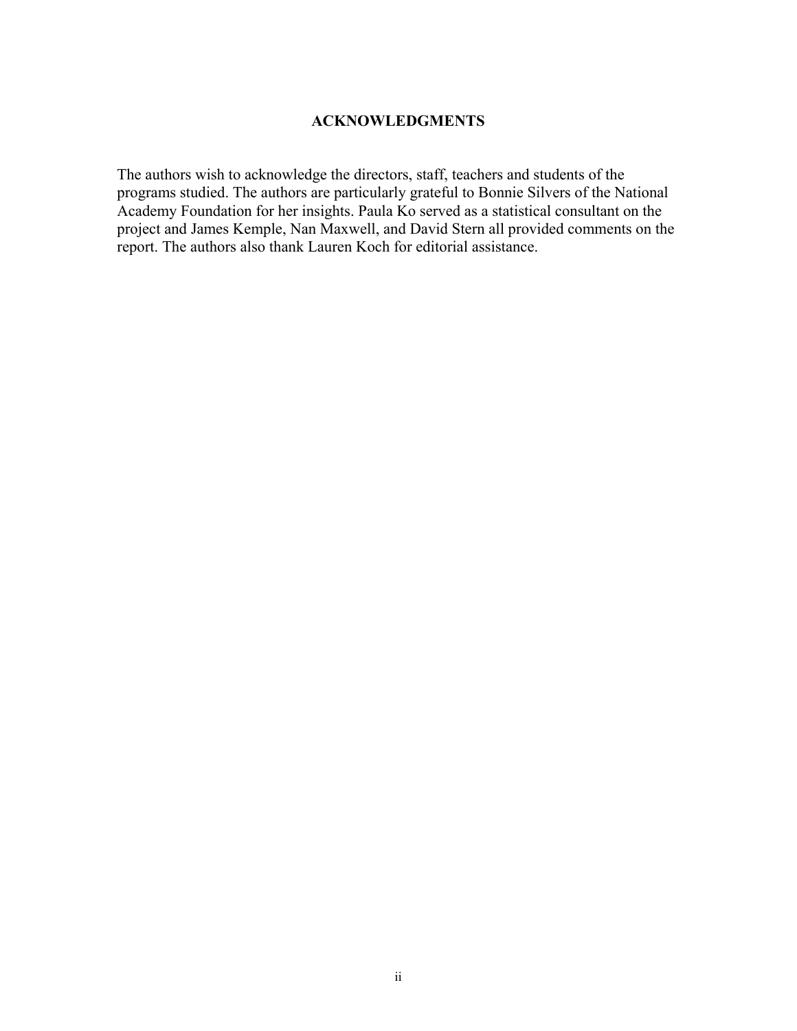## ACKNOWLEDGMENTS

The authors wish to acknowledge the directors, staff, teachers and students of the programs studied. The authors are particularly grateful to Bonnie Silvers of the National Academy Foundation for her insights. Paula Ko served as a statistical consultant on the project and James Kemple, Nan Maxwell, and David Stern all provided comments on the report. The authors also thank Lauren Koch for editorial assistance.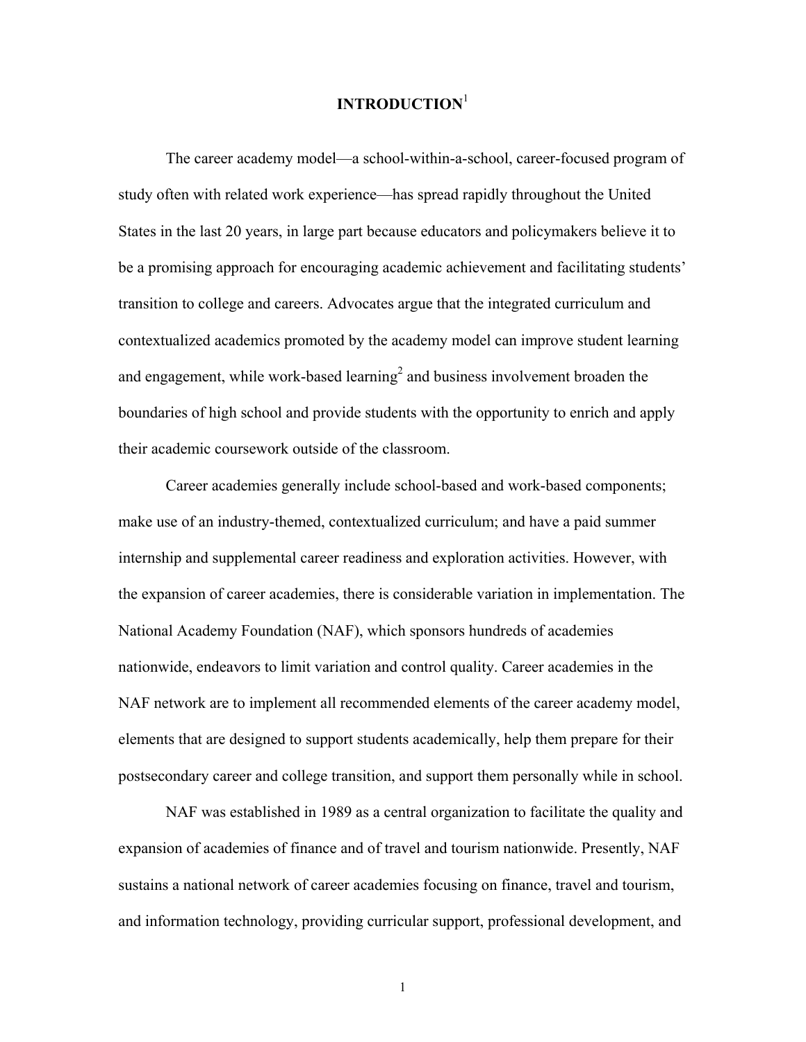# INTRODUCTION[1]

The career academy model—a school-within-a-school, career-focused program of study often with related work experience—has spread rapidly throughout the United States in the last 20 years, in large part because educators and policymakers believe it to be a promising approach for encouraging academic achievement and facilitating students' transition to college and careers. Advocates argue that the integrated curriculum and contextualized academics promoted by the academy model can improve student learning and engagement, while work-based learning[2] and business involvement broaden the boundaries of high school and provide students with the opportunity to enrich and apply their academic coursework outside of the classroom.

Career academies generally include school-based and work-based components; make use of an industry-themed, contextualized curriculum; and have a paid summer internship and supplemental career readiness and exploration activities. However, with the expansion of career academies, there is considerable variation in implementation. The National Academy Foundation (NAF), which sponsors hundreds of academies nationwide, endeavors to limit variation and control quality. Career academies in the NAF network are to implement all recommended elements of the career academy model, elements that are designed to support students academically, help them prepare for their postsecondary career and college transition, and support them personally while in school.

NAF was established in 1989 as a central organization to facilitate the quality and expansion of academies of finance and of travel and tourism nationwide. Presently, NAF sustains a national network of career academies focusing on finance, travel and tourism, and information technology, providing curricular support, professional development, and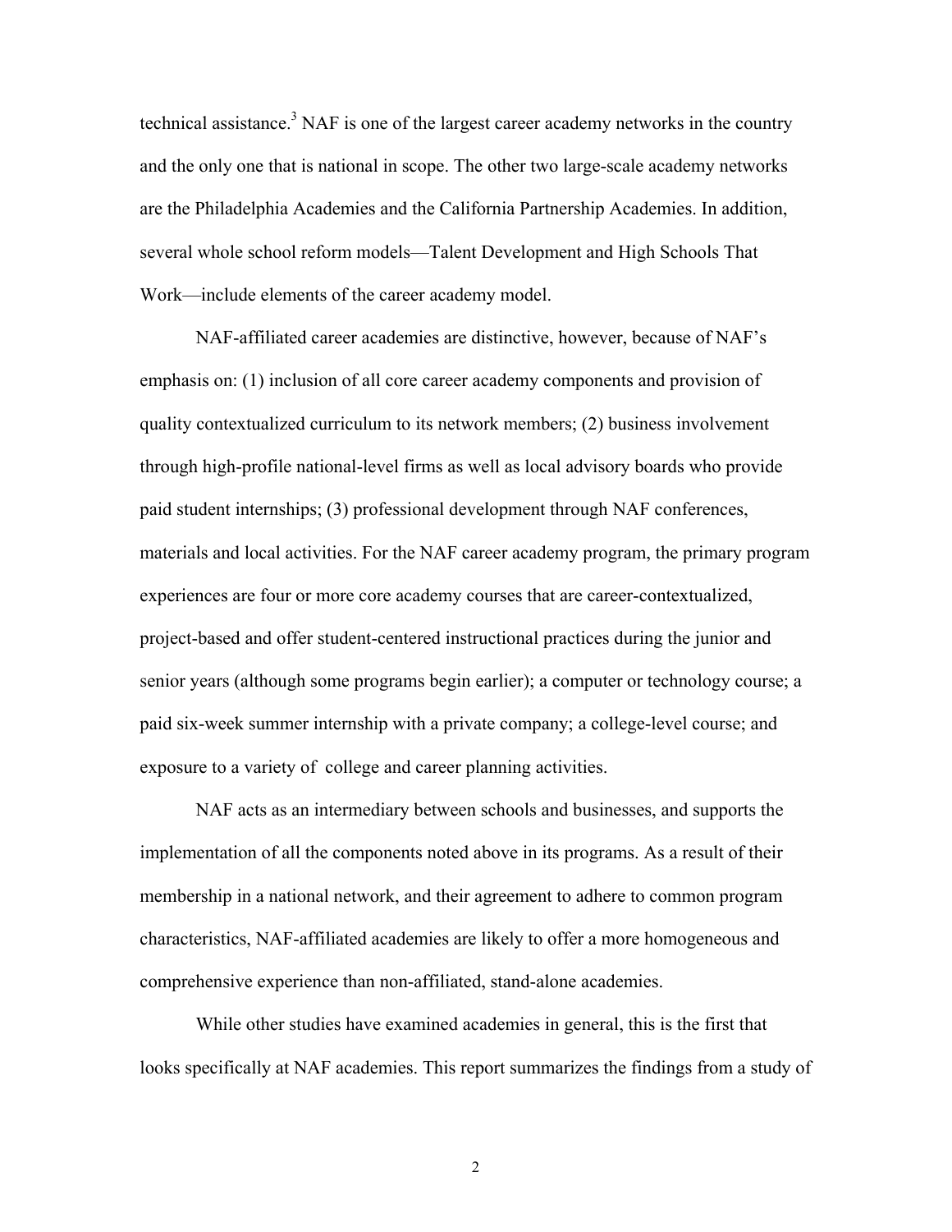technical assistance.[3] NAF is one of the largest career academy networks in the country and the only one that is national in scope. The other two large-scale academy networks are the Philadelphia Academies and the California Partnership Academies. In addition, several whole school reform models—Talent Development and High Schools That Work—include elements of the career academy model.

NAF-affiliated career academies are distinctive, however, because of NAF's emphasis on: (1) inclusion of all core career academy components and provision of quality contextualized curriculum to its network members; (2) business involvement through high-profile national-level firms as well as local advisory boards who provide paid student internships; (3) professional development through NAF conferences, materials and local activities. For the NAF career academy program, the primary program experiences are four or more core academy courses that are career-contextualized, project-based and offer student-centered instructional practices during the junior and senior years (although some programs begin earlier); a computer or technology course; a paid six-week summer internship with a private company; a college-level course; and exposure to a variety of college and career planning activities.

NAF acts as an intermediary between schools and businesses, and supports the implementation of all the components noted above in its programs. As a result of their membership in a national network, and their agreement to adhere to common program characteristics, NAF-affiliated academies are likely to offer a more homogeneous and comprehensive experience than non-affiliated, stand-alone academies.

While other studies have examined academies in general, this is the first that looks specifically at NAF academies. This report summarizes the findings from a study of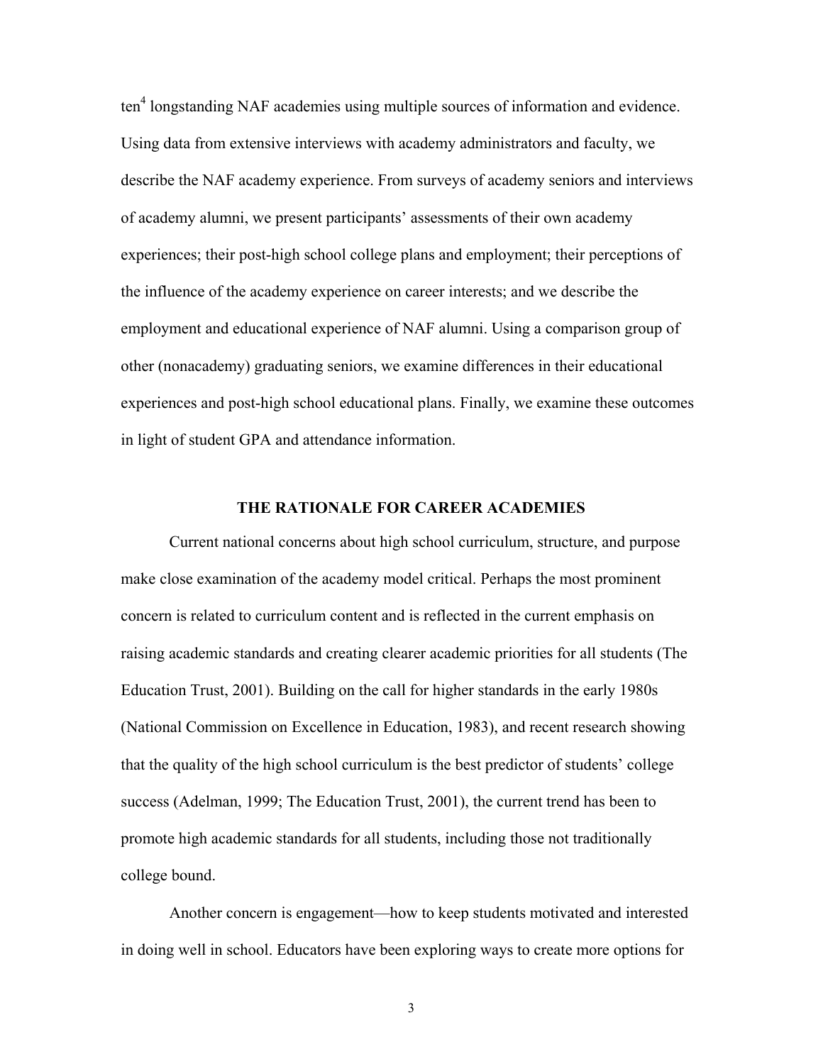ten[4] longstanding NAF academies using multiple sources of information and evidence. Using data from extensive interviews with academy administrators and faculty, we describe the NAF academy experience. From surveys of academy seniors and interviews of academy alumni, we present participants' assessments of their own academy experiences; their post-high school college plans and employment; their perceptions of the influence of the academy experience on career interests; and we describe the employment and educational experience of NAF alumni. Using a comparison group of other (nonacademy) graduating seniors, we examine differences in their educational experiences and post-high school educational plans. Finally, we examine these outcomes in light of student GPA and attendance information.

## THE RATIONALE FOR CAREER ACADEMIES

Current national concerns about high school curriculum, structure, and purpose make close examination of the academy model critical. Perhaps the most prominent concern is related to curriculum content and is reflected in the current emphasis on raising academic standards and creating clearer academic priorities for all students (The Education Trust, 2001). Building on the call for higher standards in the early 1980s (National Commission on Excellence in Education, 1983), and recent research showing that the quality of the high school curriculum is the best predictor of students' college success (Adelman, 1999; The Education Trust, 2001), the current trend has been to promote high academic standards for all students, including those not traditionally college bound.

Another concern is engagement—how to keep students motivated and interested in doing well in school. Educators have been exploring ways to create more options for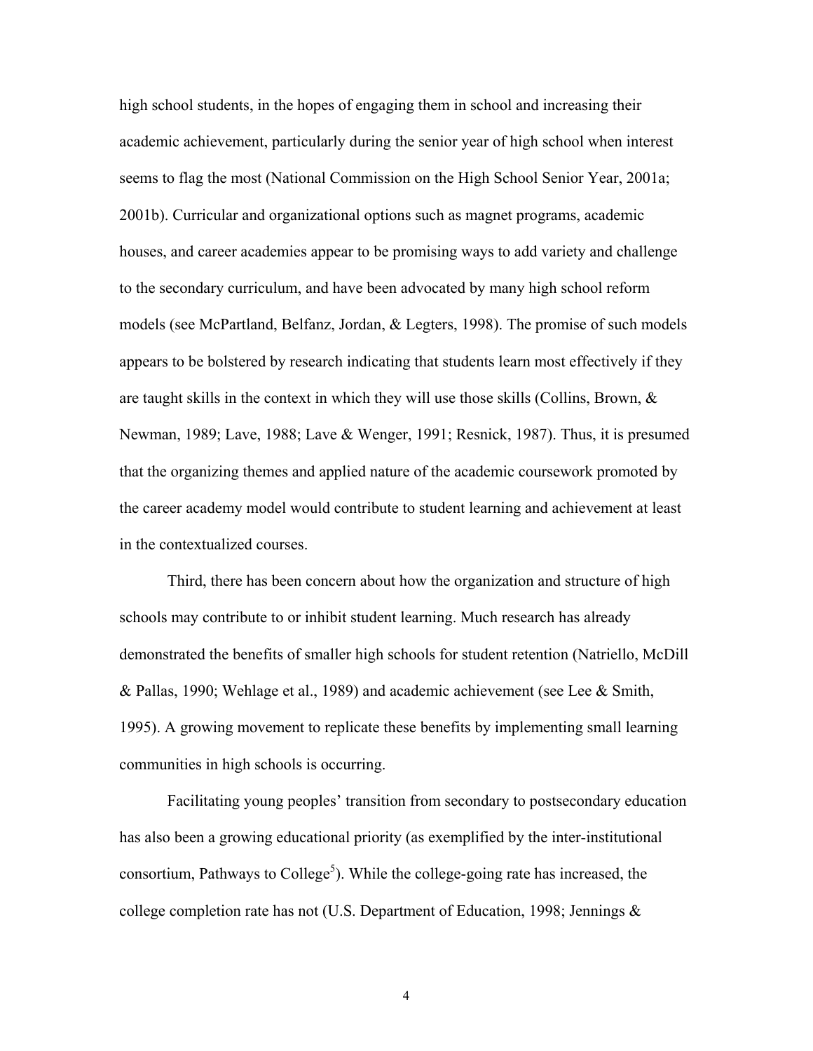high school students, in the hopes of engaging them in school and increasing their academic achievement, particularly during the senior year of high school when interest seems to flag the most (National Commission on the High School Senior Year, 2001a; 2001b). Curricular and organizational options such as magnet programs, academic houses, and career academies appear to be promising ways to add variety and challenge to the secondary curriculum, and have been advocated by many high school reform models (see McPartland, Belfanz, Jordan, & Legters, 1998). The promise of such models appears to be bolstered by research indicating that students learn most effectively if they are taught skills in the context in which they will use those skills (Collins, Brown, & Newman, 1989; Lave, 1988; Lave & Wenger, 1991; Resnick, 1987). Thus, it is presumed that the organizing themes and applied nature of the academic coursework promoted by the career academy model would contribute to student learning and achievement at least in the contextualized courses.

Third, there has been concern about how the organization and structure of high schools may contribute to or inhibit student learning. Much research has already demonstrated the benefits of smaller high schools for student retention (Natriello, McDill & Pallas, 1990; Wehlage et al., 1989) and academic achievement (see Lee & Smith, 1995). A growing movement to replicate these benefits by implementing small learning communities in high schools is occurring.

Facilitating young peoples' transition from secondary to postsecondary education has also been a growing educational priority (as exemplified by the inter-institutional consortium, Pathways to College[5]). While the college-going rate has increased, the college completion rate has not (U.S. Department of Education, 1998; Jennings &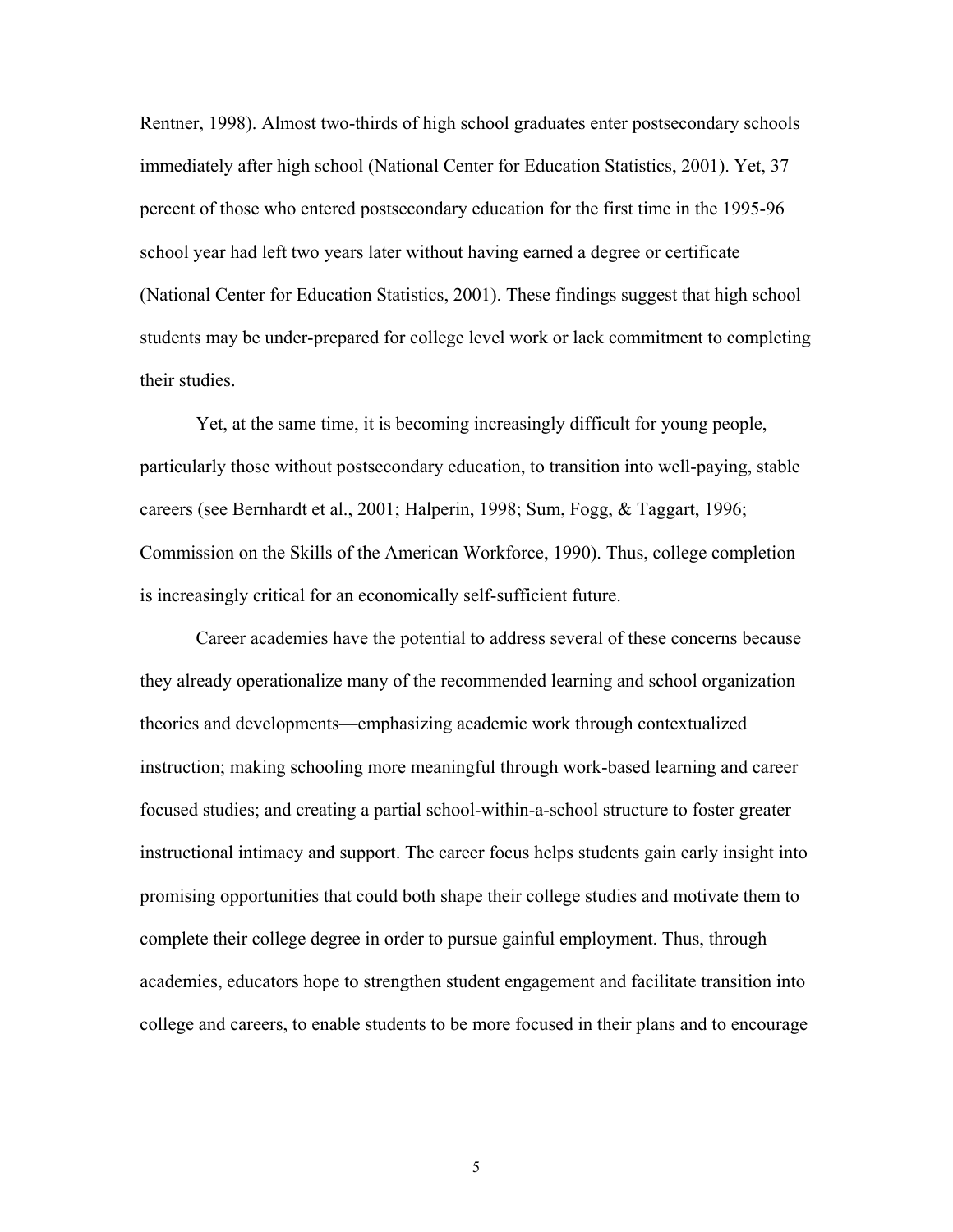Rentner, 1998). Almost two-thirds of high school graduates enter postsecondary schools immediately after high school (National Center for Education Statistics, 2001). Yet, 37 percent of those who entered postsecondary education for the first time in the 1995-96 school year had left two years later without having earned a degree or certificate (National Center for Education Statistics, 2001). These findings suggest that high school students may be under-prepared for college level work or lack commitment to completing their studies.

Yet, at the same time, it is becoming increasingly difficult for young people, particularly those without postsecondary education, to transition into well-paying, stable careers (see Bernhardt et al., 2001; Halperin, 1998; Sum, Fogg, & Taggart, 1996; Commission on the Skills of the American Workforce, 1990). Thus, college completion is increasingly critical for an economically self-sufficient future.

Career academies have the potential to address several of these concerns because they already operationalize many of the recommended learning and school organization theories and developments—emphasizing academic work through contextualized instruction; making schooling more meaningful through work-based learning and career focused studies; and creating a partial school-within-a-school structure to foster greater instructional intimacy and support. The career focus helps students gain early insight into promising opportunities that could both shape their college studies and motivate them to complete their college degree in order to pursue gainful employment. Thus, through academies, educators hope to strengthen student engagement and facilitate transition into college and careers, to enable students to be more focused in their plans and to encourage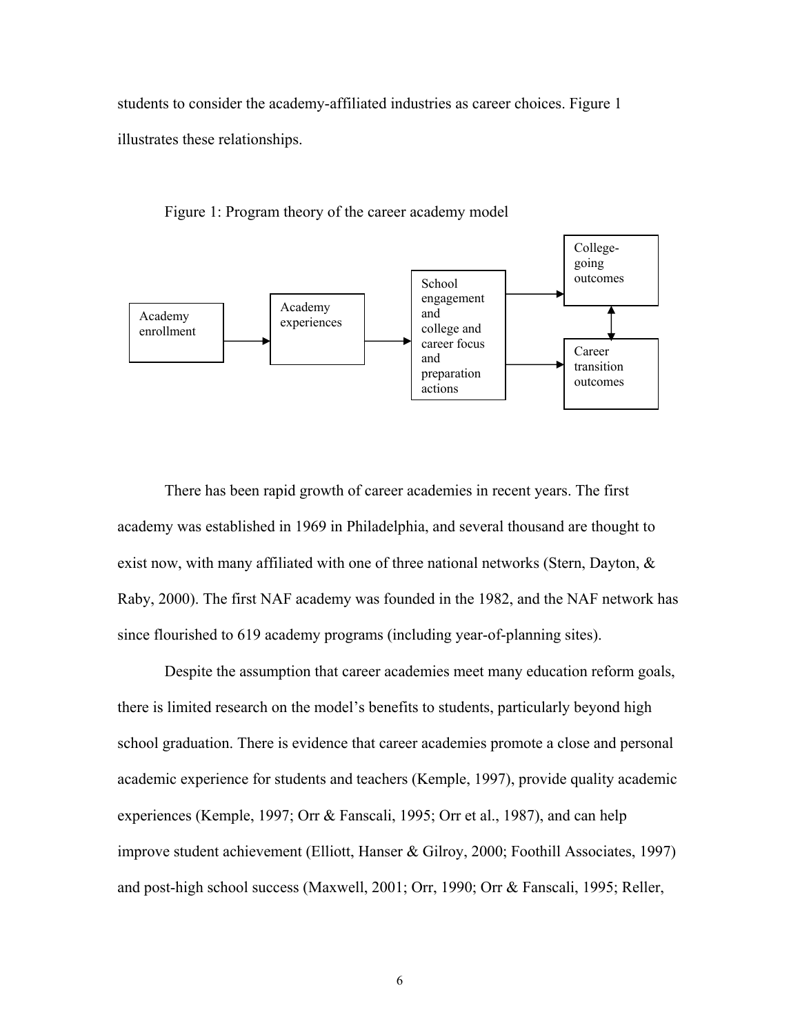students to consider the academy-affiliated industries as career choices. Figure 1 illustrates these relationships.

Figure 1: Program theory of the career academy model

```
Academy enrollment → Academy experiences → School engagement and college and career focus and preparation actions → College-going outcomes
                                                                                                               → Career transition outcomes
College-going outcomes ↔ Career transition outcomes
```

There has been rapid growth of career academies in recent years. The first academy was established in 1969 in Philadelphia, and several thousand are thought to exist now, with many affiliated with one of three national networks (Stern, Dayton, & Raby, 2000). The first NAF academy was founded in the 1982, and the NAF network has since flourished to 619 academy programs (including year-of-planning sites).

Despite the assumption that career academies meet many education reform goals, there is limited research on the model's benefits to students, particularly beyond high school graduation. There is evidence that career academies promote a close and personal academic experience for students and teachers (Kemple, 1997), provide quality academic experiences (Kemple, 1997; Orr & Fanscali, 1995; Orr et al., 1987), and can help improve student achievement (Elliott, Hanser & Gilroy, 2000; Foothill Associates, 1997) and post-high school success (Maxwell, 2001; Orr, 1990; Orr & Fanscali, 1995; Reller,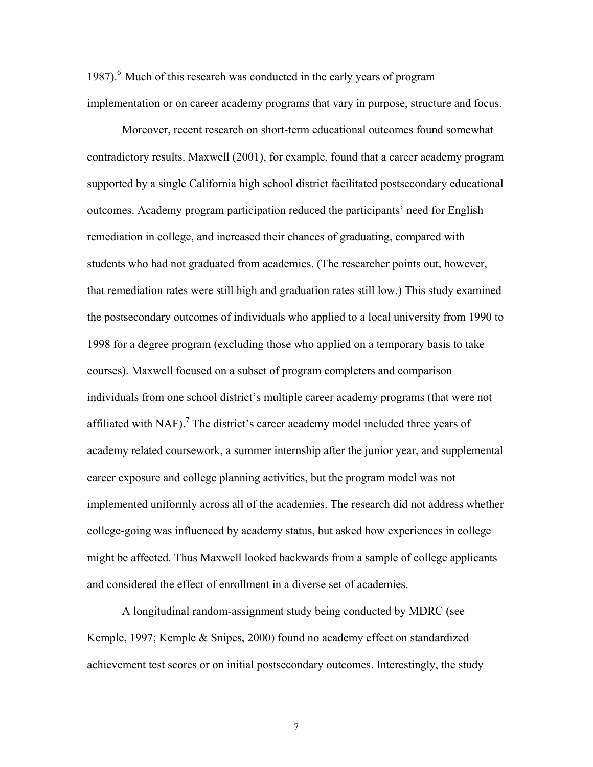1987).[6] Much of this research was conducted in the early years of program implementation or on career academy programs that vary in purpose, structure and focus.

Moreover, recent research on short-term educational outcomes found somewhat contradictory results. Maxwell (2001), for example, found that a career academy program supported by a single California high school district facilitated postsecondary educational outcomes. Academy program participation reduced the participants' need for English remediation in college, and increased their chances of graduating, compared with students who had not graduated from academies. (The researcher points out, however, that remediation rates were still high and graduation rates still low.) This study examined the postsecondary outcomes of individuals who applied to a local university from 1990 to 1998 for a degree program (excluding those who applied on a temporary basis to take courses). Maxwell focused on a subset of program completers and comparison individuals from one school district's multiple career academy programs (that were not affiliated with NAF).[7] The district's career academy model included three years of academy related coursework, a summer internship after the junior year, and supplemental career exposure and college planning activities, but the program model was not implemented uniformly across all of the academies. The research did not address whether college-going was influenced by academy status, but asked how experiences in college might be affected. Thus Maxwell looked backwards from a sample of college applicants and considered the effect of enrollment in a diverse set of academies.

A longitudinal random-assignment study being conducted by MDRC (see Kemple, 1997; Kemple & Snipes, 2000) found no academy effect on standardized achievement test scores or on initial postsecondary outcomes. Interestingly, the study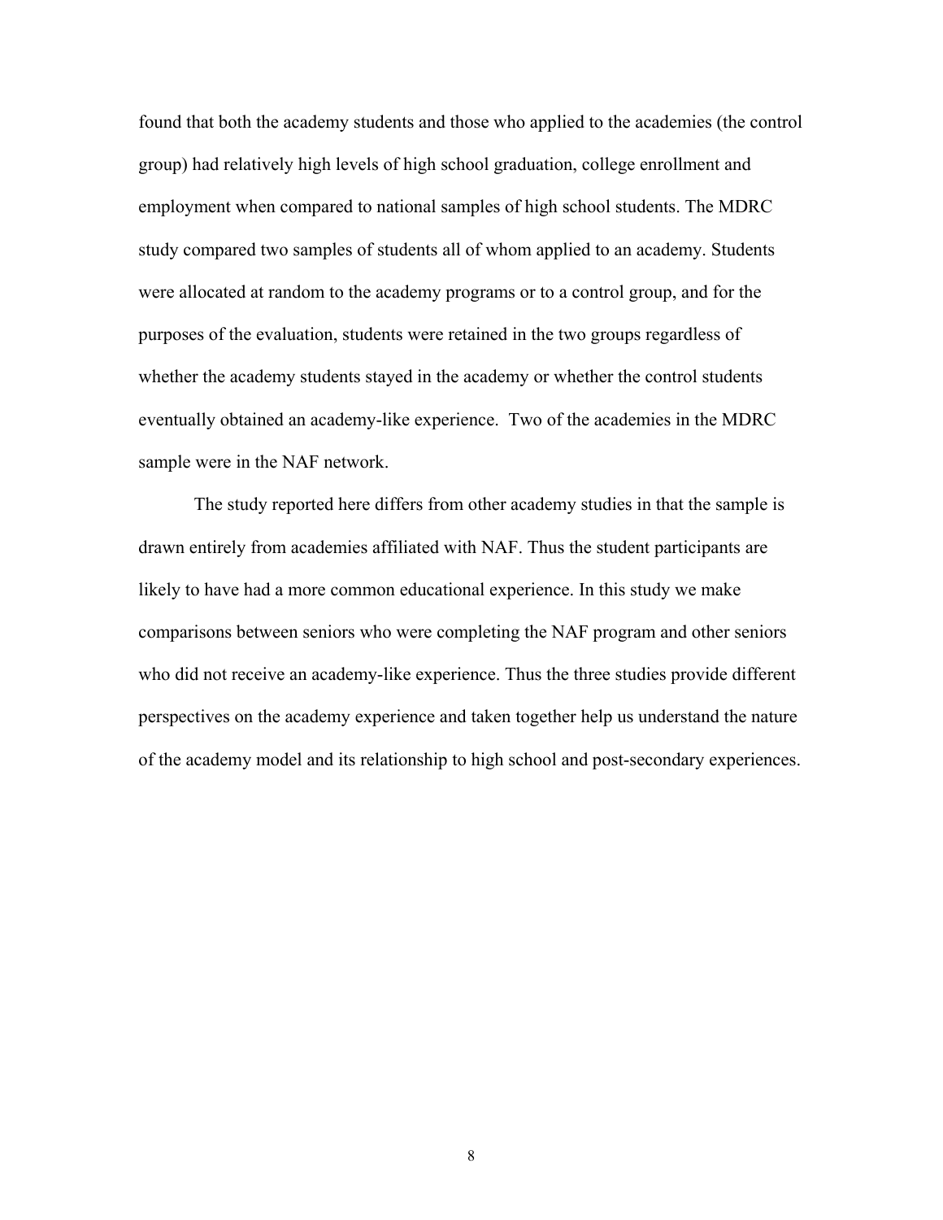found that both the academy students and those who applied to the academies (the control group) had relatively high levels of high school graduation, college enrollment and employment when compared to national samples of high school students. The MDRC study compared two samples of students all of whom applied to an academy. Students were allocated at random to the academy programs or to a control group, and for the purposes of the evaluation, students were retained in the two groups regardless of whether the academy students stayed in the academy or whether the control students eventually obtained an academy-like experience. Two of the academies in the MDRC sample were in the NAF network.

The study reported here differs from other academy studies in that the sample is drawn entirely from academies affiliated with NAF. Thus the student participants are likely to have had a more common educational experience. In this study we make comparisons between seniors who were completing the NAF program and other seniors who did not receive an academy-like experience. Thus the three studies provide different perspectives on the academy experience and taken together help us understand the nature of the academy model and its relationship to high school and post-secondary experiences.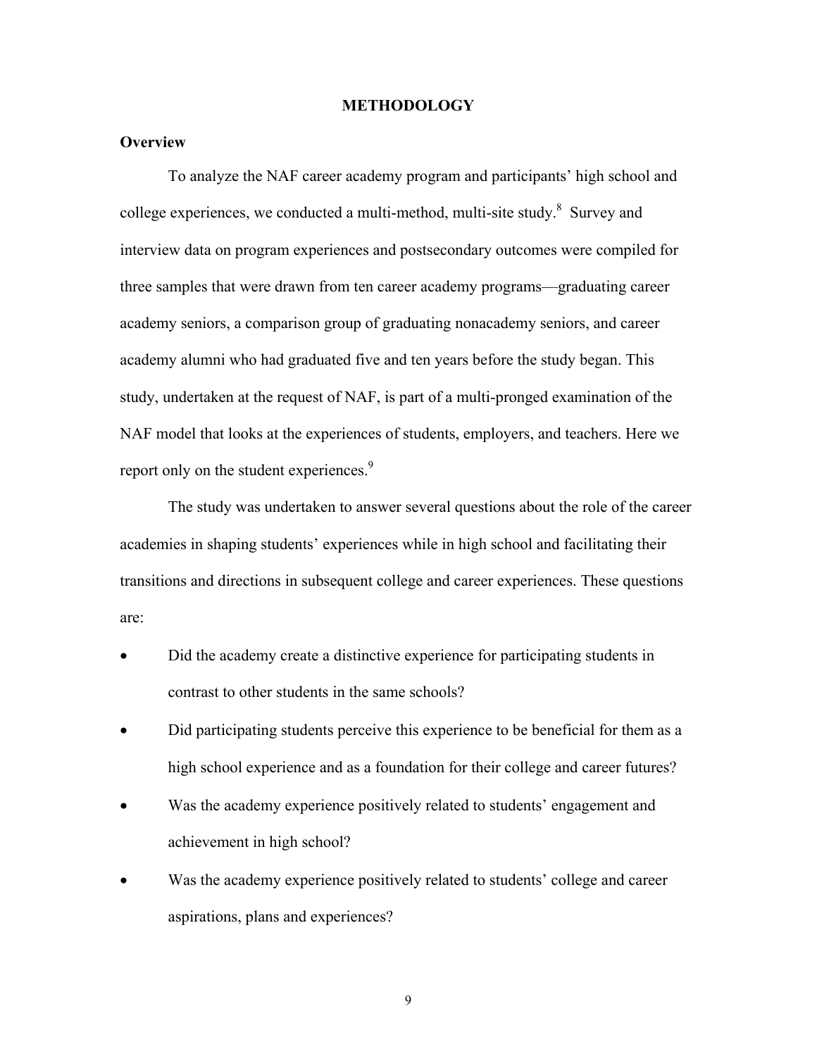# METHODOLOGY

## Overview

To analyze the NAF career academy program and participants' high school and college experiences, we conducted a multi-method, multi-site study.[8] Survey and interview data on program experiences and postsecondary outcomes were compiled for three samples that were drawn from ten career academy programs—graduating career academy seniors, a comparison group of graduating nonacademy seniors, and career academy alumni who had graduated five and ten years before the study began. This study, undertaken at the request of NAF, is part of a multi-pronged examination of the NAF model that looks at the experiences of students, employers, and teachers. Here we report only on the student experiences.[9]

The study was undertaken to answer several questions about the role of the career academies in shaping students' experiences while in high school and facilitating their transitions and directions in subsequent college and career experiences. These questions are:

- Did the academy create a distinctive experience for participating students in contrast to other students in the same schools?
- Did participating students perceive this experience to be beneficial for them as a high school experience and as a foundation for their college and career futures?
- Was the academy experience positively related to students' engagement and achievement in high school?
- Was the academy experience positively related to students' college and career aspirations, plans and experiences?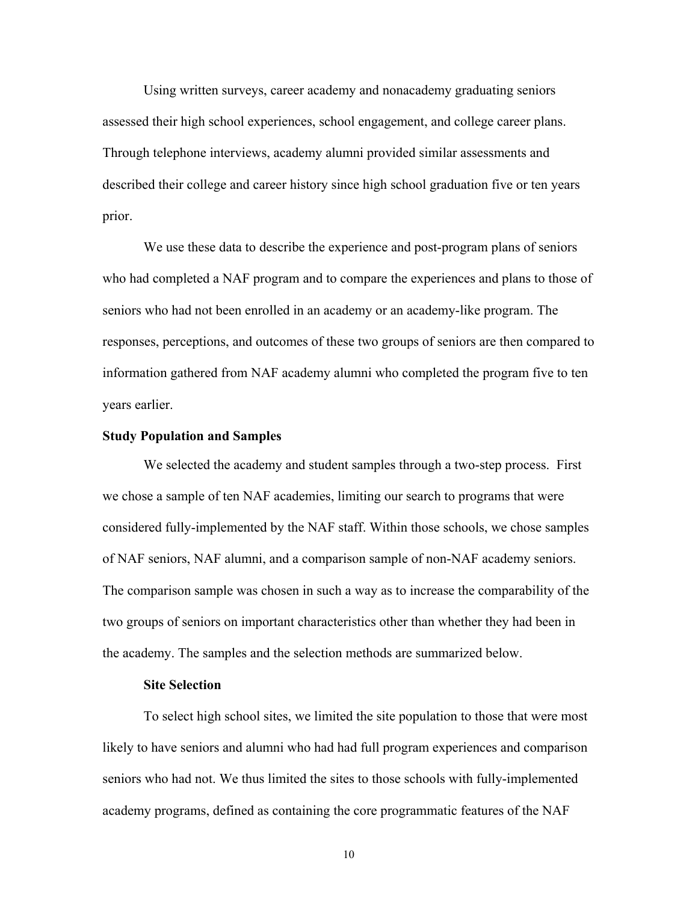Using written surveys, career academy and nonacademy graduating seniors assessed their high school experiences, school engagement, and college career plans. Through telephone interviews, academy alumni provided similar assessments and described their college and career history since high school graduation five or ten years prior.

We use these data to describe the experience and post-program plans of seniors who had completed a NAF program and to compare the experiences and plans to those of seniors who had not been enrolled in an academy or an academy-like program. The responses, perceptions, and outcomes of these two groups of seniors are then compared to information gathered from NAF academy alumni who completed the program five to ten years earlier.

### Study Population and Samples

We selected the academy and student samples through a two-step process. First we chose a sample of ten NAF academies, limiting our search to programs that were considered fully-implemented by the NAF staff. Within those schools, we chose samples of NAF seniors, NAF alumni, and a comparison sample of non-NAF academy seniors. The comparison sample was chosen in such a way as to increase the comparability of the two groups of seniors on important characteristics other than whether they had been in the academy. The samples and the selection methods are summarized below.

#### Site Selection

To select high school sites, we limited the site population to those that were most likely to have seniors and alumni who had had full program experiences and comparison seniors who had not. We thus limited the sites to those schools with fully-implemented academy programs, defined as containing the core programmatic features of the NAF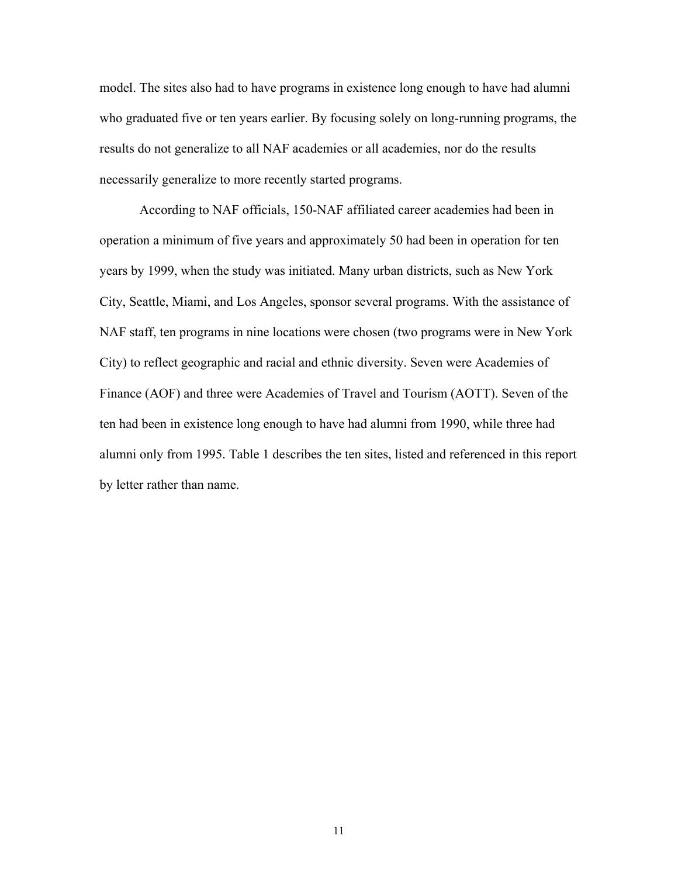model. The sites also had to have programs in existence long enough to have had alumni who graduated five or ten years earlier. By focusing solely on long-running programs, the results do not generalize to all NAF academies or all academies, nor do the results necessarily generalize to more recently started programs.

According to NAF officials, 150-NAF affiliated career academies had been in operation a minimum of five years and approximately 50 had been in operation for ten years by 1999, when the study was initiated. Many urban districts, such as New York City, Seattle, Miami, and Los Angeles, sponsor several programs. With the assistance of NAF staff, ten programs in nine locations were chosen (two programs were in New York City) to reflect geographic and racial and ethnic diversity. Seven were Academies of Finance (AOF) and three were Academies of Travel and Tourism (AOTT). Seven of the ten had been in existence long enough to have had alumni from 1990, while three had alumni only from 1995. Table 1 describes the ten sites, listed and referenced in this report by letter rather than name.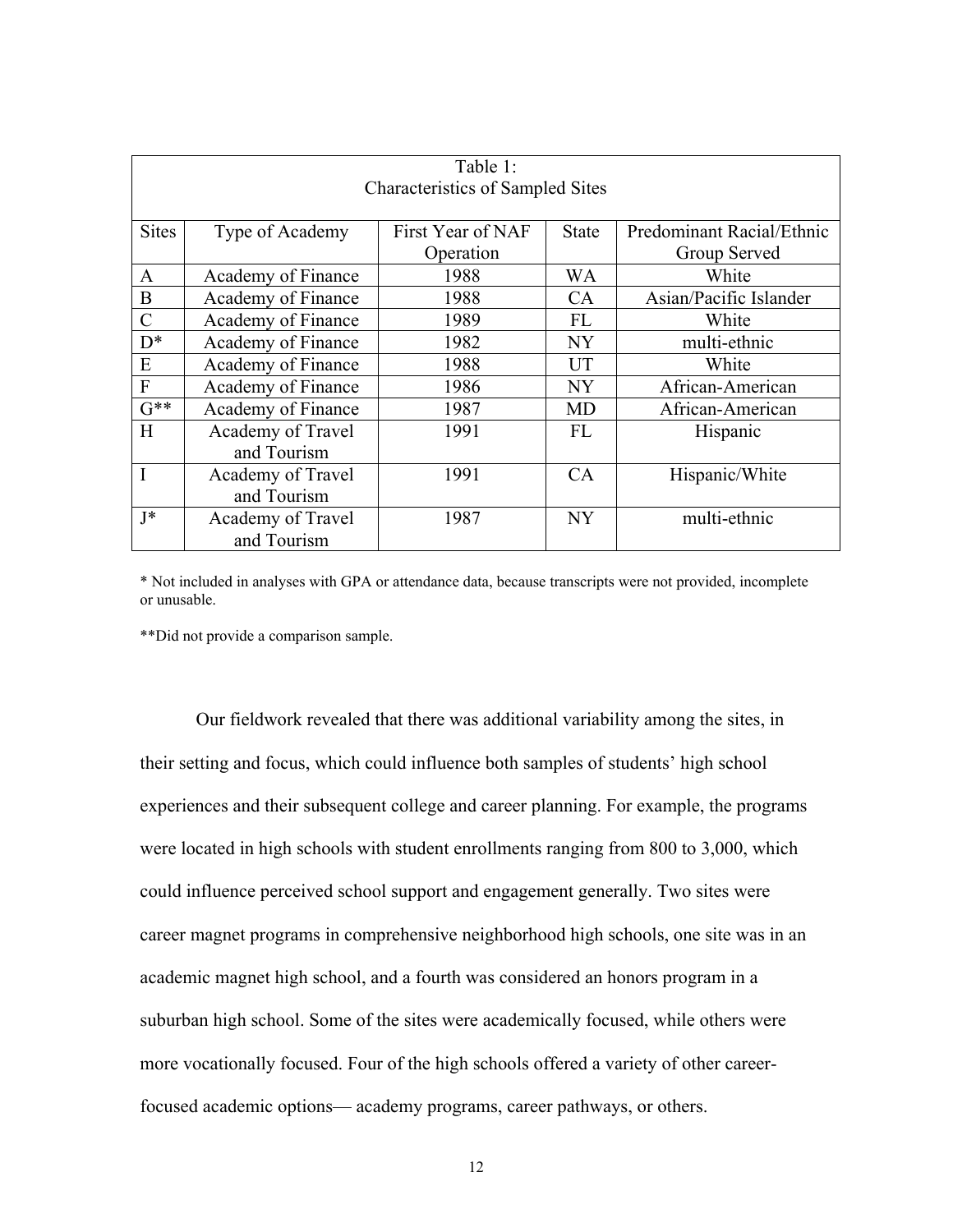Table 1:
Characteristics of Sampled Sites

| Sites | Type of Academy | First Year of NAF Operation | State | Predominant Racial/Ethnic Group Served |
|---|---|---|---|---|
| A | Academy of Finance | 1988 | WA | White |
| B | Academy of Finance | 1988 | CA | Asian/Pacific Islander |
| C | Academy of Finance | 1989 | FL | White |
| D* | Academy of Finance | 1982 | NY | multi-ethnic |
| E | Academy of Finance | 1988 | UT | White |
| F | Academy of Finance | 1986 | NY | African-American |
| G** | Academy of Finance | 1987 | MD | African-American |
| H | Academy of Travel and Tourism | 1991 | FL | Hispanic |
| I | Academy of Travel and Tourism | 1991 | CA | Hispanic/White |
| J* | Academy of Travel and Tourism | 1987 | NY | multi-ethnic |

* Not included in analyses with GPA or attendance data, because transcripts were not provided, incomplete or unusable.

**Did not provide a comparison sample.

Our fieldwork revealed that there was additional variability among the sites, in their setting and focus, which could influence both samples of students' high school experiences and their subsequent college and career planning. For example, the programs were located in high schools with student enrollments ranging from 800 to 3,000, which could influence perceived school support and engagement generally. Two sites were career magnet programs in comprehensive neighborhood high schools, one site was in an academic magnet high school, and a fourth was considered an honors program in a suburban high school. Some of the sites were academically focused, while others were more vocationally focused. Four of the high schools offered a variety of other career-focused academic options— academy programs, career pathways, or others.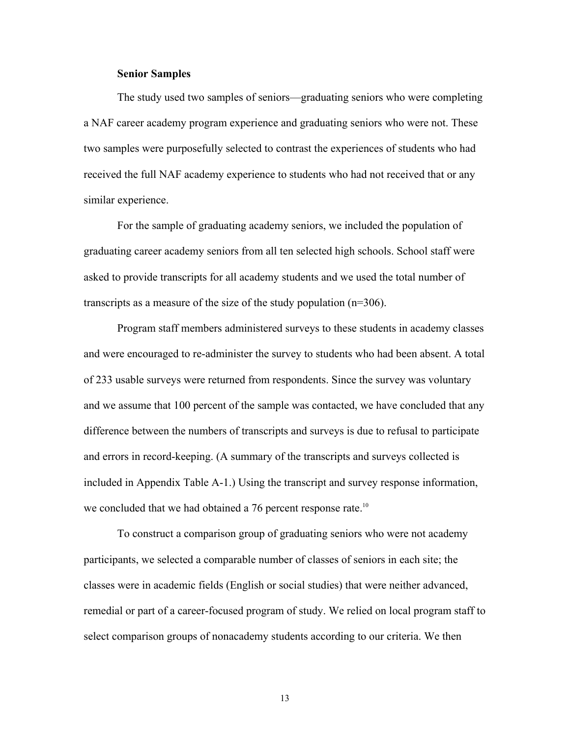**Senior Samples**

The study used two samples of seniors—graduating seniors who were completing a NAF career academy program experience and graduating seniors who were not. These two samples were purposefully selected to contrast the experiences of students who had received the full NAF academy experience to students who had not received that or any similar experience.

For the sample of graduating academy seniors, we included the population of graduating career academy seniors from all ten selected high schools. School staff were asked to provide transcripts for all academy students and we used the total number of transcripts as a measure of the size of the study population (n=306).

Program staff members administered surveys to these students in academy classes and were encouraged to re-administer the survey to students who had been absent. A total of 233 usable surveys were returned from respondents. Since the survey was voluntary and we assume that 100 percent of the sample was contacted, we have concluded that any difference between the numbers of transcripts and surveys is due to refusal to participate and errors in record-keeping. (A summary of the transcripts and surveys collected is included in Appendix Table A-1.) Using the transcript and survey response information, we concluded that we had obtained a 76 percent response rate.[10]

To construct a comparison group of graduating seniors who were not academy participants, we selected a comparable number of classes of seniors in each site; the classes were in academic fields (English or social studies) that were neither advanced, remedial or part of a career-focused program of study. We relied on local program staff to select comparison groups of nonacademy students according to our criteria. We then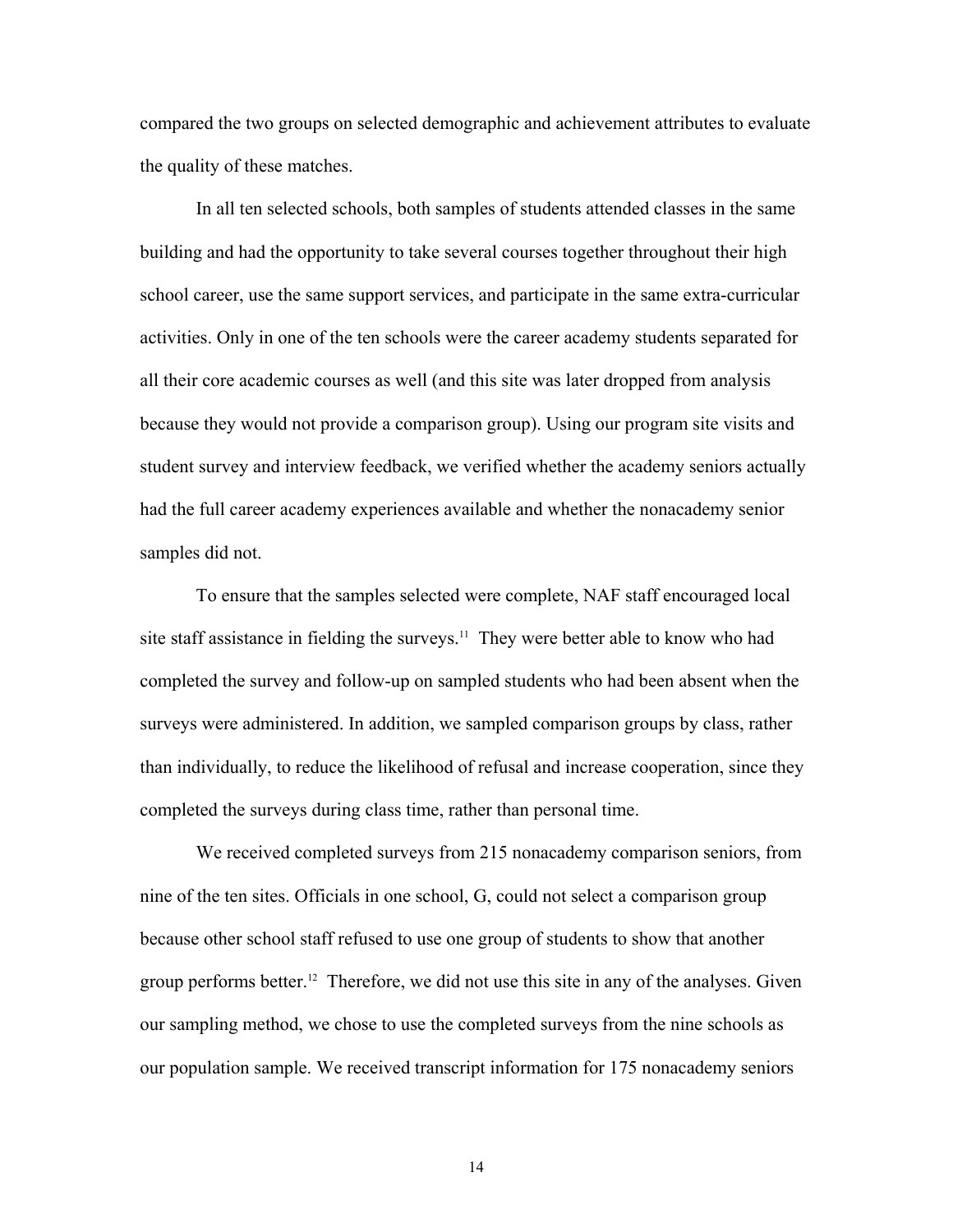compared the two groups on selected demographic and achievement attributes to evaluate the quality of these matches.

In all ten selected schools, both samples of students attended classes in the same building and had the opportunity to take several courses together throughout their high school career, use the same support services, and participate in the same extra-curricular activities. Only in one of the ten schools were the career academy students separated for all their core academic courses as well (and this site was later dropped from analysis because they would not provide a comparison group). Using our program site visits and student survey and interview feedback, we verified whether the academy seniors actually had the full career academy experiences available and whether the nonacademy senior samples did not.

To ensure that the samples selected were complete, NAF staff encouraged local site staff assistance in fielding the surveys.[11] They were better able to know who had completed the survey and follow-up on sampled students who had been absent when the surveys were administered. In addition, we sampled comparison groups by class, rather than individually, to reduce the likelihood of refusal and increase cooperation, since they completed the surveys during class time, rather than personal time.

We received completed surveys from 215 nonacademy comparison seniors, from nine of the ten sites. Officials in one school, G, could not select a comparison group because other school staff refused to use one group of students to show that another group performs better.[12] Therefore, we did not use this site in any of the analyses. Given our sampling method, we chose to use the completed surveys from the nine schools as our population sample. We received transcript information for 175 nonacademy seniors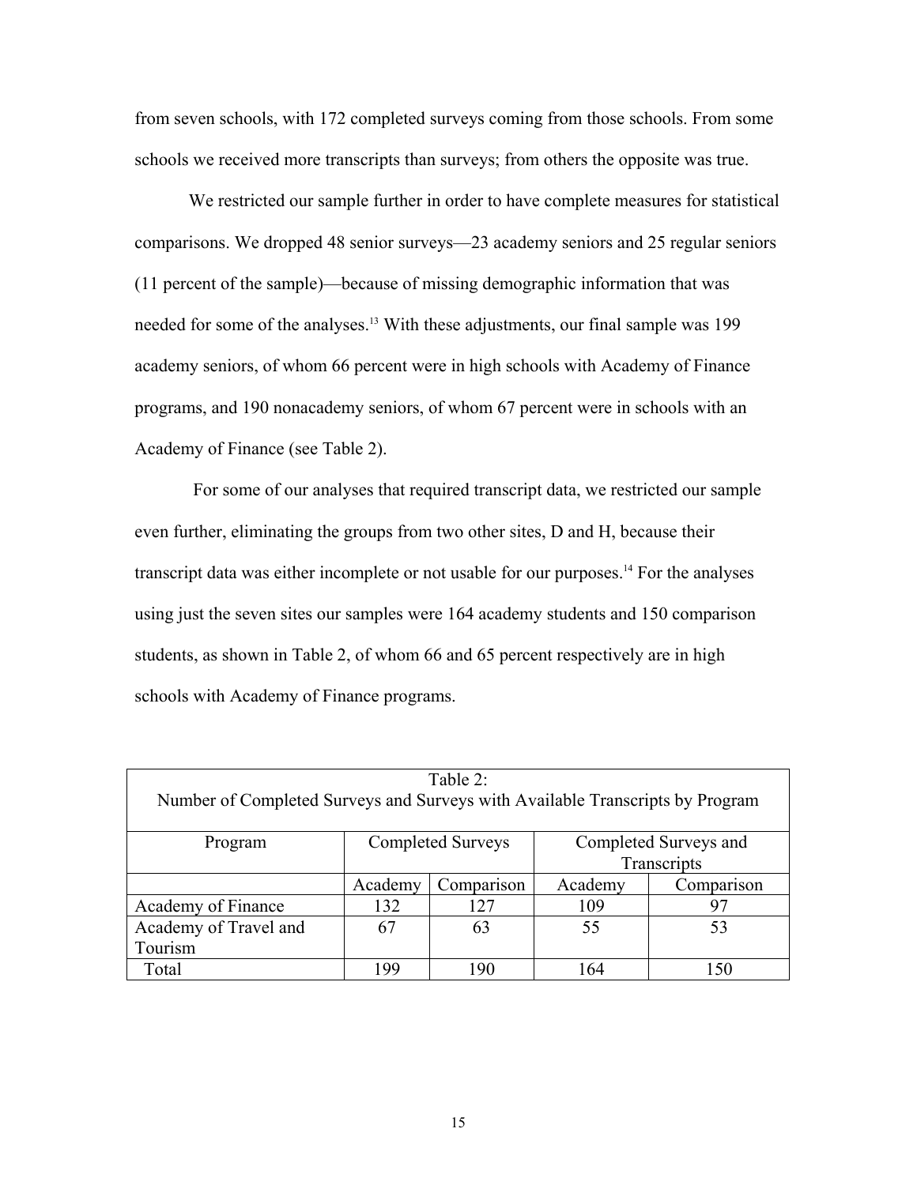from seven schools, with 172 completed surveys coming from those schools. From some schools we received more transcripts than surveys; from others the opposite was true.

We restricted our sample further in order to have complete measures for statistical comparisons. We dropped 48 senior surveys—23 academy seniors and 25 regular seniors (11 percent of the sample)—because of missing demographic information that was needed for some of the analyses.[13] With these adjustments, our final sample was 199 academy seniors, of whom 66 percent were in high schools with Academy of Finance programs, and 190 nonacademy seniors, of whom 67 percent were in schools with an Academy of Finance (see Table 2).

For some of our analyses that required transcript data, we restricted our sample even further, eliminating the groups from two other sites, D and H, because their transcript data was either incomplete or not usable for our purposes.[14] For the analyses using just the seven sites our samples were 164 academy students and 150 comparison students, as shown in Table 2, of whom 66 and 65 percent respectively are in high schools with Academy of Finance programs.

Table 2:
Number of Completed Surveys and Surveys with Available Transcripts by Program

| Program | Completed Surveys | | Completed Surveys and Transcripts | |
|---|---|---|---|---|
| | Academy | Comparison | Academy | Comparison |
| Academy of Finance | 132 | 127 | 109 | 97 |
| Academy of Travel and Tourism | 67 | 63 | 55 | 53 |
| Total | 199 | 190 | 164 | 150 |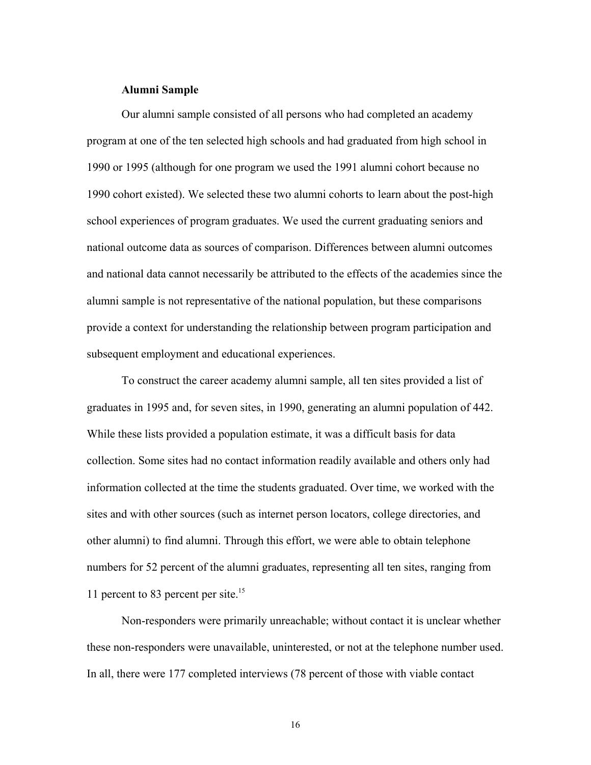### Alumni Sample

Our alumni sample consisted of all persons who had completed an academy program at one of the ten selected high schools and had graduated from high school in 1990 or 1995 (although for one program we used the 1991 alumni cohort because no 1990 cohort existed). We selected these two alumni cohorts to learn about the post-high school experiences of program graduates. We used the current graduating seniors and national outcome data as sources of comparison. Differences between alumni outcomes and national data cannot necessarily be attributed to the effects of the academies since the alumni sample is not representative of the national population, but these comparisons provide a context for understanding the relationship between program participation and subsequent employment and educational experiences.

To construct the career academy alumni sample, all ten sites provided a list of graduates in 1995 and, for seven sites, in 1990, generating an alumni population of 442. While these lists provided a population estimate, it was a difficult basis for data collection. Some sites had no contact information readily available and others only had information collected at the time the students graduated. Over time, we worked with the sites and with other sources (such as internet person locators, college directories, and other alumni) to find alumni. Through this effort, we were able to obtain telephone numbers for 52 percent of the alumni graduates, representing all ten sites, ranging from 11 percent to 83 percent per site.[15]

Non-responders were primarily unreachable; without contact it is unclear whether these non-responders were unavailable, uninterested, or not at the telephone number used. In all, there were 177 completed interviews (78 percent of those with viable contact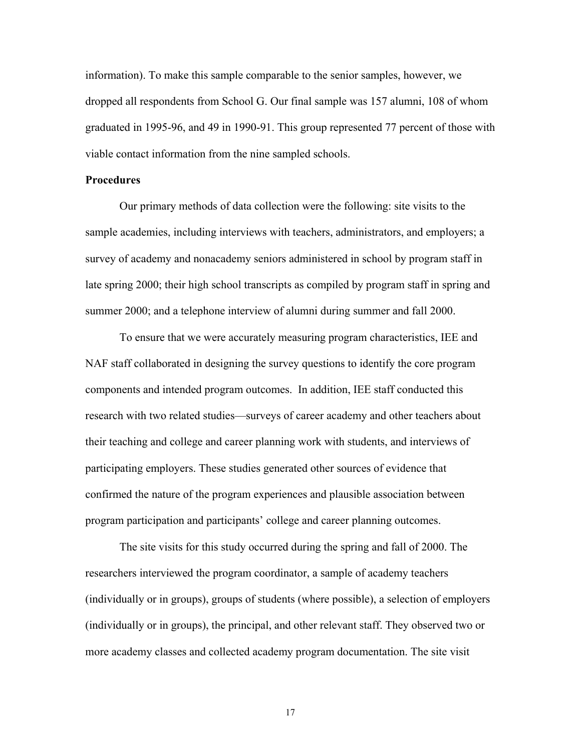information). To make this sample comparable to the senior samples, however, we dropped all respondents from School G. Our final sample was 157 alumni, 108 of whom graduated in 1995-96, and 49 in 1990-91. This group represented 77 percent of those with viable contact information from the nine sampled schools.

**Procedures**

Our primary methods of data collection were the following: site visits to the sample academies, including interviews with teachers, administrators, and employers; a survey of academy and nonacademy seniors administered in school by program staff in late spring 2000; their high school transcripts as compiled by program staff in spring and summer 2000; and a telephone interview of alumni during summer and fall 2000.

To ensure that we were accurately measuring program characteristics, IEE and NAF staff collaborated in designing the survey questions to identify the core program components and intended program outcomes. In addition, IEE staff conducted this research with two related studies—surveys of career academy and other teachers about their teaching and college and career planning work with students, and interviews of participating employers. These studies generated other sources of evidence that confirmed the nature of the program experiences and plausible association between program participation and participants' college and career planning outcomes.

The site visits for this study occurred during the spring and fall of 2000. The researchers interviewed the program coordinator, a sample of academy teachers (individually or in groups), groups of students (where possible), a selection of employers (individually or in groups), the principal, and other relevant staff. They observed two or more academy classes and collected academy program documentation. The site visit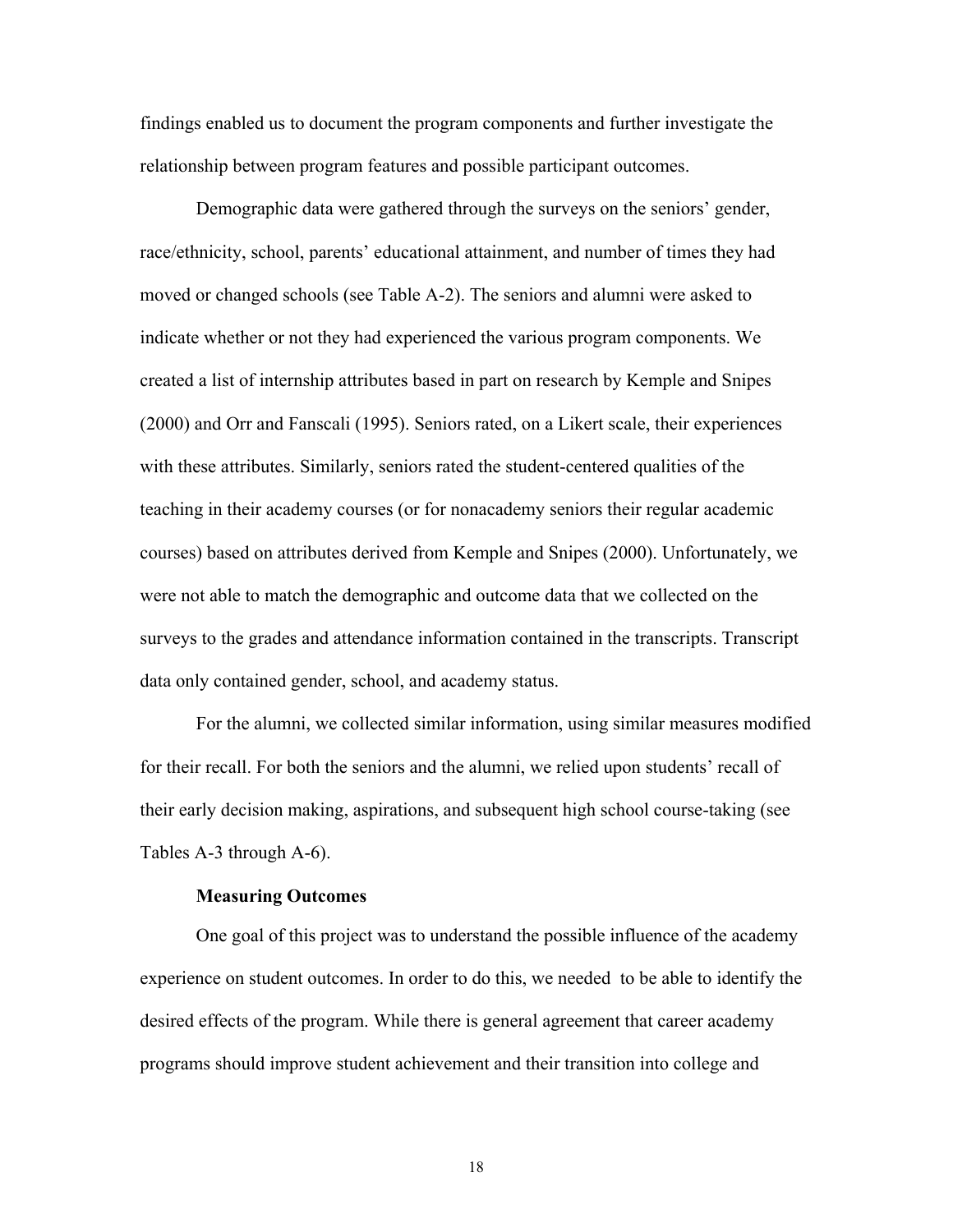findings enabled us to document the program components and further investigate the relationship between program features and possible participant outcomes.

Demographic data were gathered through the surveys on the seniors' gender, race/ethnicity, school, parents' educational attainment, and number of times they had moved or changed schools (see Table A-2). The seniors and alumni were asked to indicate whether or not they had experienced the various program components. We created a list of internship attributes based in part on research by Kemple and Snipes (2000) and Orr and Fanscali (1995). Seniors rated, on a Likert scale, their experiences with these attributes. Similarly, seniors rated the student-centered qualities of the teaching in their academy courses (or for nonacademy seniors their regular academic courses) based on attributes derived from Kemple and Snipes (2000). Unfortunately, we were not able to match the demographic and outcome data that we collected on the surveys to the grades and attendance information contained in the transcripts. Transcript data only contained gender, school, and academy status.

For the alumni, we collected similar information, using similar measures modified for their recall. For both the seniors and the alumni, we relied upon students' recall of their early decision making, aspirations, and subsequent high school course-taking (see Tables A-3 through A-6).

### Measuring Outcomes

One goal of this project was to understand the possible influence of the academy experience on student outcomes. In order to do this, we needed to be able to identify the desired effects of the program. While there is general agreement that career academy programs should improve student achievement and their transition into college and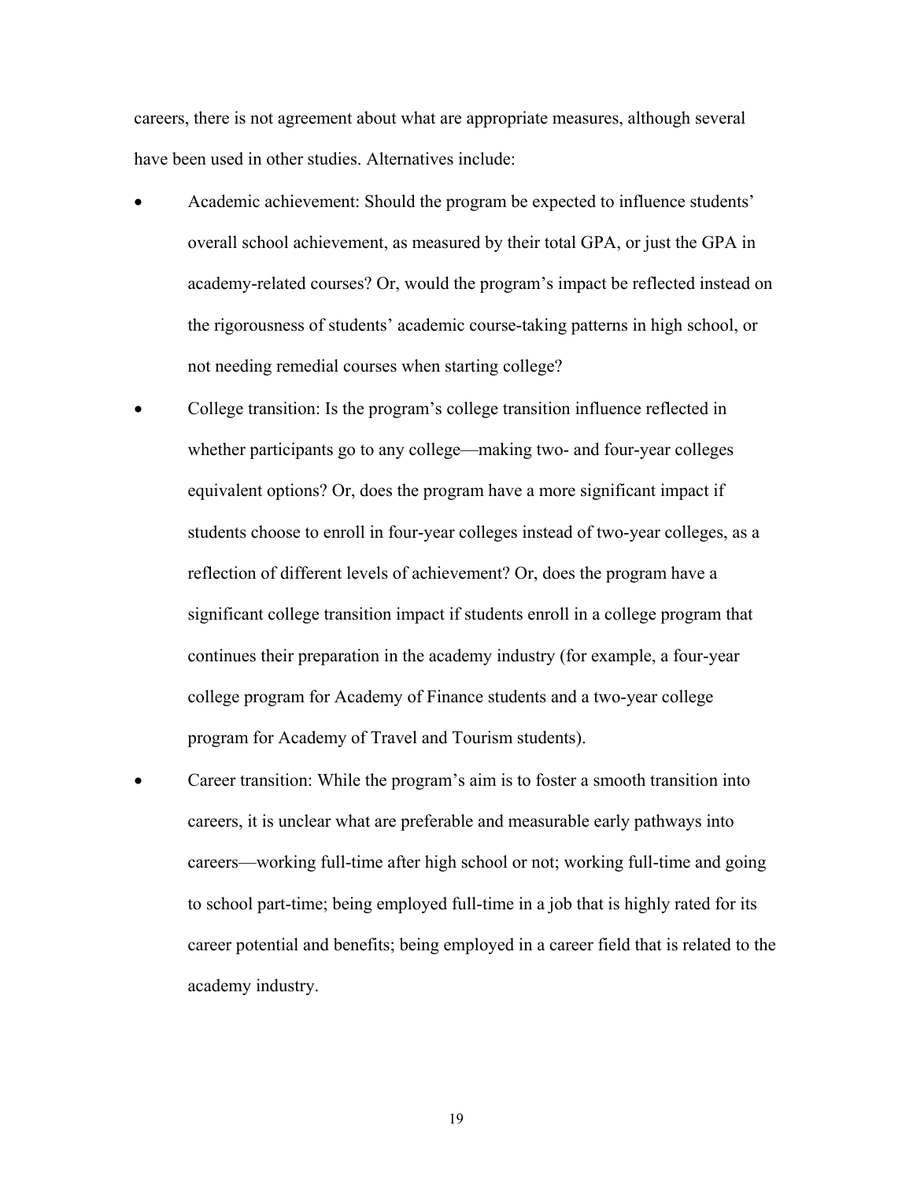careers, there is not agreement about what are appropriate measures, although several have been used in other studies. Alternatives include:

- Academic achievement: Should the program be expected to influence students' overall school achievement, as measured by their total GPA, or just the GPA in academy-related courses? Or, would the program's impact be reflected instead on the rigorousness of students' academic course-taking patterns in high school, or not needing remedial courses when starting college?
- College transition: Is the program's college transition influence reflected in whether participants go to any college—making two- and four-year colleges equivalent options? Or, does the program have a more significant impact if students choose to enroll in four-year colleges instead of two-year colleges, as a reflection of different levels of achievement? Or, does the program have a significant college transition impact if students enroll in a college program that continues their preparation in the academy industry (for example, a four-year college program for Academy of Finance students and a two-year college program for Academy of Travel and Tourism students).
- Career transition: While the program's aim is to foster a smooth transition into careers, it is unclear what are preferable and measurable early pathways into careers—working full-time after high school or not; working full-time and going to school part-time; being employed full-time in a job that is highly rated for its career potential and benefits; being employed in a career field that is related to the academy industry.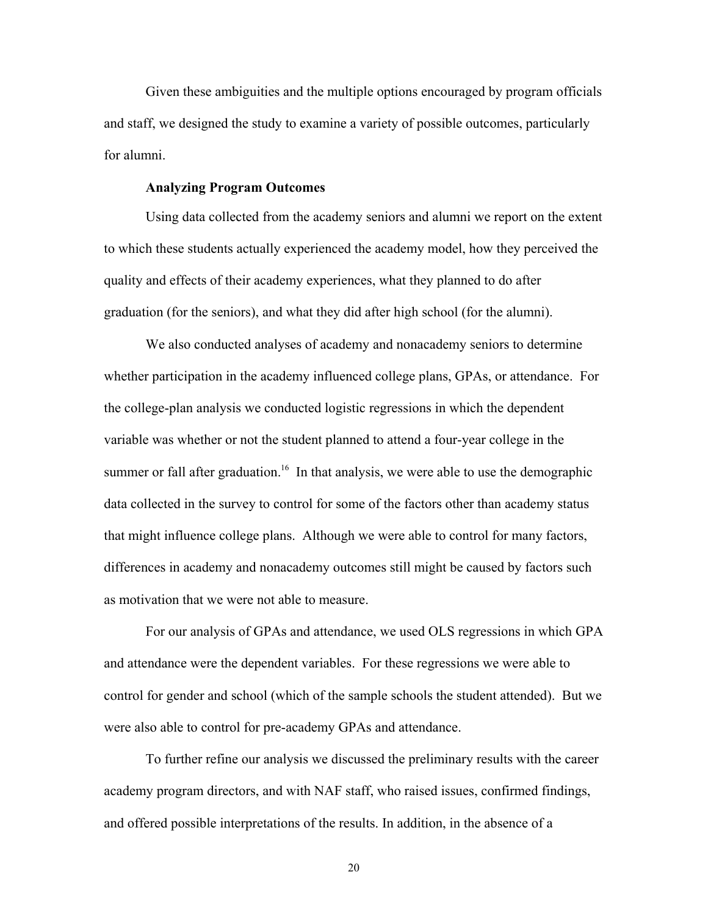Given these ambiguities and the multiple options encouraged by program officials and staff, we designed the study to examine a variety of possible outcomes, particularly for alumni.

### Analyzing Program Outcomes

Using data collected from the academy seniors and alumni we report on the extent to which these students actually experienced the academy model, how they perceived the quality and effects of their academy experiences, what they planned to do after graduation (for the seniors), and what they did after high school (for the alumni).

We also conducted analyses of academy and nonacademy seniors to determine whether participation in the academy influenced college plans, GPAs, or attendance. For the college-plan analysis we conducted logistic regressions in which the dependent variable was whether or not the student planned to attend a four-year college in the summer or fall after graduation.[16] In that analysis, we were able to use the demographic data collected in the survey to control for some of the factors other than academy status that might influence college plans. Although we were able to control for many factors, differences in academy and nonacademy outcomes still might be caused by factors such as motivation that we were not able to measure.

For our analysis of GPAs and attendance, we used OLS regressions in which GPA and attendance were the dependent variables. For these regressions we were able to control for gender and school (which of the sample schools the student attended). But we were also able to control for pre-academy GPAs and attendance.

To further refine our analysis we discussed the preliminary results with the career academy program directors, and with NAF staff, who raised issues, confirmed findings, and offered possible interpretations of the results. In addition, in the absence of a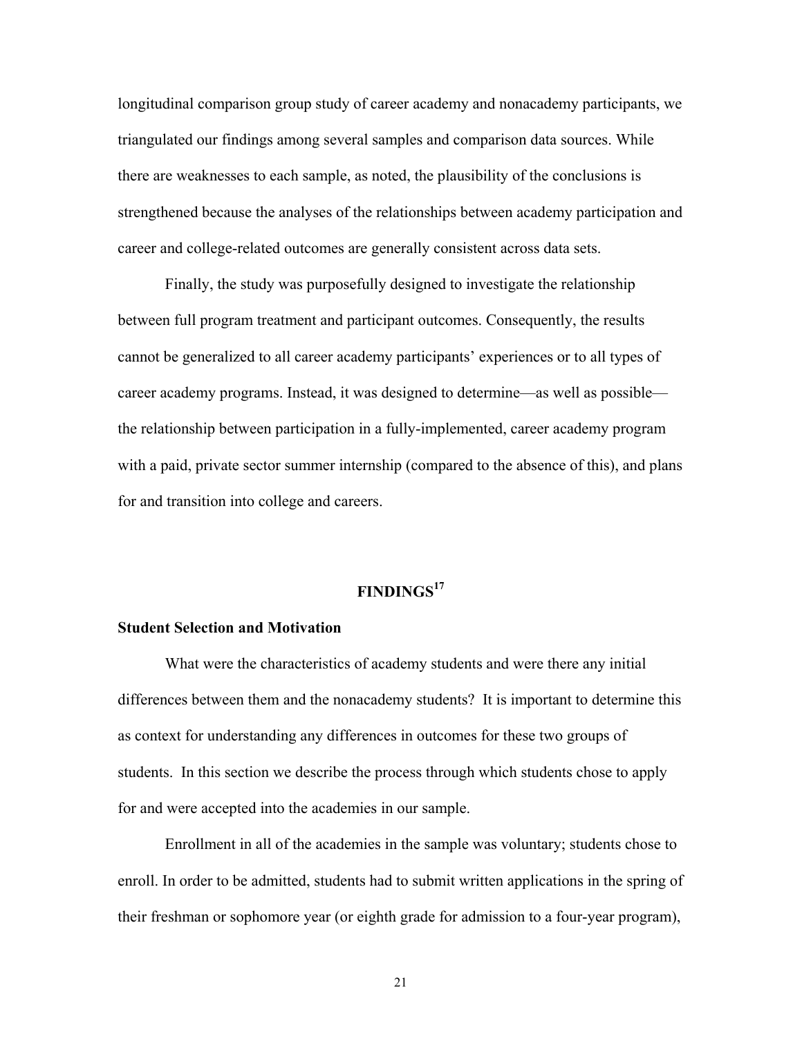longitudinal comparison group study of career academy and nonacademy participants, we triangulated our findings among several samples and comparison data sources. While there are weaknesses to each sample, as noted, the plausibility of the conclusions is strengthened because the analyses of the relationships between academy participation and career and college-related outcomes are generally consistent across data sets.

Finally, the study was purposefully designed to investigate the relationship between full program treatment and participant outcomes. Consequently, the results cannot be generalized to all career academy participants' experiences or to all types of career academy programs. Instead, it was designed to determine—as well as possible—the relationship between participation in a fully-implemented, career academy program with a paid, private sector summer internship (compared to the absence of this), and plans for and transition into college and careers.

## FINDINGS[17]

### Student Selection and Motivation

What were the characteristics of academy students and were there any initial differences between them and the nonacademy students? It is important to determine this as context for understanding any differences in outcomes for these two groups of students. In this section we describe the process through which students chose to apply for and were accepted into the academies in our sample.

Enrollment in all of the academies in the sample was voluntary; students chose to enroll. In order to be admitted, students had to submit written applications in the spring of their freshman or sophomore year (or eighth grade for admission to a four-year program),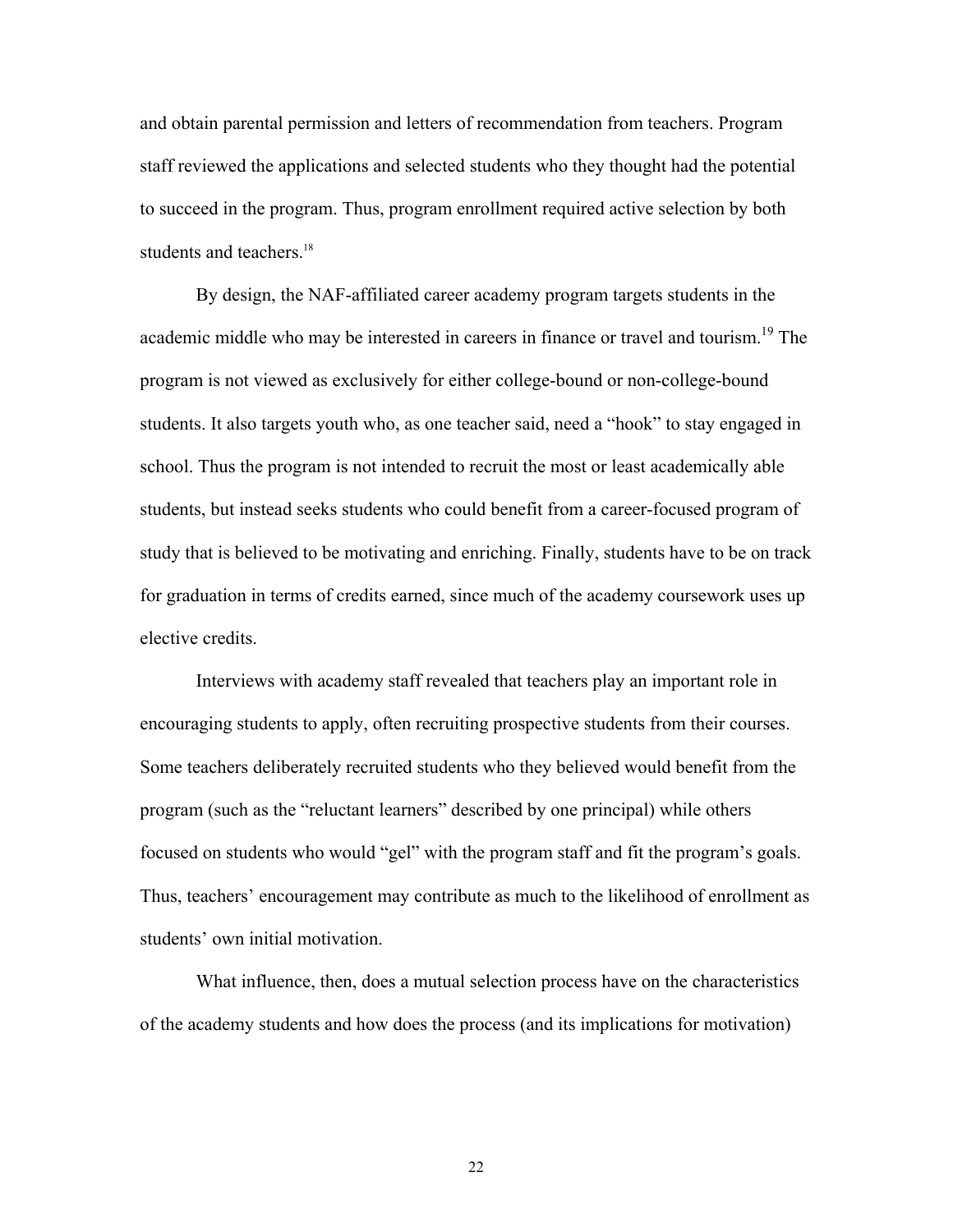and obtain parental permission and letters of recommendation from teachers. Program staff reviewed the applications and selected students who they thought had the potential to succeed in the program. Thus, program enrollment required active selection by both students and teachers.[18]

By design, the NAF-affiliated career academy program targets students in the academic middle who may be interested in careers in finance or travel and tourism.[19] The program is not viewed as exclusively for either college-bound or non-college-bound students. It also targets youth who, as one teacher said, need a "hook" to stay engaged in school. Thus the program is not intended to recruit the most or least academically able students, but instead seeks students who could benefit from a career-focused program of study that is believed to be motivating and enriching. Finally, students have to be on track for graduation in terms of credits earned, since much of the academy coursework uses up elective credits.

Interviews with academy staff revealed that teachers play an important role in encouraging students to apply, often recruiting prospective students from their courses. Some teachers deliberately recruited students who they believed would benefit from the program (such as the "reluctant learners" described by one principal) while others focused on students who would "gel" with the program staff and fit the program's goals. Thus, teachers' encouragement may contribute as much to the likelihood of enrollment as students' own initial motivation.

What influence, then, does a mutual selection process have on the characteristics of the academy students and how does the process (and its implications for motivation)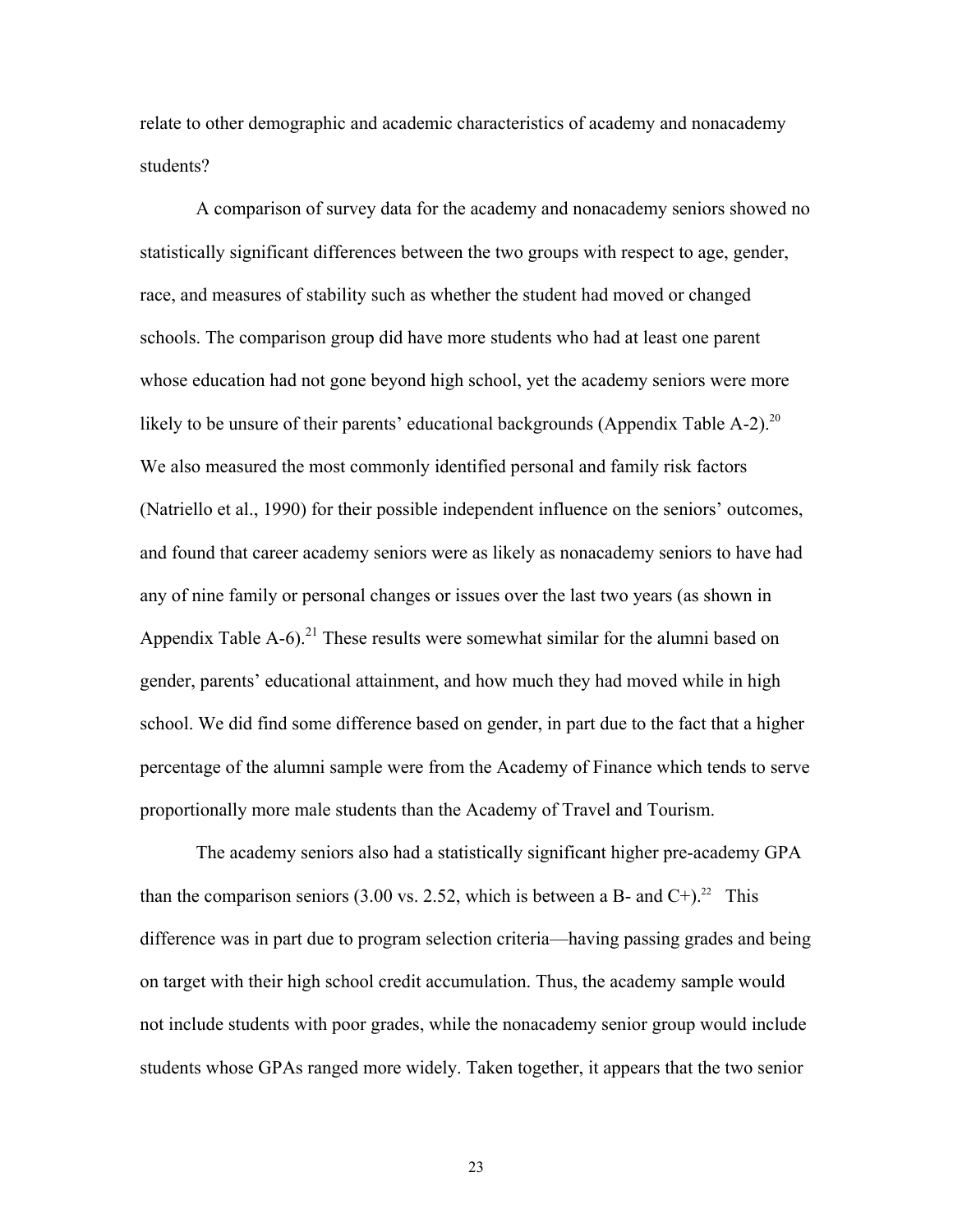relate to other demographic and academic characteristics of academy and nonacademy students?

A comparison of survey data for the academy and nonacademy seniors showed no statistically significant differences between the two groups with respect to age, gender, race, and measures of stability such as whether the student had moved or changed schools. The comparison group did have more students who had at least one parent whose education had not gone beyond high school, yet the academy seniors were more likely to be unsure of their parents' educational backgrounds (Appendix Table A-2).[20] We also measured the most commonly identified personal and family risk factors (Natriello et al., 1990) for their possible independent influence on the seniors' outcomes, and found that career academy seniors were as likely as nonacademy seniors to have had any of nine family or personal changes or issues over the last two years (as shown in Appendix Table A-6).[21] These results were somewhat similar for the alumni based on gender, parents' educational attainment, and how much they had moved while in high school. We did find some difference based on gender, in part due to the fact that a higher percentage of the alumni sample were from the Academy of Finance which tends to serve proportionally more male students than the Academy of Travel and Tourism.

The academy seniors also had a statistically significant higher pre-academy GPA than the comparison seniors (3.00 vs. 2.52, which is between a B- and C+).[22] This difference was in part due to program selection criteria—having passing grades and being on target with their high school credit accumulation. Thus, the academy sample would not include students with poor grades, while the nonacademy senior group would include students whose GPAs ranged more widely. Taken together, it appears that the two senior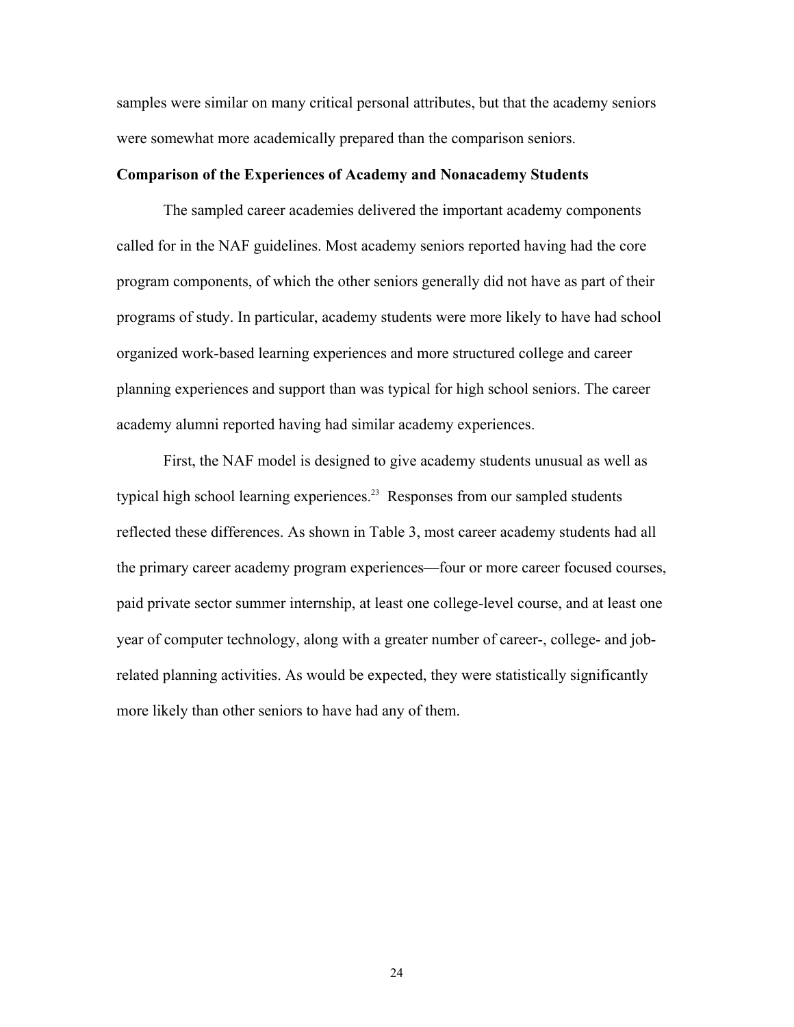samples were similar on many critical personal attributes, but that the academy seniors were somewhat more academically prepared than the comparison seniors.

**Comparison of the Experiences of Academy and Nonacademy Students**

The sampled career academies delivered the important academy components called for in the NAF guidelines. Most academy seniors reported having had the core program components, of which the other seniors generally did not have as part of their programs of study. In particular, academy students were more likely to have had school organized work-based learning experiences and more structured college and career planning experiences and support than was typical for high school seniors. The career academy alumni reported having had similar academy experiences.

First, the NAF model is designed to give academy students unusual as well as typical high school learning experiences.[23] Responses from our sampled students reflected these differences. As shown in Table 3, most career academy students had all the primary career academy program experiences—four or more career focused courses, paid private sector summer internship, at least one college-level course, and at least one year of computer technology, along with a greater number of career-, college- and job-related planning activities. As would be expected, they were statistically significantly more likely than other seniors to have had any of them.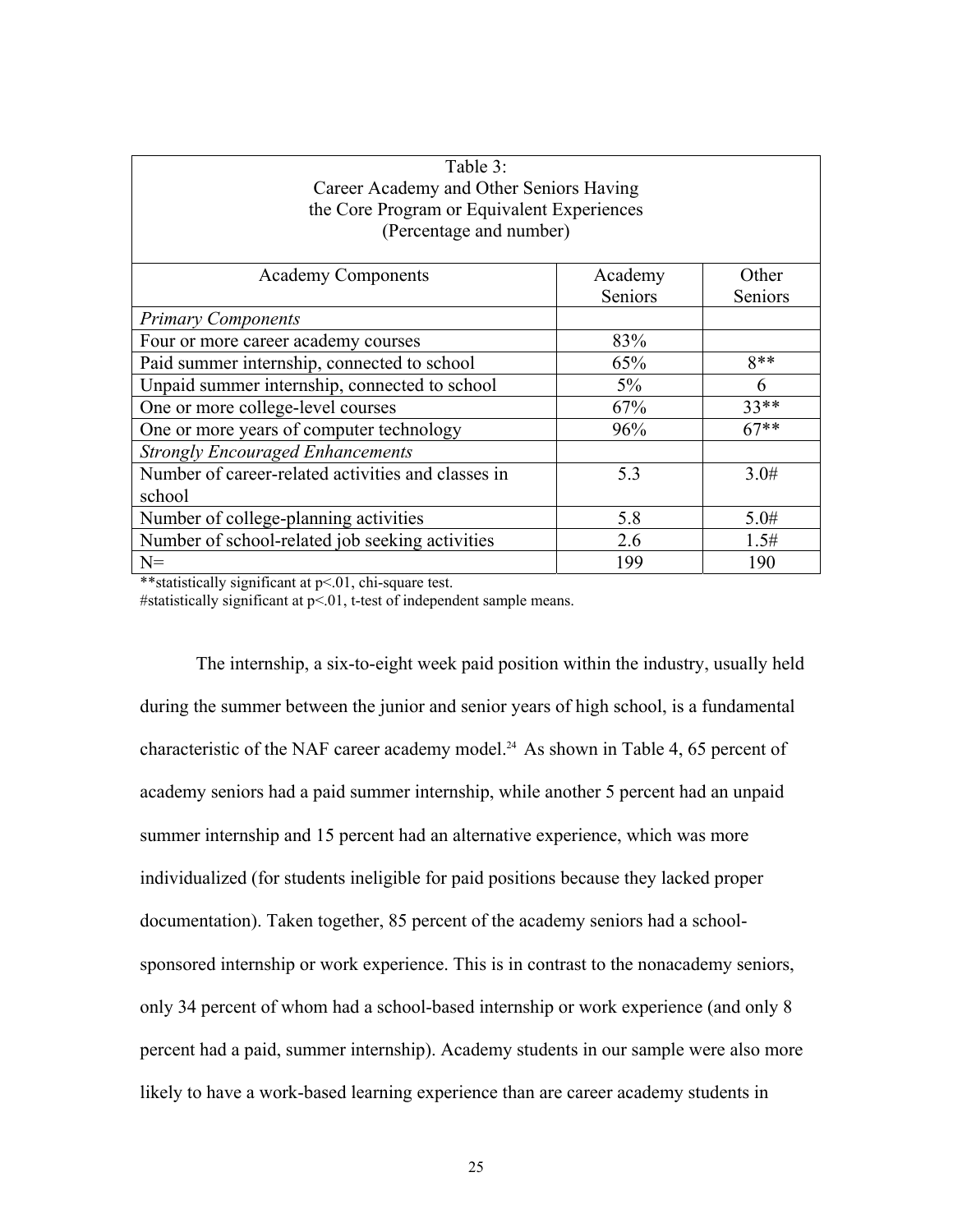| Table 3: Career Academy and Other Seniors Having the Core Program or Equivalent Experiences (Percentage and number) | | |
|---|---|---|
| Academy Components | Academy Seniors | Other Seniors |
| *Primary Components* | | |
| Four or more career academy courses | 83% | |
| Paid summer internship, connected to school | 65% | 8** |
| Unpaid summer internship, connected to school | 5% | 6 |
| One or more college-level courses | 67% | 33** |
| One or more years of computer technology | 96% | 67** |
| *Strongly Encouraged Enhancements* | | |
| Number of career-related activities and classes in school | 5.3 | 3.0# |
| Number of college-planning activities | 5.8 | 5.0# |
| Number of school-related job seeking activities | 2.6 | 1.5# |
| N= | 199 | 190 |

**statistically significant at p<.01, chi-square test.
#statistically significant at p<.01, t-test of independent sample means.

The internship, a six-to-eight week paid position within the industry, usually held during the summer between the junior and senior years of high school, is a fundamental characteristic of the NAF career academy model.[24] As shown in Table 4, 65 percent of academy seniors had a paid summer internship, while another 5 percent had an unpaid summer internship and 15 percent had an alternative experience, which was more individualized (for students ineligible for paid positions because they lacked proper documentation). Taken together, 85 percent of the academy seniors had a school-sponsored internship or work experience. This is in contrast to the nonacademy seniors, only 34 percent of whom had a school-based internship or work experience (and only 8 percent had a paid, summer internship). Academy students in our sample were also more likely to have a work-based learning experience than are career academy students in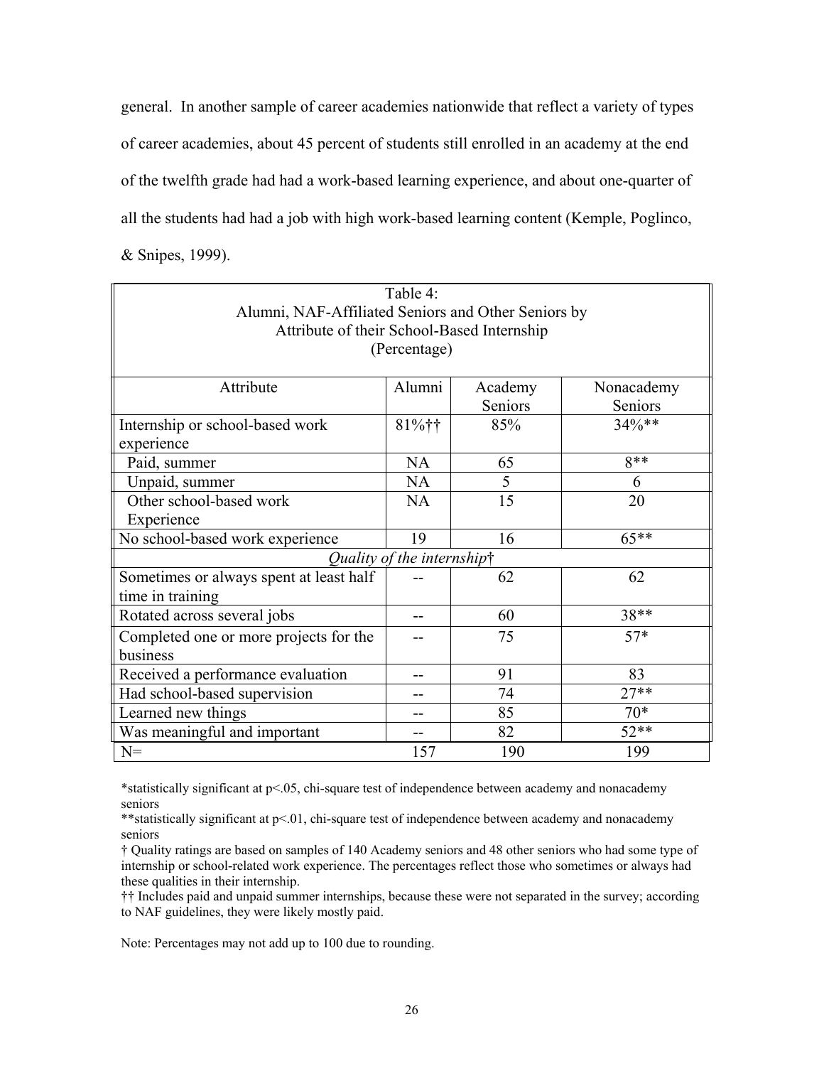general. In another sample of career academies nationwide that reflect a variety of types of career academies, about 45 percent of students still enrolled in an academy at the end of the twelfth grade had had a work-based learning experience, and about one-quarter of all the students had had a job with high work-based learning content (Kemple, Poglinco, & Snipes, 1999).

Table 4:
Alumni, NAF-Affiliated Seniors and Other Seniors by Attribute of their School-Based Internship
(Percentage)

| Attribute | Alumni | Academy Seniors | Nonacademy Seniors |
|---|---|---|---|
| Internship or school-based work experience | 81%†† | 85% | 34%** |
| Paid, summer | NA | 65 | 8** |
| Unpaid, summer | NA | 5 | 6 |
| Other school-based work Experience | NA | 15 | 20 |
| No school-based work experience | 19 | 16 | 65** |
| *Quality of the internship†* | | | |
| Sometimes or always spent at least half time in training | -- | 62 | 62 |
| Rotated across several jobs | -- | 60 | 38** |
| Completed one or more projects for the business | -- | 75 | 57* |
| Received a performance evaluation | -- | 91 | 83 |
| Had school-based supervision | -- | 74 | 27** |
| Learned new things | -- | 85 | 70* |
| Was meaningful and important | -- | 82 | 52** |
| N= | 157 | 190 | 199 |

*statistically significant at p<.05, chi-square test of independence between academy and nonacademy seniors

**statistically significant at p<.01, chi-square test of independence between academy and nonacademy seniors

† Quality ratings are based on samples of 140 Academy seniors and 48 other seniors who had some type of internship or school-related work experience. The percentages reflect those who sometimes or always had these qualities in their internship.

†† Includes paid and unpaid summer internships, because these were not separated in the survey; according to NAF guidelines, they were likely mostly paid.

Note: Percentages may not add up to 100 due to rounding.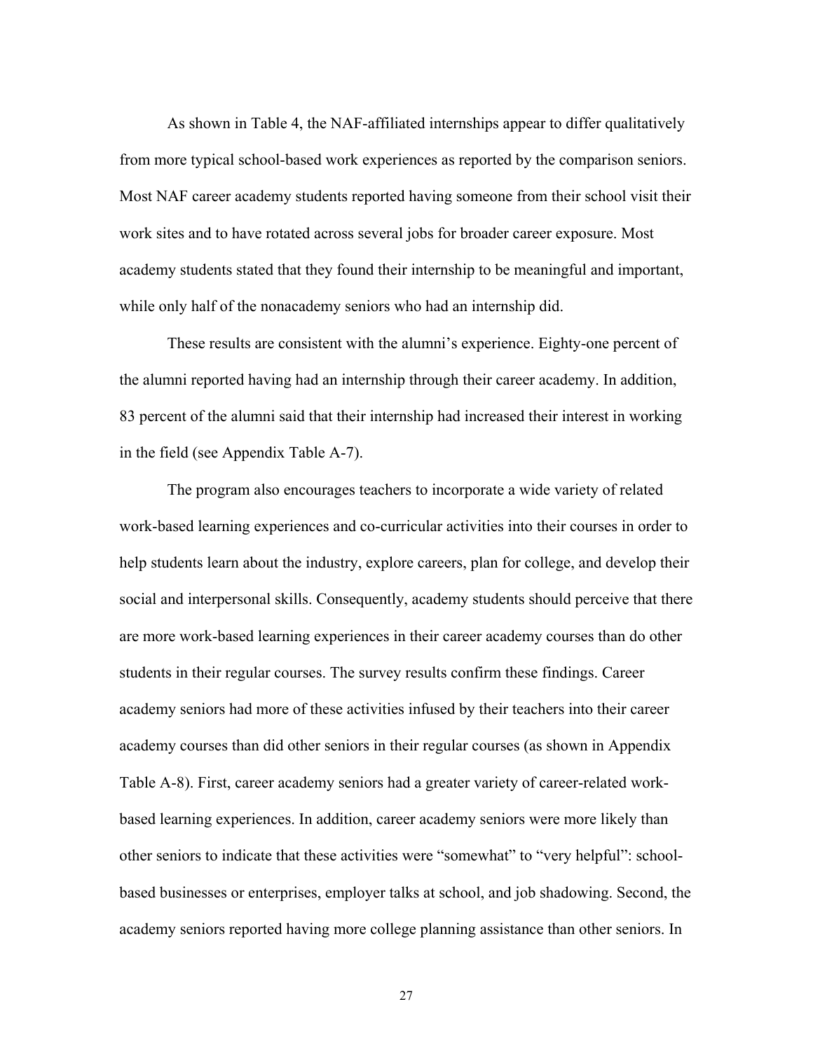As shown in Table 4, the NAF-affiliated internships appear to differ qualitatively from more typical school-based work experiences as reported by the comparison seniors. Most NAF career academy students reported having someone from their school visit their work sites and to have rotated across several jobs for broader career exposure. Most academy students stated that they found their internship to be meaningful and important, while only half of the nonacademy seniors who had an internship did.

These results are consistent with the alumni's experience. Eighty-one percent of the alumni reported having had an internship through their career academy. In addition, 83 percent of the alumni said that their internship had increased their interest in working in the field (see Appendix Table A-7).

The program also encourages teachers to incorporate a wide variety of related work-based learning experiences and co-curricular activities into their courses in order to help students learn about the industry, explore careers, plan for college, and develop their social and interpersonal skills. Consequently, academy students should perceive that there are more work-based learning experiences in their career academy courses than do other students in their regular courses. The survey results confirm these findings. Career academy seniors had more of these activities infused by their teachers into their career academy courses than did other seniors in their regular courses (as shown in Appendix Table A-8). First, career academy seniors had a greater variety of career-related work-based learning experiences. In addition, career academy seniors were more likely than other seniors to indicate that these activities were "somewhat" to "very helpful": school-based businesses or enterprises, employer talks at school, and job shadowing. Second, the academy seniors reported having more college planning assistance than other seniors. In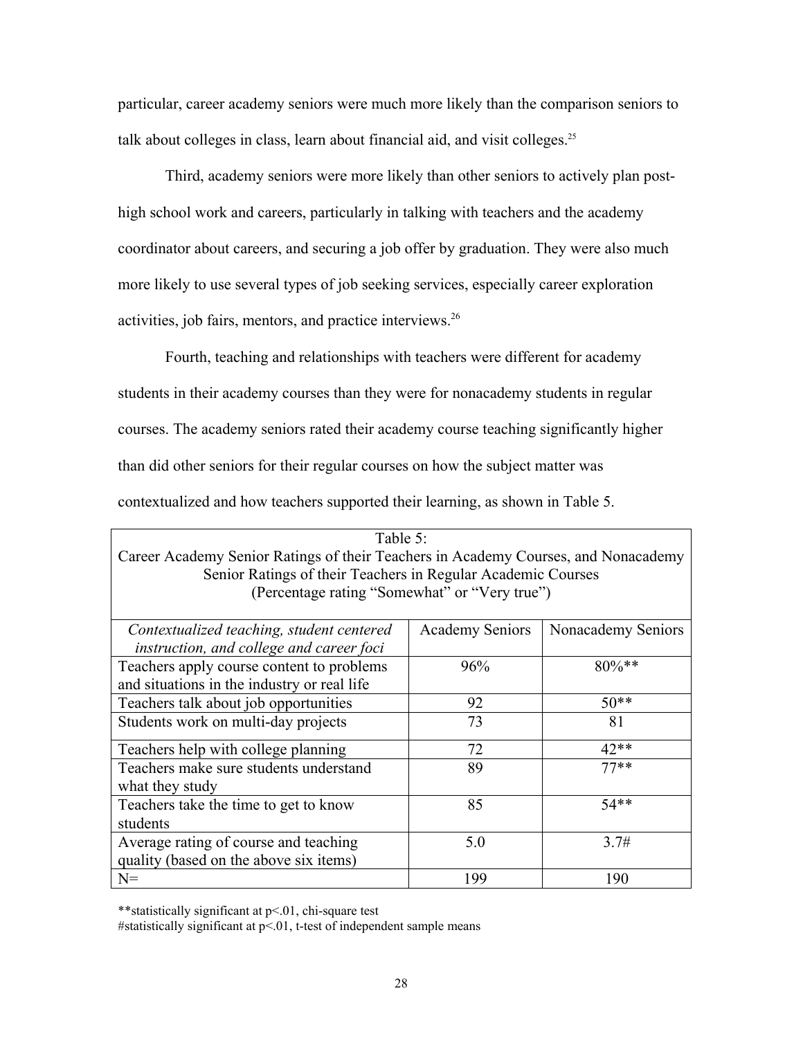particular, career academy seniors were much more likely than the comparison seniors to talk about colleges in class, learn about financial aid, and visit colleges.[25]

Third, academy seniors were more likely than other seniors to actively plan post-high school work and careers, particularly in talking with teachers and the academy coordinator about careers, and securing a job offer by graduation. They were also much more likely to use several types of job seeking services, especially career exploration activities, job fairs, mentors, and practice interviews.[26]

Fourth, teaching and relationships with teachers were different for academy students in their academy courses than they were for nonacademy students in regular courses. The academy seniors rated their academy course teaching significantly higher than did other seniors for their regular courses on how the subject matter was contextualized and how teachers supported their learning, as shown in Table 5.

Table 5:
Career Academy Senior Ratings of their Teachers in Academy Courses, and Nonacademy Senior Ratings of their Teachers in Regular Academic Courses
(Percentage rating "Somewhat" or "Very true")

| *Contextualized teaching, student centered instruction, and college and career foci* | Academy Seniors | Nonacademy Seniors |
|---|---|---|
| Teachers apply course content to problems and situations in the industry or real life | 96% | 80%** |
| Teachers talk about job opportunities | 92 | 50** |
| Students work on multi-day projects | 73 | 81 |
| Teachers help with college planning | 72 | 42** |
| Teachers make sure students understand what they study | 89 | 77** |
| Teachers take the time to get to know students | 85 | 54** |
| Average rating of course and teaching quality (based on the above six items) | 5.0 | 3.7# |
| N= | 199 | 190 |

**statistically significant at p<.01, chi-square test
#statistically significant at p<.01, t-test of independent sample means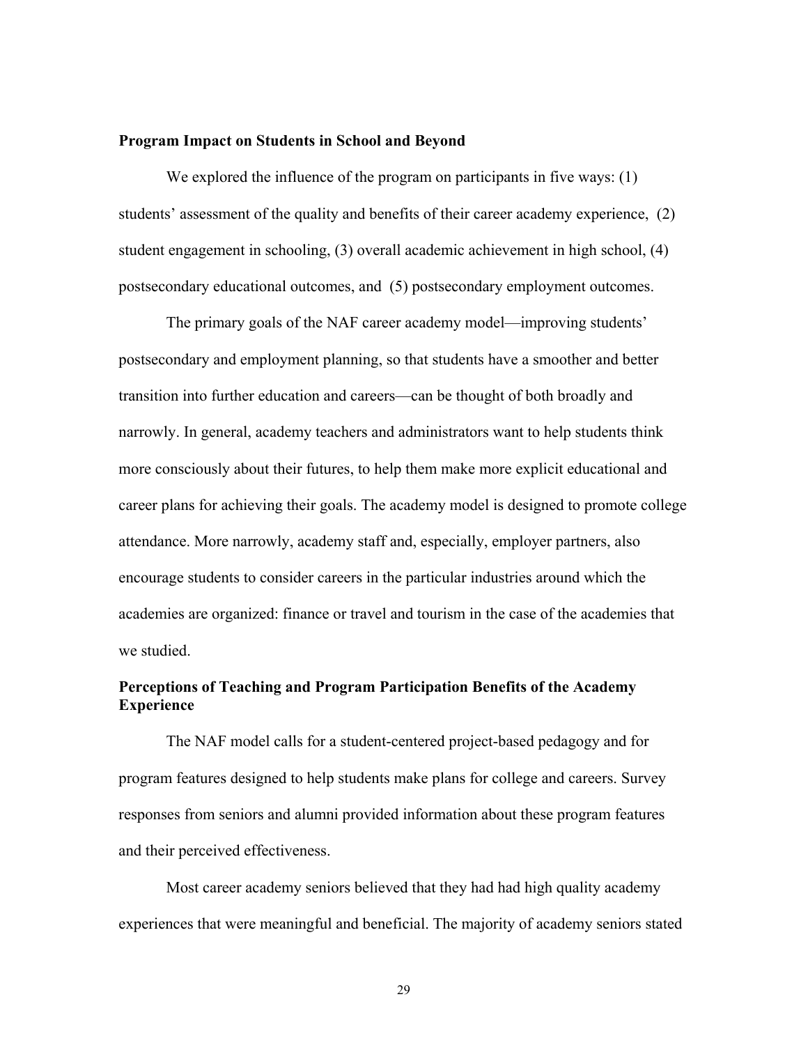**Program Impact on Students in School and Beyond**

We explored the influence of the program on participants in five ways: (1) students' assessment of the quality and benefits of their career academy experience, (2) student engagement in schooling, (3) overall academic achievement in high school, (4) postsecondary educational outcomes, and (5) postsecondary employment outcomes.

The primary goals of the NAF career academy model—improving students' postsecondary and employment planning, so that students have a smoother and better transition into further education and careers—can be thought of both broadly and narrowly. In general, academy teachers and administrators want to help students think more consciously about their futures, to help them make more explicit educational and career plans for achieving their goals. The academy model is designed to promote college attendance. More narrowly, academy staff and, especially, employer partners, also encourage students to consider careers in the particular industries around which the academies are organized: finance or travel and tourism in the case of the academies that we studied.

**Perceptions of Teaching and Program Participation Benefits of the Academy Experience**

The NAF model calls for a student-centered project-based pedagogy and for program features designed to help students make plans for college and careers. Survey responses from seniors and alumni provided information about these program features and their perceived effectiveness.

Most career academy seniors believed that they had had high quality academy experiences that were meaningful and beneficial. The majority of academy seniors stated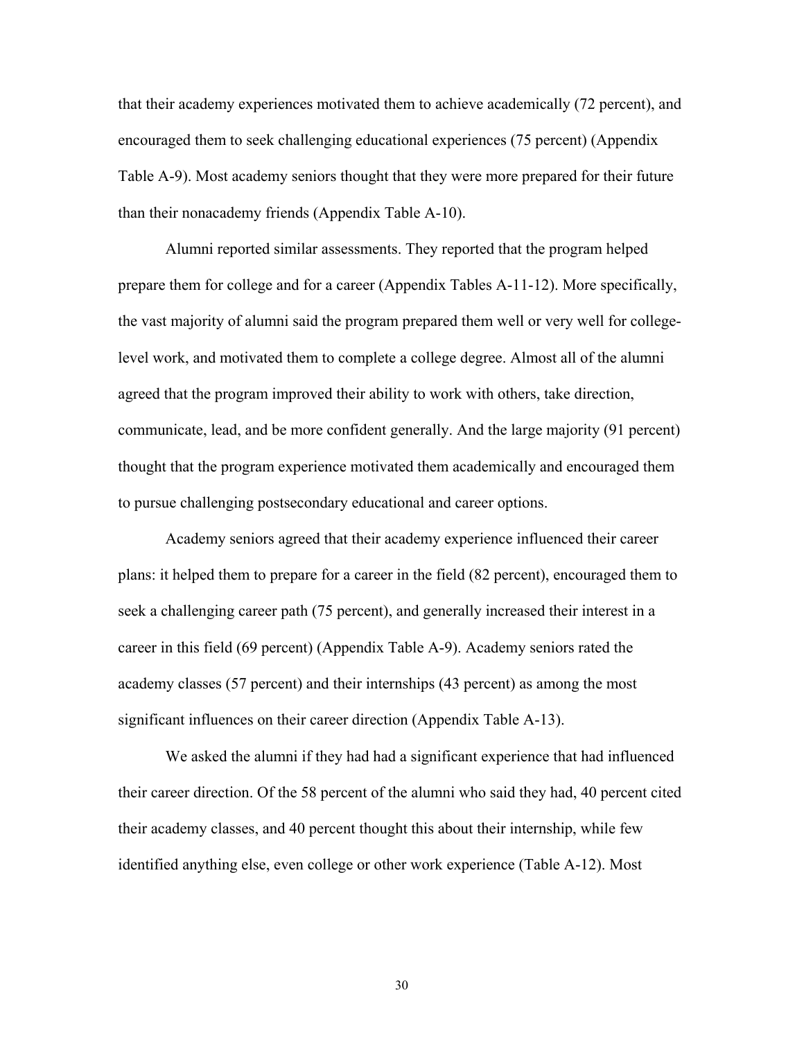that their academy experiences motivated them to achieve academically (72 percent), and encouraged them to seek challenging educational experiences (75 percent) (Appendix Table A-9). Most academy seniors thought that they were more prepared for their future than their nonacademy friends (Appendix Table A-10).

Alumni reported similar assessments. They reported that the program helped prepare them for college and for a career (Appendix Tables A-11-12). More specifically, the vast majority of alumni said the program prepared them well or very well for college-level work, and motivated them to complete a college degree. Almost all of the alumni agreed that the program improved their ability to work with others, take direction, communicate, lead, and be more confident generally. And the large majority (91 percent) thought that the program experience motivated them academically and encouraged them to pursue challenging postsecondary educational and career options.

Academy seniors agreed that their academy experience influenced their career plans: it helped them to prepare for a career in the field (82 percent), encouraged them to seek a challenging career path (75 percent), and generally increased their interest in a career in this field (69 percent) (Appendix Table A-9). Academy seniors rated the academy classes (57 percent) and their internships (43 percent) as among the most significant influences on their career direction (Appendix Table A-13).

We asked the alumni if they had had a significant experience that had influenced their career direction. Of the 58 percent of the alumni who said they had, 40 percent cited their academy classes, and 40 percent thought this about their internship, while few identified anything else, even college or other work experience (Table A-12). Most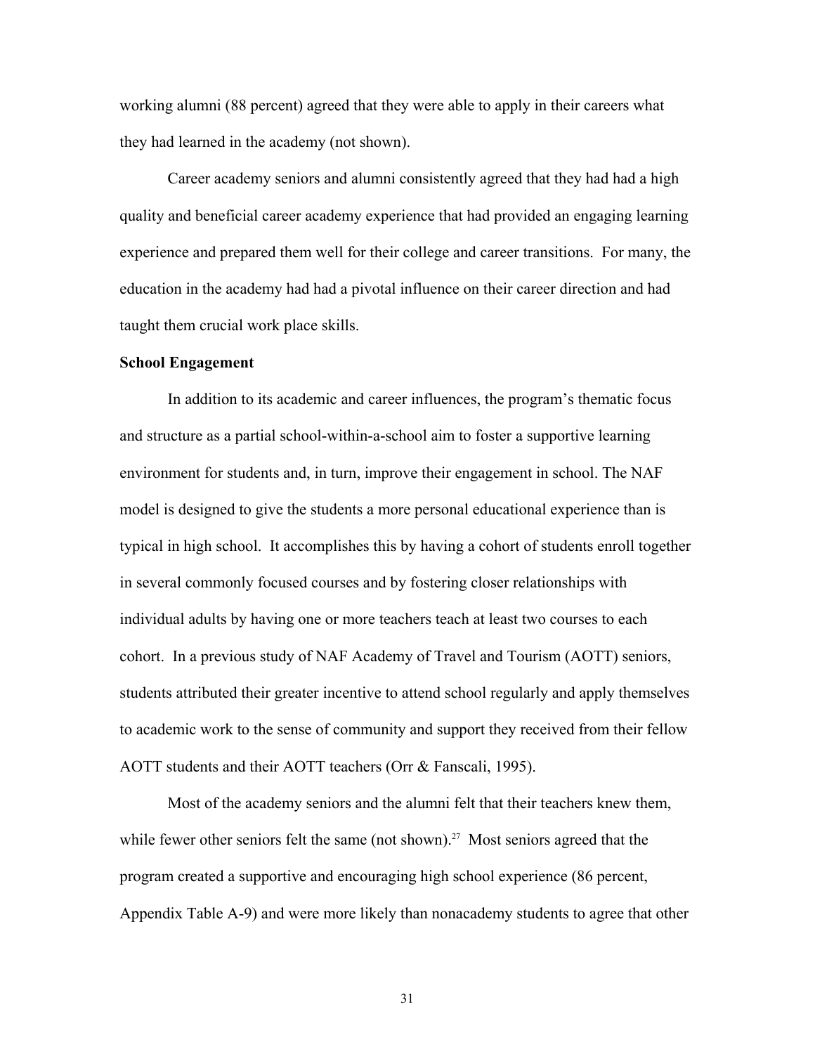working alumni (88 percent) agreed that they were able to apply in their careers what they had learned in the academy (not shown).

Career academy seniors and alumni consistently agreed that they had had a high quality and beneficial career academy experience that had provided an engaging learning experience and prepared them well for their college and career transitions. For many, the education in the academy had had a pivotal influence on their career direction and had taught them crucial work place skills.

**School Engagement**

In addition to its academic and career influences, the program's thematic focus and structure as a partial school-within-a-school aim to foster a supportive learning environment for students and, in turn, improve their engagement in school. The NAF model is designed to give the students a more personal educational experience than is typical in high school. It accomplishes this by having a cohort of students enroll together in several commonly focused courses and by fostering closer relationships with individual adults by having one or more teachers teach at least two courses to each cohort. In a previous study of NAF Academy of Travel and Tourism (AOTT) seniors, students attributed their greater incentive to attend school regularly and apply themselves to academic work to the sense of community and support they received from their fellow AOTT students and their AOTT teachers (Orr & Fanscali, 1995).

Most of the academy seniors and the alumni felt that their teachers knew them, while fewer other seniors felt the same (not shown).[27] Most seniors agreed that the program created a supportive and encouraging high school experience (86 percent, Appendix Table A-9) and were more likely than nonacademy students to agree that other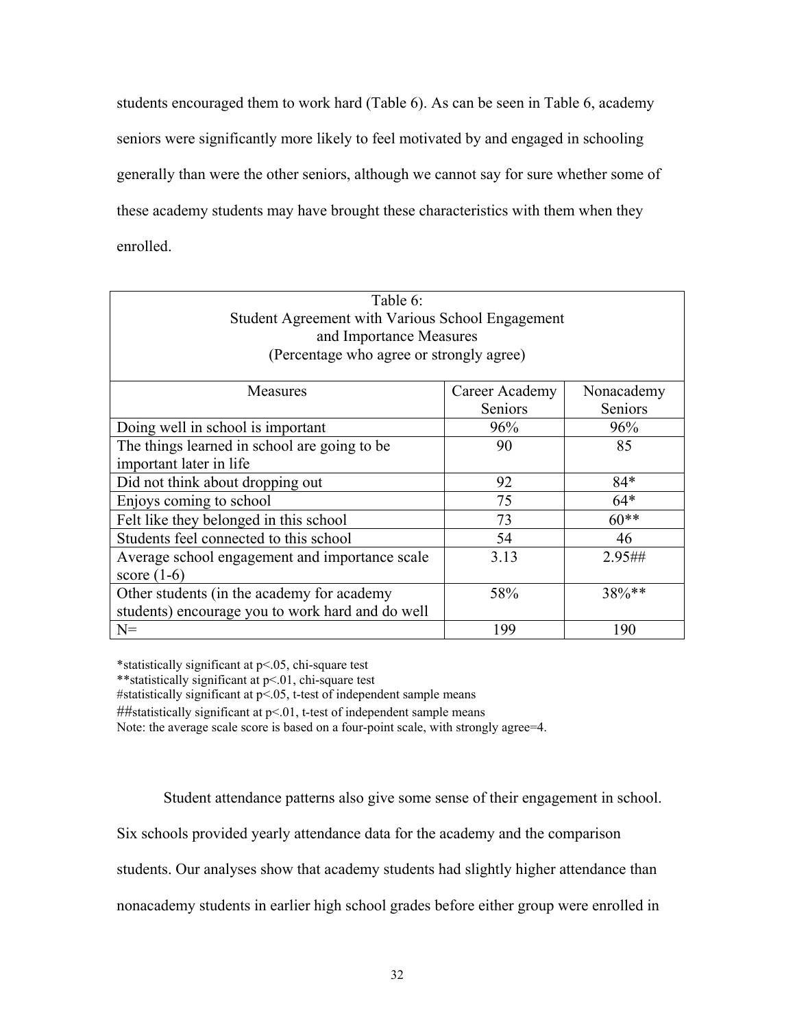students encouraged them to work hard (Table 6). As can be seen in Table 6, academy seniors were significantly more likely to feel motivated by and engaged in schooling generally than were the other seniors, although we cannot say for sure whether some of these academy students may have brought these characteristics with them when they enrolled.

Table 6:
Student Agreement with Various School Engagement and Importance Measures
(Percentage who agree or strongly agree)

| Measures | Career Academy Seniors | Nonacademy Seniors |
|---|---|---|
| Doing well in school is important | 96% | 96% |
| The things learned in school are going to be important later in life | 90 | 85 |
| Did not think about dropping out | 92 | 84* |
| Enjoys coming to school | 75 | 64* |
| Felt like they belonged in this school | 73 | 60** |
| Students feel connected to this school | 54 | 46 |
| Average school engagement and importance scale score (1-6) | 3.13 | 2.95## |
| Other students (in the academy for academy students) encourage you to work hard and do well | 58% | 38%** |
| N= | 199 | 190 |

*statistically significant at $p<.05$, chi-square test
**statistically significant at $p<.01$, chi-square test
#statistically significant at $p<.05$, t-test of independent sample means
##statistically significant at $p<.01$, t-test of independent sample means
Note: the average scale score is based on a four-point scale, with strongly agree=4.

Student attendance patterns also give some sense of their engagement in school. Six schools provided yearly attendance data for the academy and the comparison students. Our analyses show that academy students had slightly higher attendance than nonacademy students in earlier high school grades before either group were enrolled in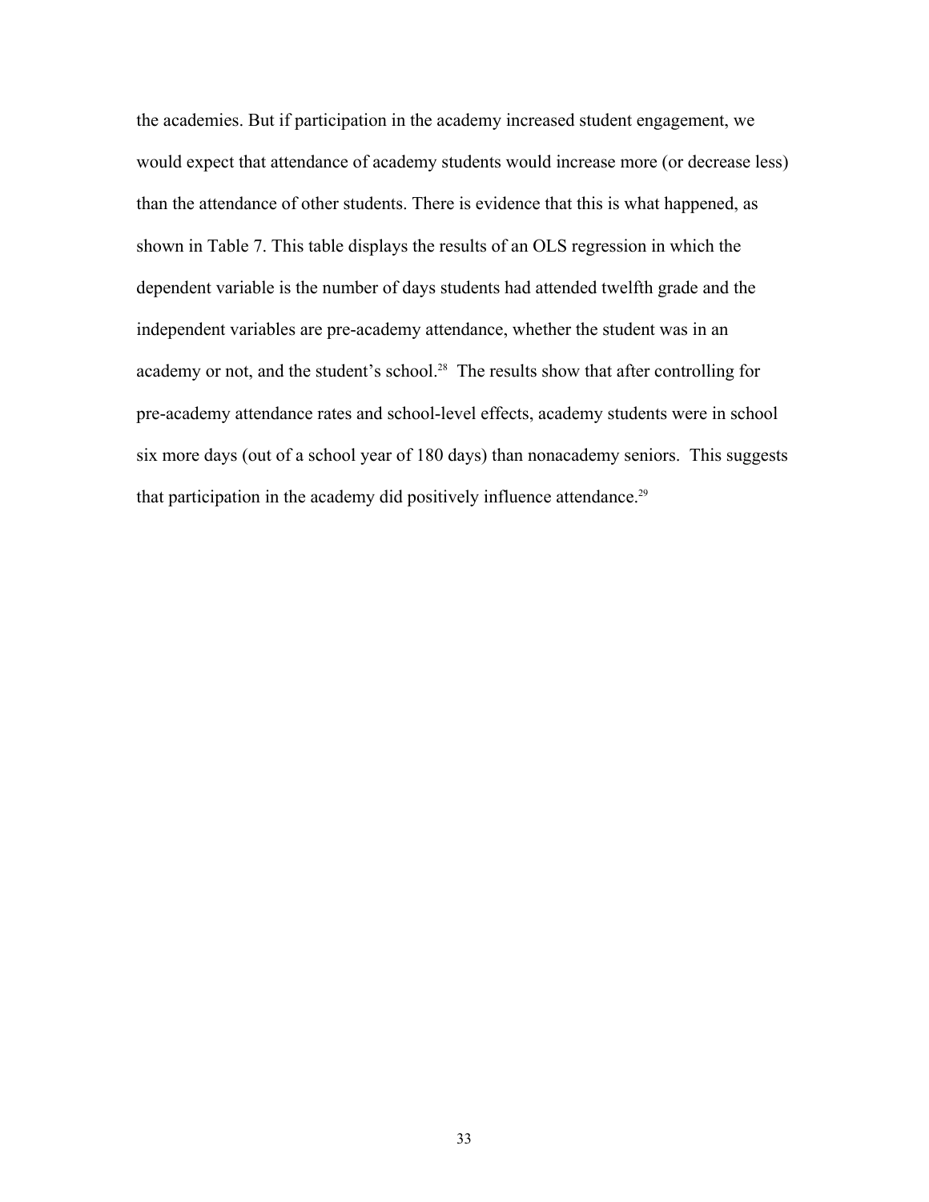the academies. But if participation in the academy increased student engagement, we would expect that attendance of academy students would increase more (or decrease less) than the attendance of other students. There is evidence that this is what happened, as shown in Table 7. This table displays the results of an OLS regression in which the dependent variable is the number of days students had attended twelfth grade and the independent variables are pre-academy attendance, whether the student was in an academy or not, and the student's school.[28] The results show that after controlling for pre-academy attendance rates and school-level effects, academy students were in school six more days (out of a school year of 180 days) than nonacademy seniors. This suggests that participation in the academy did positively influence attendance.[29]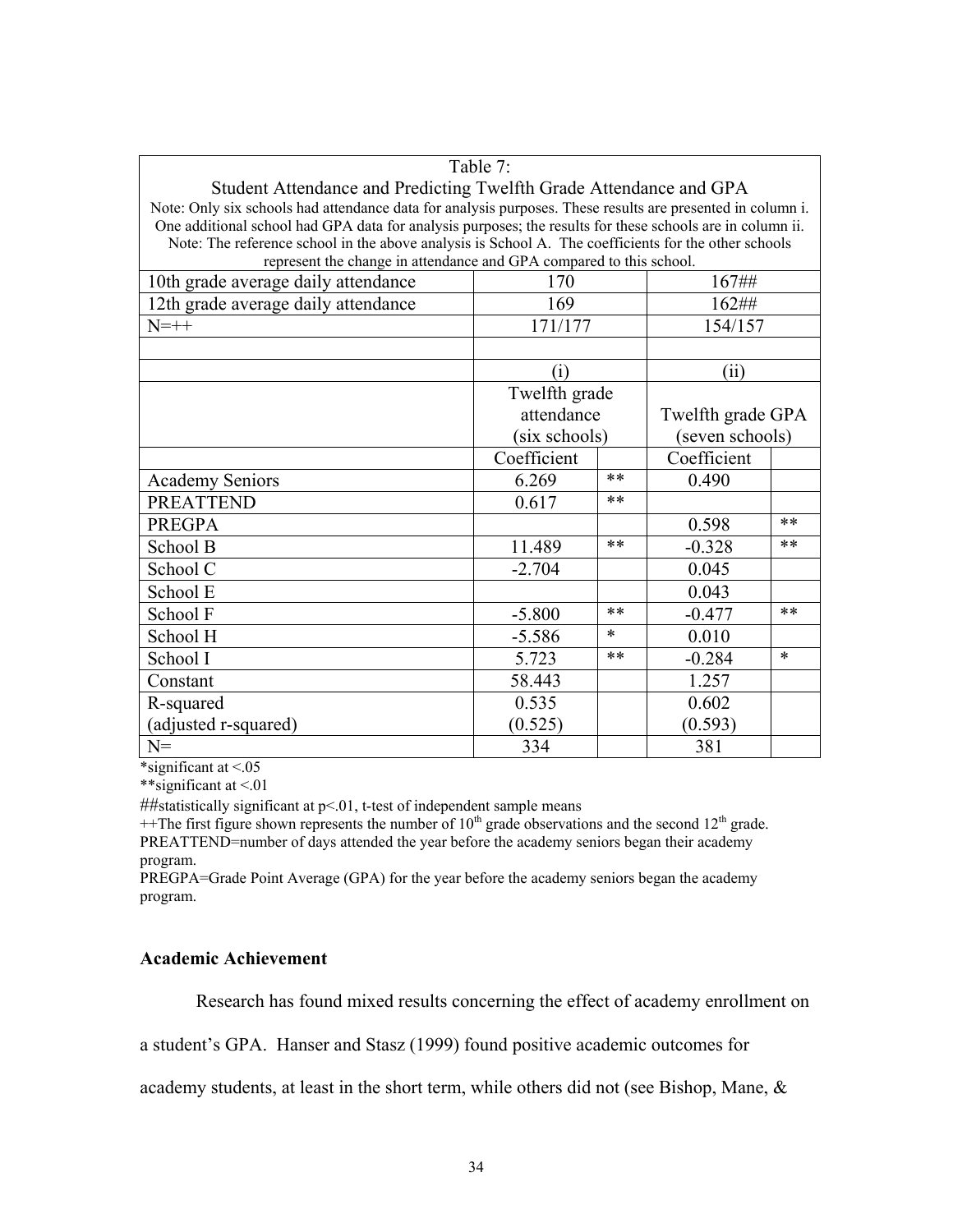Table 7:

Student Attendance and Predicting Twelfth Grade Attendance and GPA

Note: Only six schools had attendance data for analysis purposes. These results are presented in column i. One additional school had GPA data for analysis purposes; the results for these schools are in column ii.

Note: The reference school in the above analysis is School A. The coefficients for the other schools represent the change in attendance and GPA compared to this school.

| | | | | |
|---|---|---|---|---|
| 10th grade average daily attendance | 170 | | 167## | |
| 12th grade average daily attendance | 169 | | 162## | |
| N=++ | 171/177 | | 154/157 | |
| | | | | |
| | (i) | | (ii) | |
| | Twelfth grade attendance (six schools) | | Twelfth grade GPA (seven schools) | |
| | Coefficient | | Coefficient | |
| Academy Seniors | 6.269 | ** | 0.490 | |
| PREATTEND | 0.617 | ** | | |
| PREGPA | | | 0.598 | ** |
| School B | 11.489 | ** | -0.328 | ** |
| School C | -2.704 | | 0.045 | |
| School E | | | 0.043 | |
| School F | -5.800 | ** | -0.477 | ** |
| School H | -5.586 | * | 0.010 | |
| School I | 5.723 | ** | -0.284 | * |
| Constant | 58.443 | | 1.257 | |
| R-squared (adjusted r-squared) | 0.535 (0.525) | | 0.602 (0.593) | |
| N= | 334 | | 381 | |

*significant at <.05

**significant at <.01

##statistically significant at p<.01, t-test of independent sample means

++The first figure shown represents the number of 10th grade observations and the second 12th grade.

PREATTEND=number of days attended the year before the academy seniors began their academy program.

PREGPA=Grade Point Average (GPA) for the year before the academy seniors began the academy program.

### Academic Achievement

Research has found mixed results concerning the effect of academy enrollment on a student's GPA. Hanser and Stasz (1999) found positive academic outcomes for academy students, at least in the short term, while others did not (see Bishop, Mane, &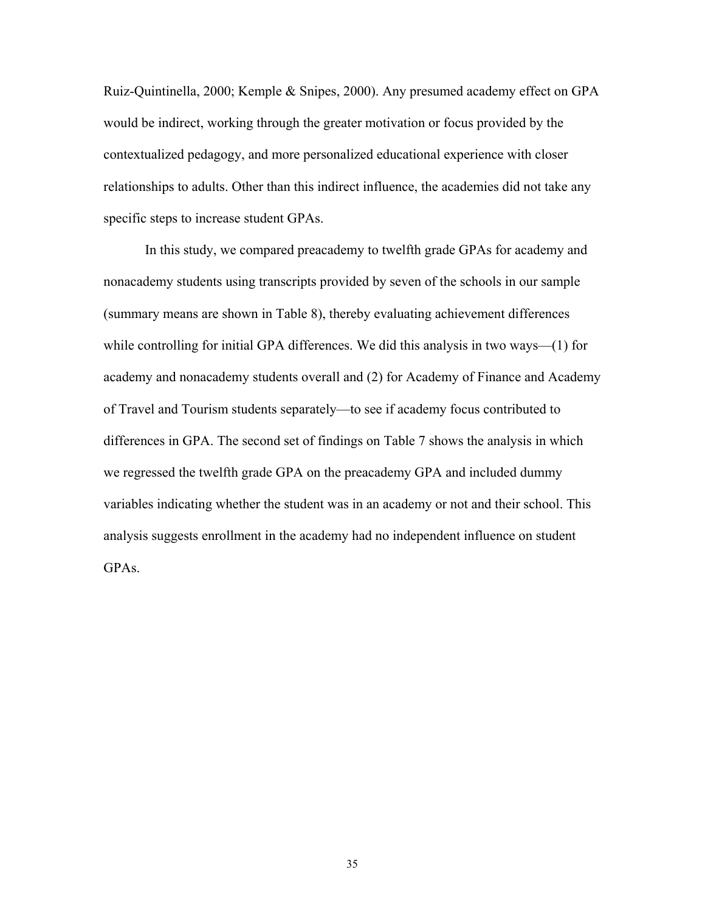Ruiz-Quintinella, 2000; Kemple & Snipes, 2000). Any presumed academy effect on GPA would be indirect, working through the greater motivation or focus provided by the contextualized pedagogy, and more personalized educational experience with closer relationships to adults. Other than this indirect influence, the academies did not take any specific steps to increase student GPAs.

In this study, we compared preacademy to twelfth grade GPAs for academy and nonacademy students using transcripts provided by seven of the schools in our sample (summary means are shown in Table 8), thereby evaluating achievement differences while controlling for initial GPA differences. We did this analysis in two ways—(1) for academy and nonacademy students overall and (2) for Academy of Finance and Academy of Travel and Tourism students separately—to see if academy focus contributed to differences in GPA. The second set of findings on Table 7 shows the analysis in which we regressed the twelfth grade GPA on the preacademy GPA and included dummy variables indicating whether the student was in an academy or not and their school. This analysis suggests enrollment in the academy had no independent influence on student GPAs.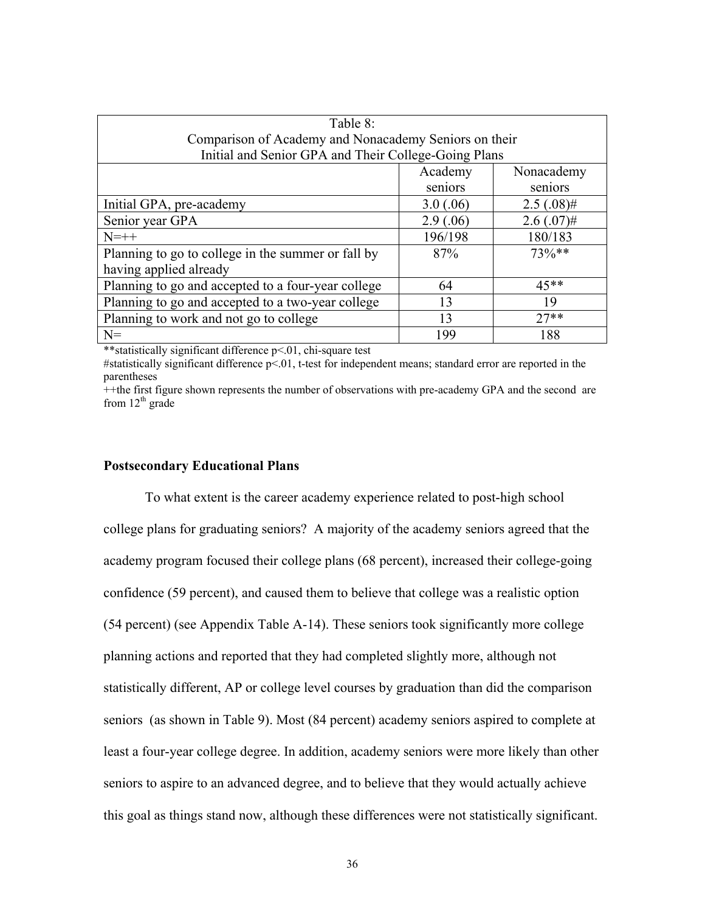| Table 8: Comparison of Academy and Nonacademy Seniors on their Initial and Senior GPA and Their College-Going Plans | | |
|---|---|---|
| | Academy seniors | Nonacademy seniors |
| Initial GPA, pre-academy | 3.0 (.06) | 2.5 (.08)# |
| Senior year GPA | 2.9 (.06) | 2.6 (.07)# |
| N=++ | 196/198 | 180/183 |
| Planning to go to college in the summer or fall by having applied already | 87% | 73%** |
| Planning to go and accepted to a four-year college | 64 | 45** |
| Planning to go and accepted to a two-year college | 13 | 19 |
| Planning to work and not go to college | 13 | 27** |
| N= | 199 | 188 |

**statistically significant difference p<.01, chi-square test

#statistically significant difference p<.01, t-test for independent means; standard error are reported in the parentheses

++the first figure shown represents the number of observations with pre-academy GPA and the second are from 12th grade

**Postsecondary Educational Plans**

To what extent is the career academy experience related to post-high school college plans for graduating seniors? A majority of the academy seniors agreed that the academy program focused their college plans (68 percent), increased their college-going confidence (59 percent), and caused them to believe that college was a realistic option (54 percent) (see Appendix Table A-14). These seniors took significantly more college planning actions and reported that they had completed slightly more, although not statistically different, AP or college level courses by graduation than did the comparison seniors (as shown in Table 9). Most (84 percent) academy seniors aspired to complete at least a four-year college degree. In addition, academy seniors were more likely than other seniors to aspire to an advanced degree, and to believe that they would actually achieve this goal as things stand now, although these differences were not statistically significant.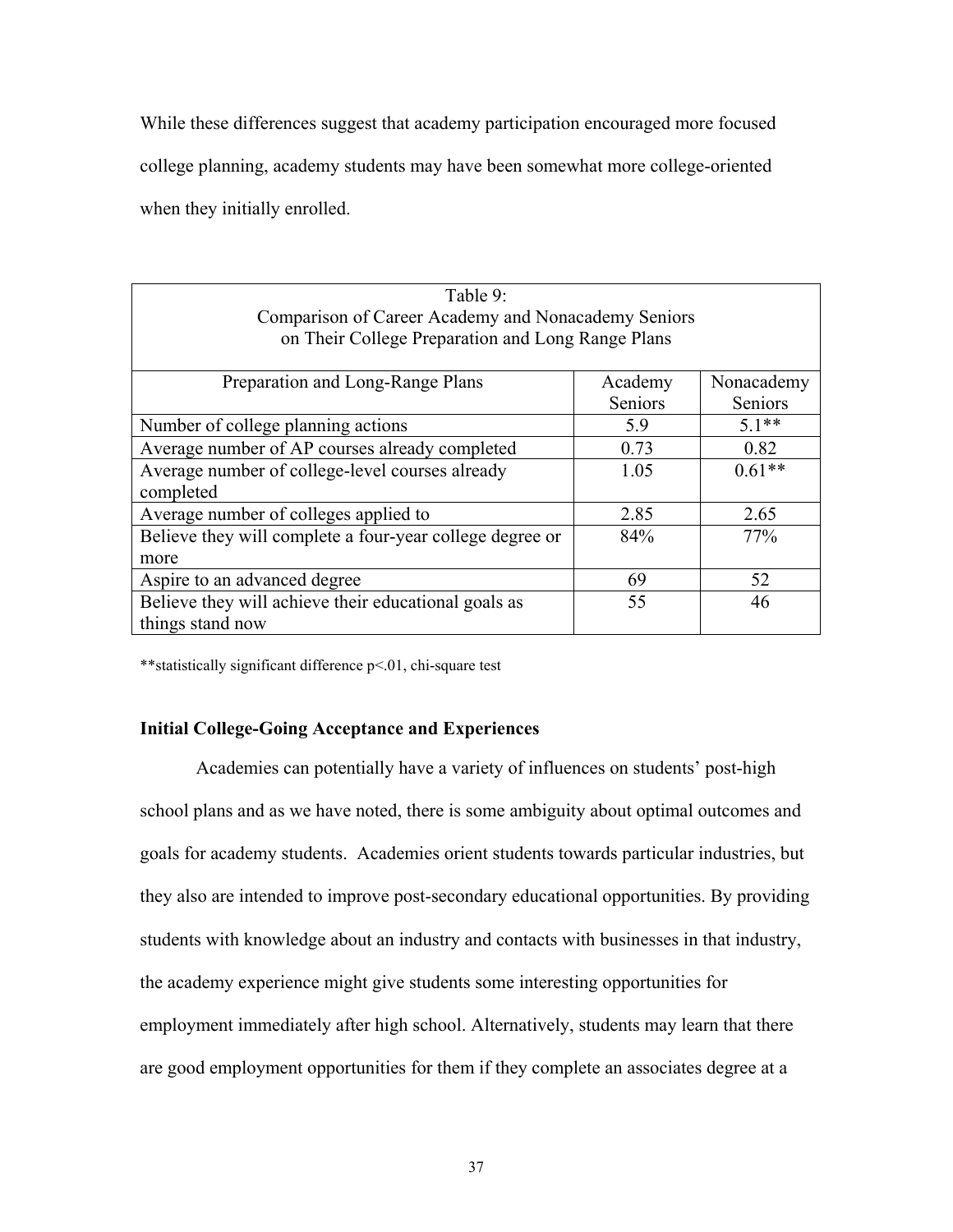While these differences suggest that academy participation encouraged more focused college planning, academy students may have been somewhat more college-oriented when they initially enrolled.

Table 9:
Comparison of Career Academy and Nonacademy Seniors on Their College Preparation and Long Range Plans

| Preparation and Long-Range Plans | Academy Seniors | Nonacademy Seniors |
|---|---|---|
| Number of college planning actions | 5.9 | 5.1** |
| Average number of AP courses already completed | 0.73 | 0.82 |
| Average number of college-level courses already completed | 1.05 | 0.61** |
| Average number of colleges applied to | 2.85 | 2.65 |
| Believe they will complete a four-year college degree or more | 84% | 77% |
| Aspire to an advanced degree | 69 | 52 |
| Believe they will achieve their educational goals as things stand now | 55 | 46 |

**statistically significant difference $p<.01$, chi-square test

### Initial College-Going Acceptance and Experiences

Academies can potentially have a variety of influences on students' post-high school plans and as we have noted, there is some ambiguity about optimal outcomes and goals for academy students. Academies orient students towards particular industries, but they also are intended to improve post-secondary educational opportunities. By providing students with knowledge about an industry and contacts with businesses in that industry, the academy experience might give students some interesting opportunities for employment immediately after high school. Alternatively, students may learn that there are good employment opportunities for them if they complete an associates degree at a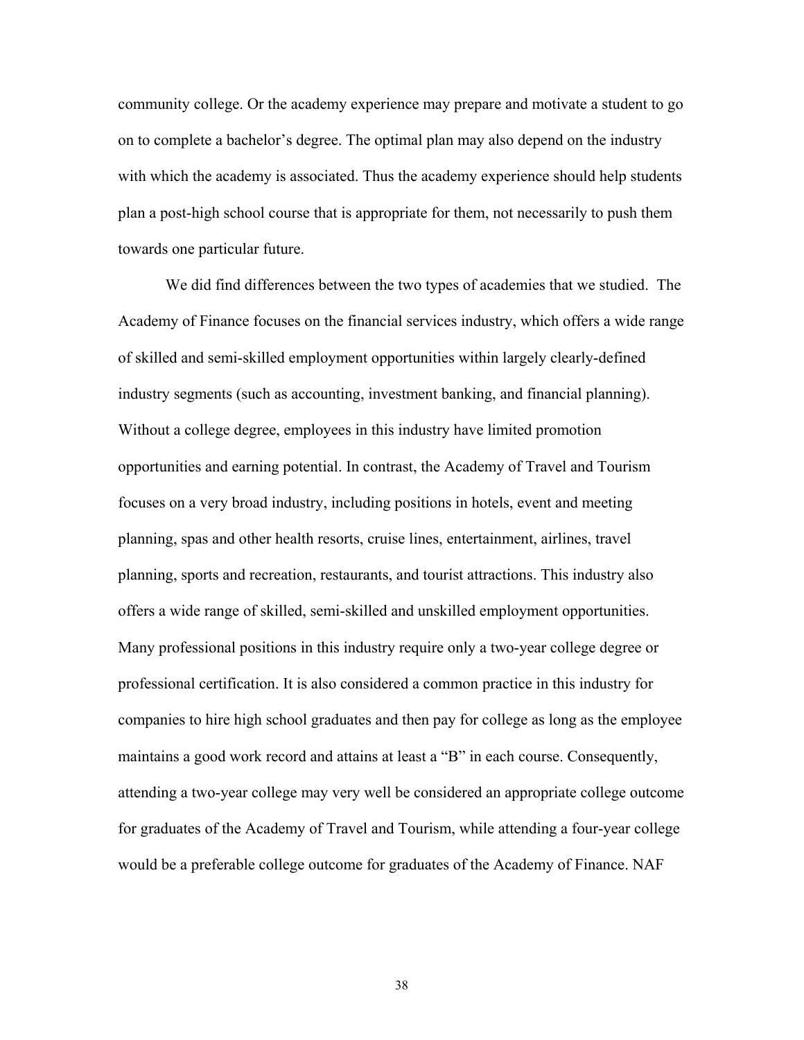community college. Or the academy experience may prepare and motivate a student to go on to complete a bachelor's degree. The optimal plan may also depend on the industry with which the academy is associated. Thus the academy experience should help students plan a post-high school course that is appropriate for them, not necessarily to push them towards one particular future.

We did find differences between the two types of academies that we studied. The Academy of Finance focuses on the financial services industry, which offers a wide range of skilled and semi-skilled employment opportunities within largely clearly-defined industry segments (such as accounting, investment banking, and financial planning). Without a college degree, employees in this industry have limited promotion opportunities and earning potential. In contrast, the Academy of Travel and Tourism focuses on a very broad industry, including positions in hotels, event and meeting planning, spas and other health resorts, cruise lines, entertainment, airlines, travel planning, sports and recreation, restaurants, and tourist attractions. This industry also offers a wide range of skilled, semi-skilled and unskilled employment opportunities. Many professional positions in this industry require only a two-year college degree or professional certification. It is also considered a common practice in this industry for companies to hire high school graduates and then pay for college as long as the employee maintains a good work record and attains at least a "B" in each course. Consequently, attending a two-year college may very well be considered an appropriate college outcome for graduates of the Academy of Travel and Tourism, while attending a four-year college would be a preferable college outcome for graduates of the Academy of Finance. NAF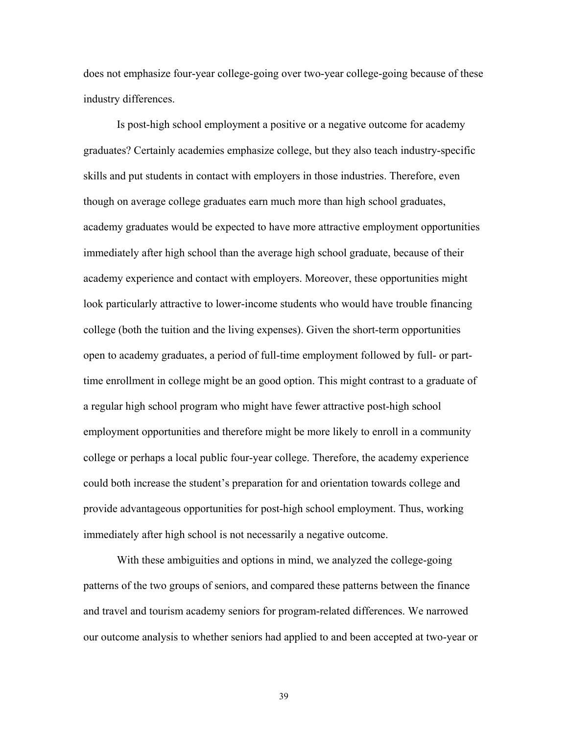does not emphasize four-year college-going over two-year college-going because of these industry differences.

Is post-high school employment a positive or a negative outcome for academy graduates? Certainly academies emphasize college, but they also teach industry-specific skills and put students in contact with employers in those industries. Therefore, even though on average college graduates earn much more than high school graduates, academy graduates would be expected to have more attractive employment opportunities immediately after high school than the average high school graduate, because of their academy experience and contact with employers. Moreover, these opportunities might look particularly attractive to lower-income students who would have trouble financing college (both the tuition and the living expenses). Given the short-term opportunities open to academy graduates, a period of full-time employment followed by full- or part-time enrollment in college might be an good option. This might contrast to a graduate of a regular high school program who might have fewer attractive post-high school employment opportunities and therefore might be more likely to enroll in a community college or perhaps a local public four-year college. Therefore, the academy experience could both increase the student's preparation for and orientation towards college and provide advantageous opportunities for post-high school employment. Thus, working immediately after high school is not necessarily a negative outcome.

With these ambiguities and options in mind, we analyzed the college-going patterns of the two groups of seniors, and compared these patterns between the finance and travel and tourism academy seniors for program-related differences. We narrowed our outcome analysis to whether seniors had applied to and been accepted at two-year or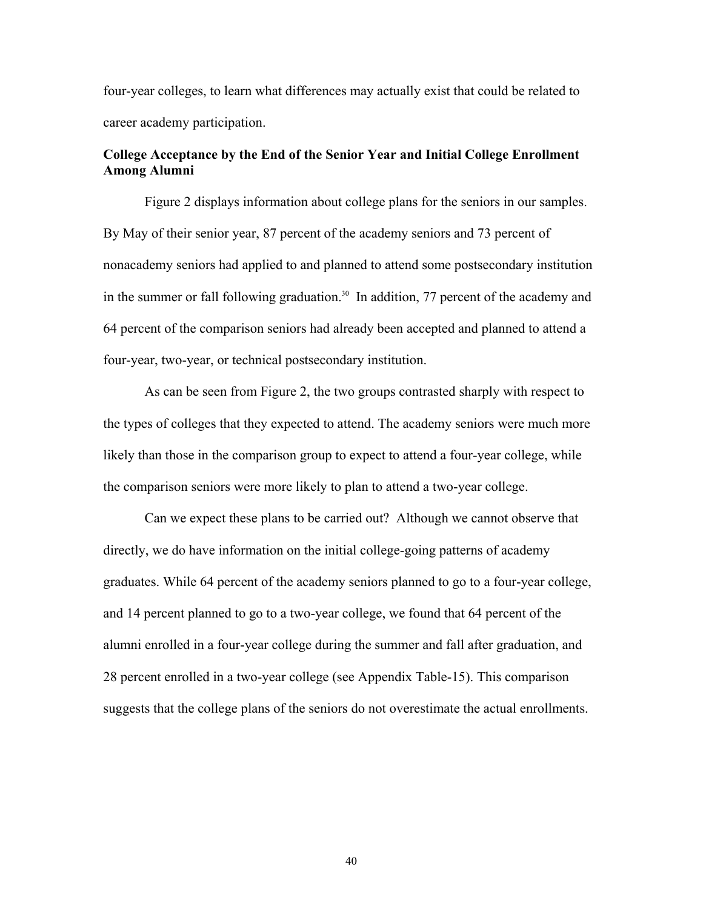four-year colleges, to learn what differences may actually exist that could be related to career academy participation.

### College Acceptance by the End of the Senior Year and Initial College Enrollment Among Alumni

Figure 2 displays information about college plans for the seniors in our samples. By May of their senior year, 87 percent of the academy seniors and 73 percent of nonacademy seniors had applied to and planned to attend some postsecondary institution in the summer or fall following graduation.[30] In addition, 77 percent of the academy and 64 percent of the comparison seniors had already been accepted and planned to attend a four-year, two-year, or technical postsecondary institution.

As can be seen from Figure 2, the two groups contrasted sharply with respect to the types of colleges that they expected to attend. The academy seniors were much more likely than those in the comparison group to expect to attend a four-year college, while the comparison seniors were more likely to plan to attend a two-year college.

Can we expect these plans to be carried out? Although we cannot observe that directly, we do have information on the initial college-going patterns of academy graduates. While 64 percent of the academy seniors planned to go to a four-year college, and 14 percent planned to go to a two-year college, we found that 64 percent of the alumni enrolled in a four-year college during the summer and fall after graduation, and 28 percent enrolled in a two-year college (see Appendix Table-15). This comparison suggests that the college plans of the seniors do not overestimate the actual enrollments.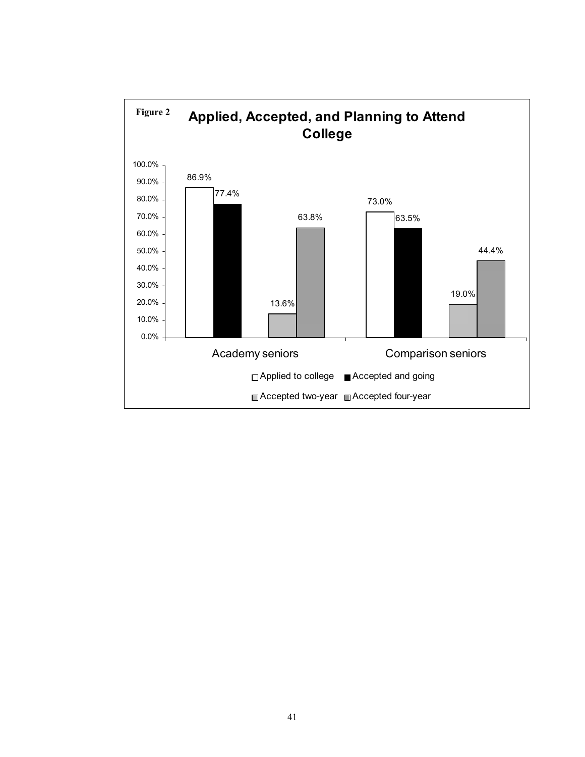**Figure 2**

## Applied, Accepted, and Planning to Attend College

| | Applied to college | Accepted and going | Accepted two-year | Accepted four-year |
|---|---|---|---|---|
| Academy seniors | 86.9% | 77.4% | 13.6% | 63.8% |
| Comparison seniors | 73.0% | 63.5% | 19.0% | 44.4% |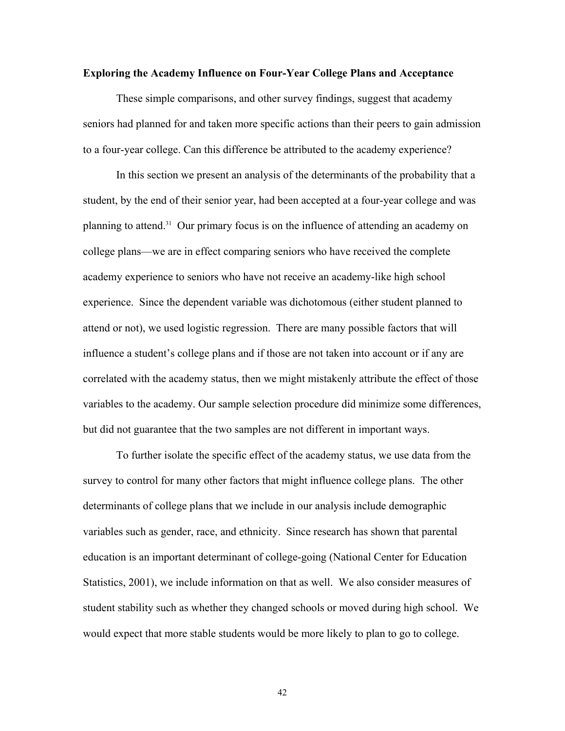**Exploring the Academy Influence on Four-Year College Plans and Acceptance**

These simple comparisons, and other survey findings, suggest that academy seniors had planned for and taken more specific actions than their peers to gain admission to a four-year college. Can this difference be attributed to the academy experience?

In this section we present an analysis of the determinants of the probability that a student, by the end of their senior year, had been accepted at a four-year college and was planning to attend.[31] Our primary focus is on the influence of attending an academy on college plans—we are in effect comparing seniors who have received the complete academy experience to seniors who have not receive an academy-like high school experience. Since the dependent variable was dichotomous (either student planned to attend or not), we used logistic regression. There are many possible factors that will influence a student's college plans and if those are not taken into account or if any are correlated with the academy status, then we might mistakenly attribute the effect of those variables to the academy. Our sample selection procedure did minimize some differences, but did not guarantee that the two samples are not different in important ways.

To further isolate the specific effect of the academy status, we use data from the survey to control for many other factors that might influence college plans. The other determinants of college plans that we include in our analysis include demographic variables such as gender, race, and ethnicity. Since research has shown that parental education is an important determinant of college-going (National Center for Education Statistics, 2001), we include information on that as well. We also consider measures of student stability such as whether they changed schools or moved during high school. We would expect that more stable students would be more likely to plan to go to college.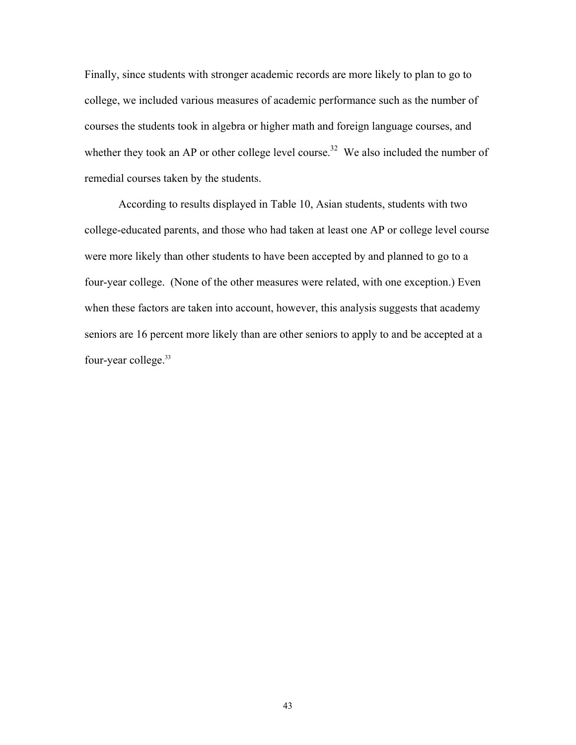Finally, since students with stronger academic records are more likely to plan to go to college, we included various measures of academic performance such as the number of courses the students took in algebra or higher math and foreign language courses, and whether they took an AP or other college level course.[32] We also included the number of remedial courses taken by the students.

According to results displayed in Table 10, Asian students, students with two college-educated parents, and those who had taken at least one AP or college level course were more likely than other students to have been accepted by and planned to go to a four-year college. (None of the other measures were related, with one exception.) Even when these factors are taken into account, however, this analysis suggests that academy seniors are 16 percent more likely than are other seniors to apply to and be accepted at a four-year college.[33]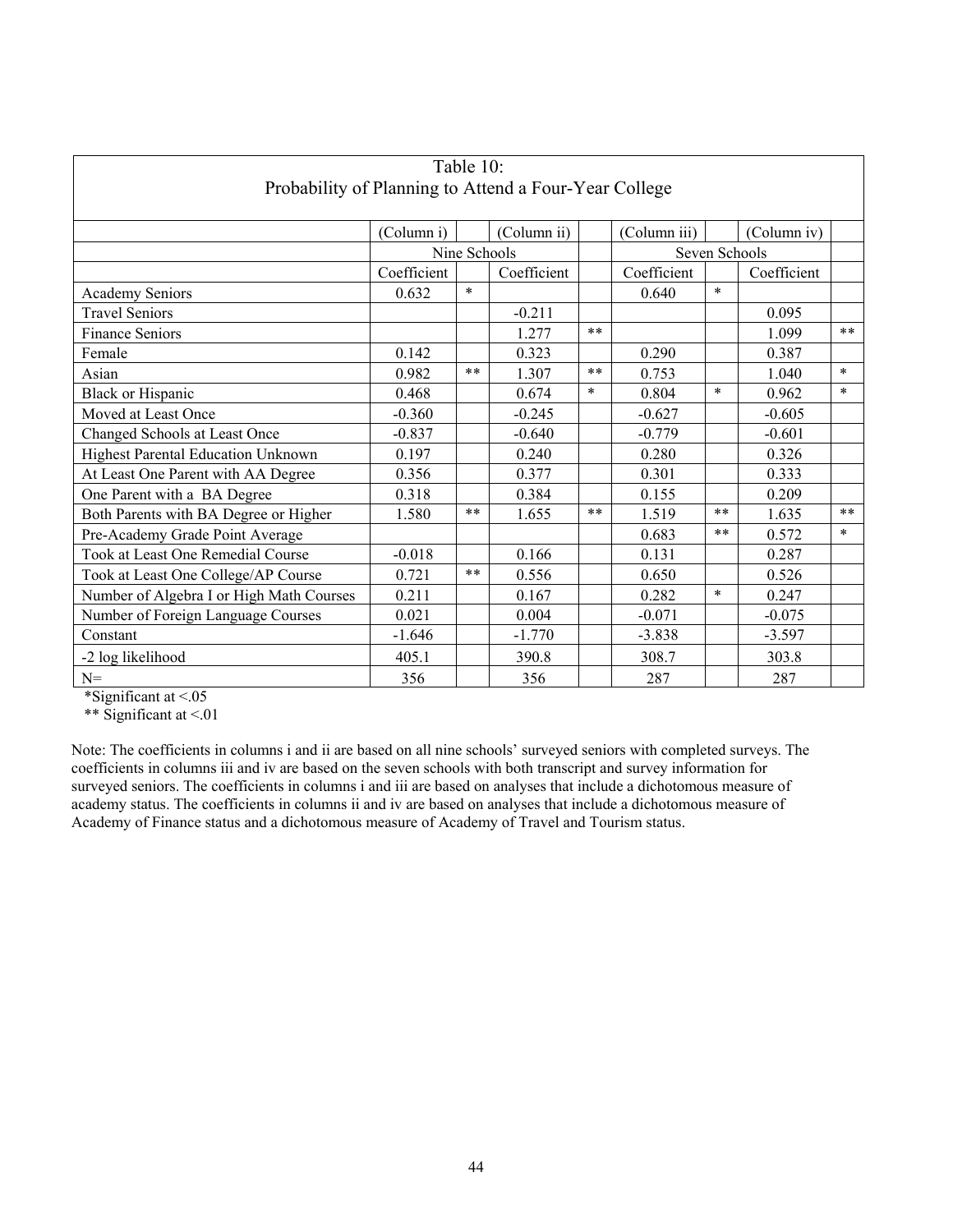| Table 10: Probability of Planning to Attend a Four-Year College | | | | | | | | |
|---|---|---|---|---|---|---|---|---|
| | (Column i) | | (Column ii) | | (Column iii) | | (Column iv) | |
| | Nine Schools | | | | Seven Schools | | | |
| | Coefficient | | Coefficient | | Coefficient | | Coefficient | |
| Academy Seniors | 0.632 | * | | | 0.640 | * | | |
| Travel Seniors | | | -0.211 | | | | 0.095 | |
| Finance Seniors | | | 1.277 | ** | | | 1.099 | ** |
| Female | 0.142 | | 0.323 | | 0.290 | | 0.387 | |
| Asian | 0.982 | ** | 1.307 | ** | 0.753 | | 1.040 | * |
| Black or Hispanic | 0.468 | | 0.674 | * | 0.804 | * | 0.962 | * |
| Moved at Least Once | -0.360 | | -0.245 | | -0.627 | | -0.605 | |
| Changed Schools at Least Once | -0.837 | | -0.640 | | -0.779 | | -0.601 | |
| Highest Parental Education Unknown | 0.197 | | 0.240 | | 0.280 | | 0.326 | |
| At Least One Parent with AA Degree | 0.356 | | 0.377 | | 0.301 | | 0.333 | |
| One Parent with a BA Degree | 0.318 | | 0.384 | | 0.155 | | 0.209 | |
| Both Parents with BA Degree or Higher | 1.580 | ** | 1.655 | ** | 1.519 | ** | 1.635 | ** |
| Pre-Academy Grade Point Average | | | | | 0.683 | ** | 0.572 | * |
| Took at Least One Remedial Course | -0.018 | | 0.166 | | 0.131 | | 0.287 | |
| Took at Least One College/AP Course | 0.721 | ** | 0.556 | | 0.650 | | 0.526 | |
| Number of Algebra I or High Math Courses | 0.211 | | 0.167 | | 0.282 | * | 0.247 | |
| Number of Foreign Language Courses | 0.021 | | 0.004 | | -0.071 | | -0.075 | |
| Constant | -1.646 | | -1.770 | | -3.838 | | -3.597 | |
| -2 log likelihood | 405.1 | | 390.8 | | 308.7 | | 303.8 | |
| N= | 356 | | 356 | | 287 | | 287 | |

*Significant at <.05

** Significant at <.01

Note: The coefficients in columns i and ii are based on all nine schools' surveyed seniors with completed surveys. The coefficients in columns iii and iv are based on the seven schools with both transcript and survey information for surveyed seniors. The coefficients in columns i and iii are based on analyses that include a dichotomous measure of academy status. The coefficients in columns ii and iv are based on analyses that include a dichotomous measure of Academy of Finance status and a dichotomous measure of Academy of Travel and Tourism status.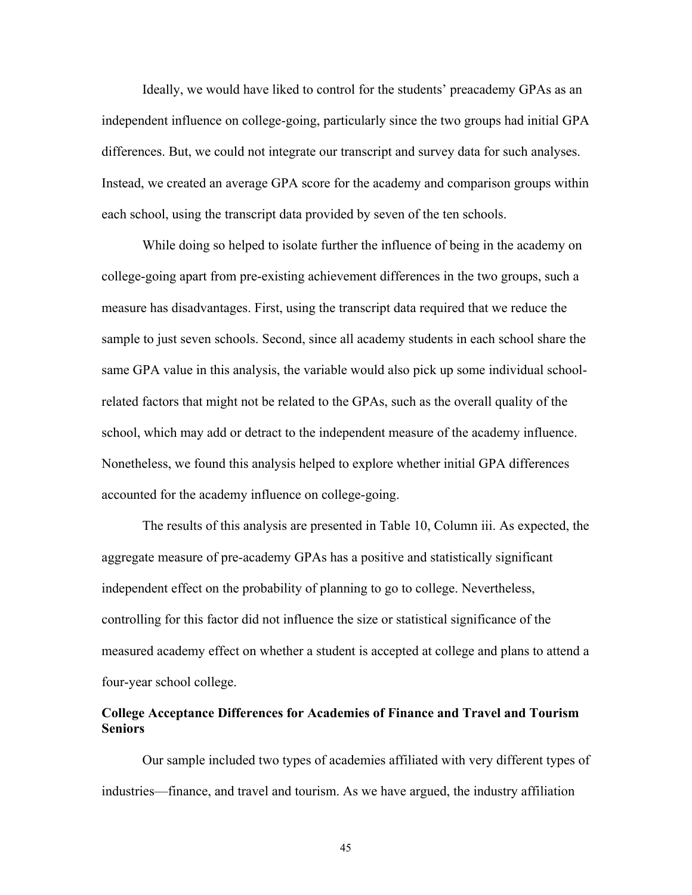Ideally, we would have liked to control for the students' preacademy GPAs as an independent influence on college-going, particularly since the two groups had initial GPA differences. But, we could not integrate our transcript and survey data for such analyses. Instead, we created an average GPA score for the academy and comparison groups within each school, using the transcript data provided by seven of the ten schools.

While doing so helped to isolate further the influence of being in the academy on college-going apart from pre-existing achievement differences in the two groups, such a measure has disadvantages. First, using the transcript data required that we reduce the sample to just seven schools. Second, since all academy students in each school share the same GPA value in this analysis, the variable would also pick up some individual school-related factors that might not be related to the GPAs, such as the overall quality of the school, which may add or detract to the independent measure of the academy influence. Nonetheless, we found this analysis helped to explore whether initial GPA differences accounted for the academy influence on college-going.

The results of this analysis are presented in Table 10, Column iii. As expected, the aggregate measure of pre-academy GPAs has a positive and statistically significant independent effect on the probability of planning to go to college. Nevertheless, controlling for this factor did not influence the size or statistical significance of the measured academy effect on whether a student is accepted at college and plans to attend a four-year school college.

### College Acceptance Differences for Academies of Finance and Travel and Tourism Seniors

Our sample included two types of academies affiliated with very different types of industries—finance, and travel and tourism. As we have argued, the industry affiliation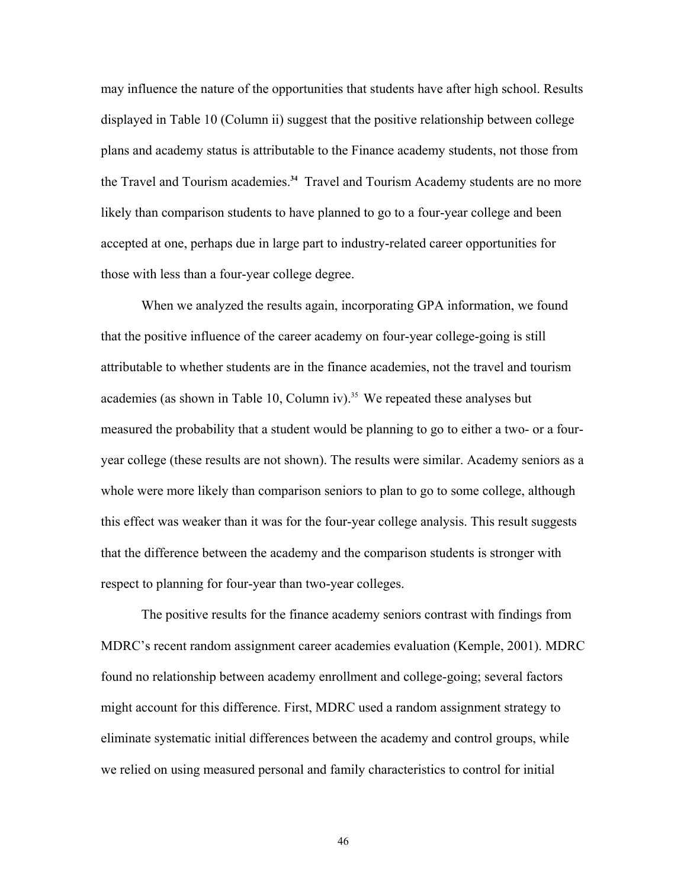may influence the nature of the opportunities that students have after high school. Results displayed in Table 10 (Column ii) suggest that the positive relationship between college plans and academy status is attributable to the Finance academy students, not those from the Travel and Tourism academies.[34] Travel and Tourism Academy students are no more likely than comparison students to have planned to go to a four-year college and been accepted at one, perhaps due in large part to industry-related career opportunities for those with less than a four-year college degree.

When we analyzed the results again, incorporating GPA information, we found that the positive influence of the career academy on four-year college-going is still attributable to whether students are in the finance academies, not the travel and tourism academies (as shown in Table 10, Column iv).[35] We repeated these analyses but measured the probability that a student would be planning to go to either a two- or a four-year college (these results are not shown). The results were similar. Academy seniors as a whole were more likely than comparison seniors to plan to go to some college, although this effect was weaker than it was for the four-year college analysis. This result suggests that the difference between the academy and the comparison students is stronger with respect to planning for four-year than two-year colleges.

The positive results for the finance academy seniors contrast with findings from MDRC's recent random assignment career academies evaluation (Kemple, 2001). MDRC found no relationship between academy enrollment and college-going; several factors might account for this difference. First, MDRC used a random assignment strategy to eliminate systematic initial differences between the academy and control groups, while we relied on using measured personal and family characteristics to control for initial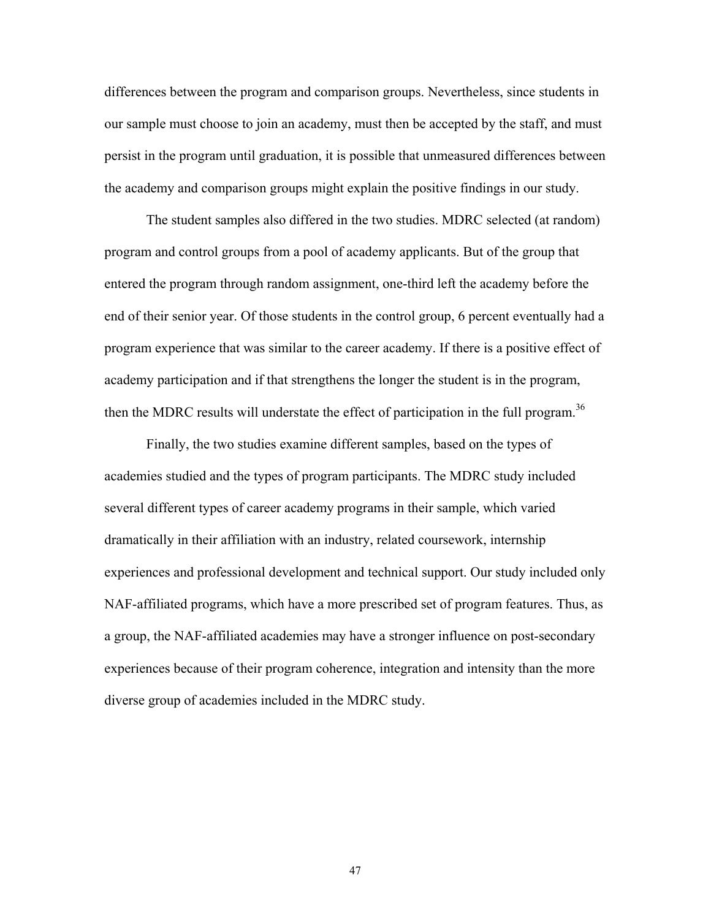differences between the program and comparison groups. Nevertheless, since students in our sample must choose to join an academy, must then be accepted by the staff, and must persist in the program until graduation, it is possible that unmeasured differences between the academy and comparison groups might explain the positive findings in our study.

The student samples also differed in the two studies. MDRC selected (at random) program and control groups from a pool of academy applicants. But of the group that entered the program through random assignment, one-third left the academy before the end of their senior year. Of those students in the control group, 6 percent eventually had a program experience that was similar to the career academy. If there is a positive effect of academy participation and if that strengthens the longer the student is in the program, then the MDRC results will understate the effect of participation in the full program.[36]

Finally, the two studies examine different samples, based on the types of academies studied and the types of program participants. The MDRC study included several different types of career academy programs in their sample, which varied dramatically in their affiliation with an industry, related coursework, internship experiences and professional development and technical support. Our study included only NAF-affiliated programs, which have a more prescribed set of program features. Thus, as a group, the NAF-affiliated academies may have a stronger influence on post-secondary experiences because of their program coherence, integration and intensity than the more diverse group of academies included in the MDRC study.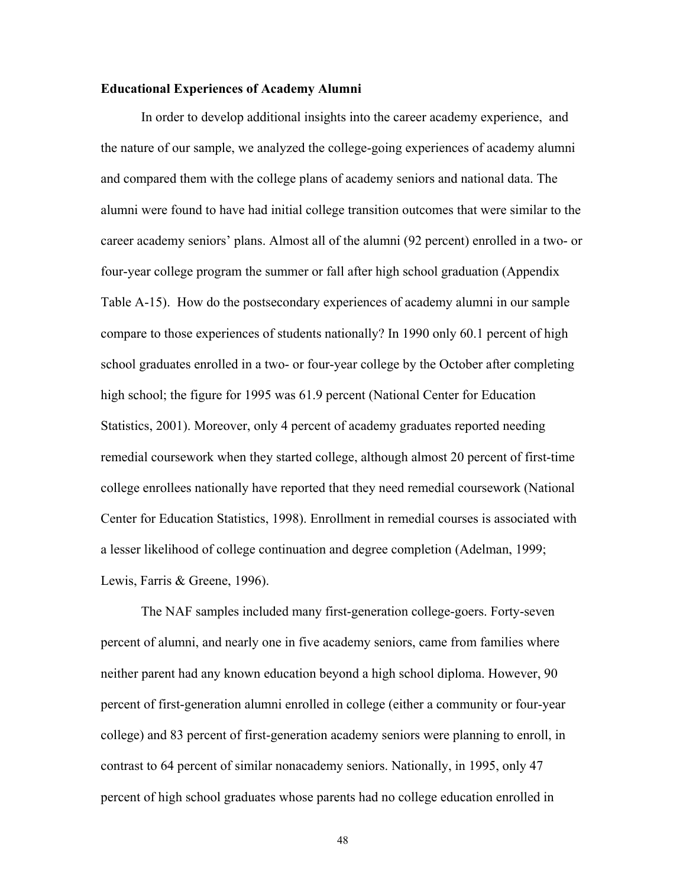**Educational Experiences of Academy Alumni**

In order to develop additional insights into the career academy experience, and the nature of our sample, we analyzed the college-going experiences of academy alumni and compared them with the college plans of academy seniors and national data. The alumni were found to have had initial college transition outcomes that were similar to the career academy seniors' plans. Almost all of the alumni (92 percent) enrolled in a two- or four-year college program the summer or fall after high school graduation (Appendix Table A-15). How do the postsecondary experiences of academy alumni in our sample compare to those experiences of students nationally? In 1990 only 60.1 percent of high school graduates enrolled in a two- or four-year college by the October after completing high school; the figure for 1995 was 61.9 percent (National Center for Education Statistics, 2001). Moreover, only 4 percent of academy graduates reported needing remedial coursework when they started college, although almost 20 percent of first-time college enrollees nationally have reported that they need remedial coursework (National Center for Education Statistics, 1998). Enrollment in remedial courses is associated with a lesser likelihood of college continuation and degree completion (Adelman, 1999; Lewis, Farris & Greene, 1996).

The NAF samples included many first-generation college-goers. Forty-seven percent of alumni, and nearly one in five academy seniors, came from families where neither parent had any known education beyond a high school diploma. However, 90 percent of first-generation alumni enrolled in college (either a community or four-year college) and 83 percent of first-generation academy seniors were planning to enroll, in contrast to 64 percent of similar nonacademy seniors. Nationally, in 1995, only 47 percent of high school graduates whose parents had no college education enrolled in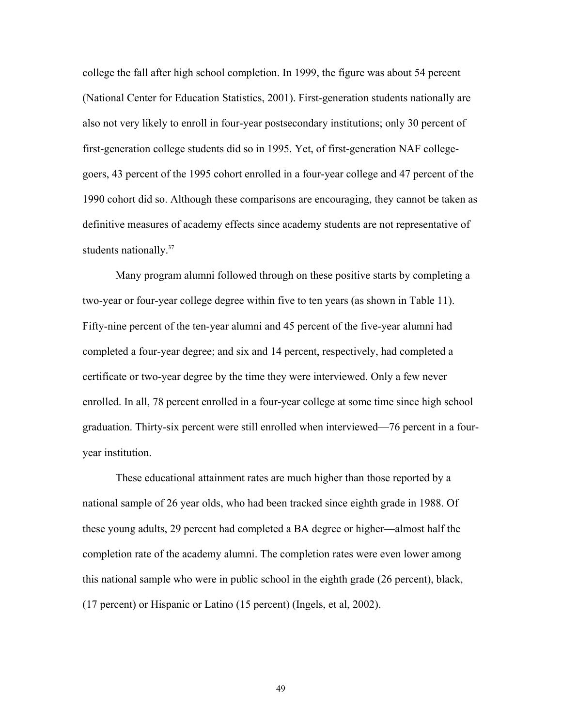college the fall after high school completion. In 1999, the figure was about 54 percent (National Center for Education Statistics, 2001). First-generation students nationally are also not very likely to enroll in four-year postsecondary institutions; only 30 percent of first-generation college students did so in 1995. Yet, of first-generation NAF college-goers, 43 percent of the 1995 cohort enrolled in a four-year college and 47 percent of the 1990 cohort did so. Although these comparisons are encouraging, they cannot be taken as definitive measures of academy effects since academy students are not representative of students nationally.[37]

Many program alumni followed through on these positive starts by completing a two-year or four-year college degree within five to ten years (as shown in Table 11). Fifty-nine percent of the ten-year alumni and 45 percent of the five-year alumni had completed a four-year degree; and six and 14 percent, respectively, had completed a certificate or two-year degree by the time they were interviewed. Only a few never enrolled. In all, 78 percent enrolled in a four-year college at some time since high school graduation. Thirty-six percent were still enrolled when interviewed—76 percent in a four-year institution.

These educational attainment rates are much higher than those reported by a national sample of 26 year olds, who had been tracked since eighth grade in 1988. Of these young adults, 29 percent had completed a BA degree or higher—almost half the completion rate of the academy alumni. The completion rates were even lower among this national sample who were in public school in the eighth grade (26 percent), black, (17 percent) or Hispanic or Latino (15 percent) (Ingels, et al, 2002).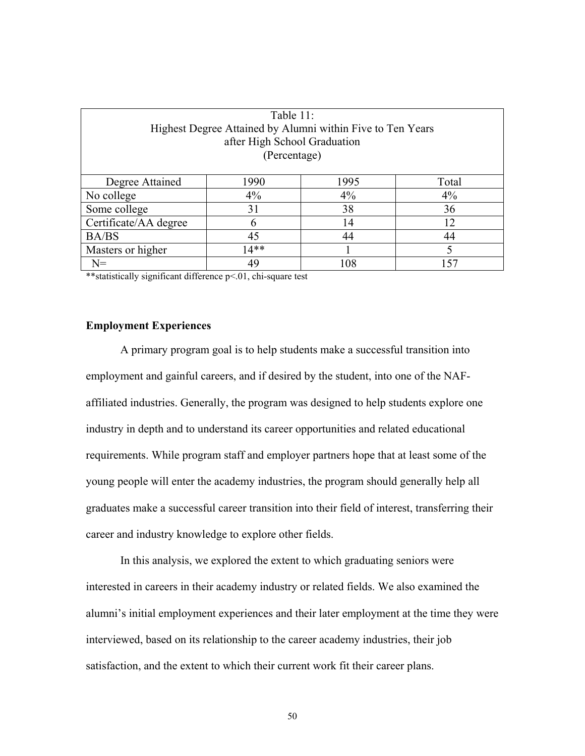Table 11:
Highest Degree Attained by Alumni within Five to Ten Years after High School Graduation
(Percentage)

| Degree Attained | 1990 | 1995 | Total |
|---|---|---|---|
| No college | 4% | 4% | 4% |
| Some college | 31 | 38 | 36 |
| Certificate/AA degree | 6 | 14 | 12 |
| BA/BS | 45 | 44 | 44 |
| Masters or higher | 14** | 1 | 5 |
| N= | 49 | 108 | 157 |

**statistically significant difference $p<.01$, chi-square test

**Employment Experiences**

A primary program goal is to help students make a successful transition into employment and gainful careers, and if desired by the student, into one of the NAF-affiliated industries. Generally, the program was designed to help students explore one industry in depth and to understand its career opportunities and related educational requirements. While program staff and employer partners hope that at least some of the young people will enter the academy industries, the program should generally help all graduates make a successful career transition into their field of interest, transferring their career and industry knowledge to explore other fields.

In this analysis, we explored the extent to which graduating seniors were interested in careers in their academy industry or related fields. We also examined the alumni's initial employment experiences and their later employment at the time they were interviewed, based on its relationship to the career academy industries, their job satisfaction, and the extent to which their current work fit their career plans.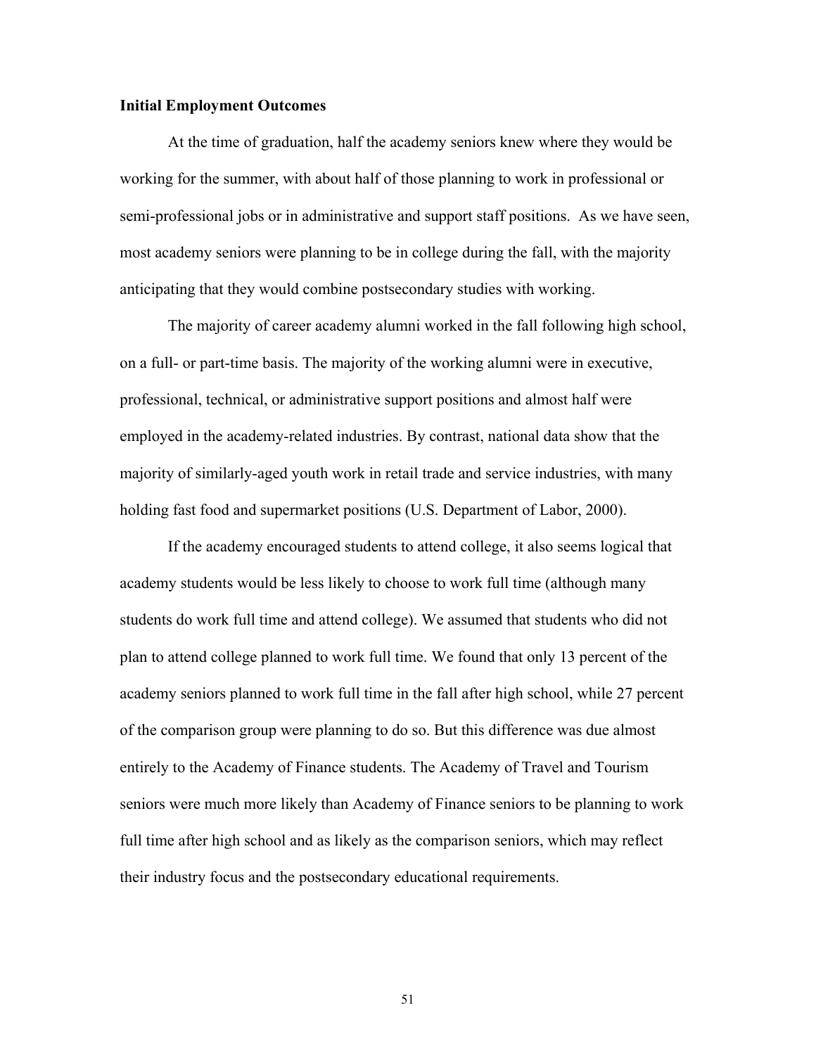**Initial Employment Outcomes**

At the time of graduation, half the academy seniors knew where they would be working for the summer, with about half of those planning to work in professional or semi-professional jobs or in administrative and support staff positions. As we have seen, most academy seniors were planning to be in college during the fall, with the majority anticipating that they would combine postsecondary studies with working.

The majority of career academy alumni worked in the fall following high school, on a full- or part-time basis. The majority of the working alumni were in executive, professional, technical, or administrative support positions and almost half were employed in the academy-related industries. By contrast, national data show that the majority of similarly-aged youth work in retail trade and service industries, with many holding fast food and supermarket positions (U.S. Department of Labor, 2000).

If the academy encouraged students to attend college, it also seems logical that academy students would be less likely to choose to work full time (although many students do work full time and attend college). We assumed that students who did not plan to attend college planned to work full time. We found that only 13 percent of the academy seniors planned to work full time in the fall after high school, while 27 percent of the comparison group were planning to do so. But this difference was due almost entirely to the Academy of Finance students. The Academy of Travel and Tourism seniors were much more likely than Academy of Finance seniors to be planning to work full time after high school and as likely as the comparison seniors, which may reflect their industry focus and the postsecondary educational requirements.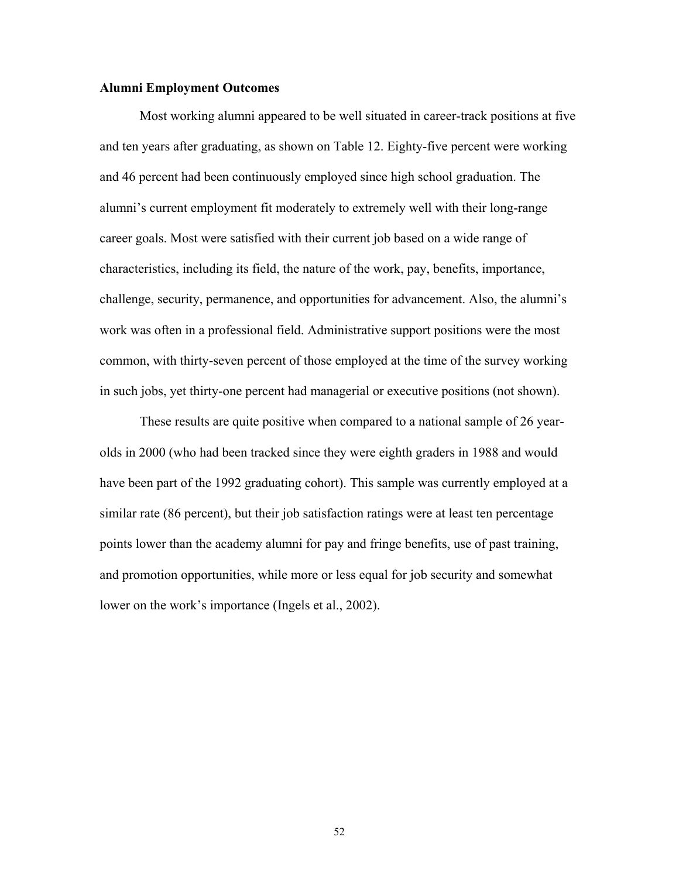**Alumni Employment Outcomes**

Most working alumni appeared to be well situated in career-track positions at five and ten years after graduating, as shown on Table 12. Eighty-five percent were working and 46 percent had been continuously employed since high school graduation. The alumni's current employment fit moderately to extremely well with their long-range career goals. Most were satisfied with their current job based on a wide range of characteristics, including its field, the nature of the work, pay, benefits, importance, challenge, security, permanence, and opportunities for advancement. Also, the alumni's work was often in a professional field. Administrative support positions were the most common, with thirty-seven percent of those employed at the time of the survey working in such jobs, yet thirty-one percent had managerial or executive positions (not shown).

These results are quite positive when compared to a national sample of 26 year-olds in 2000 (who had been tracked since they were eighth graders in 1988 and would have been part of the 1992 graduating cohort). This sample was currently employed at a similar rate (86 percent), but their job satisfaction ratings were at least ten percentage points lower than the academy alumni for pay and fringe benefits, use of past training, and promotion opportunities, while more or less equal for job security and somewhat lower on the work's importance (Ingels et al., 2002).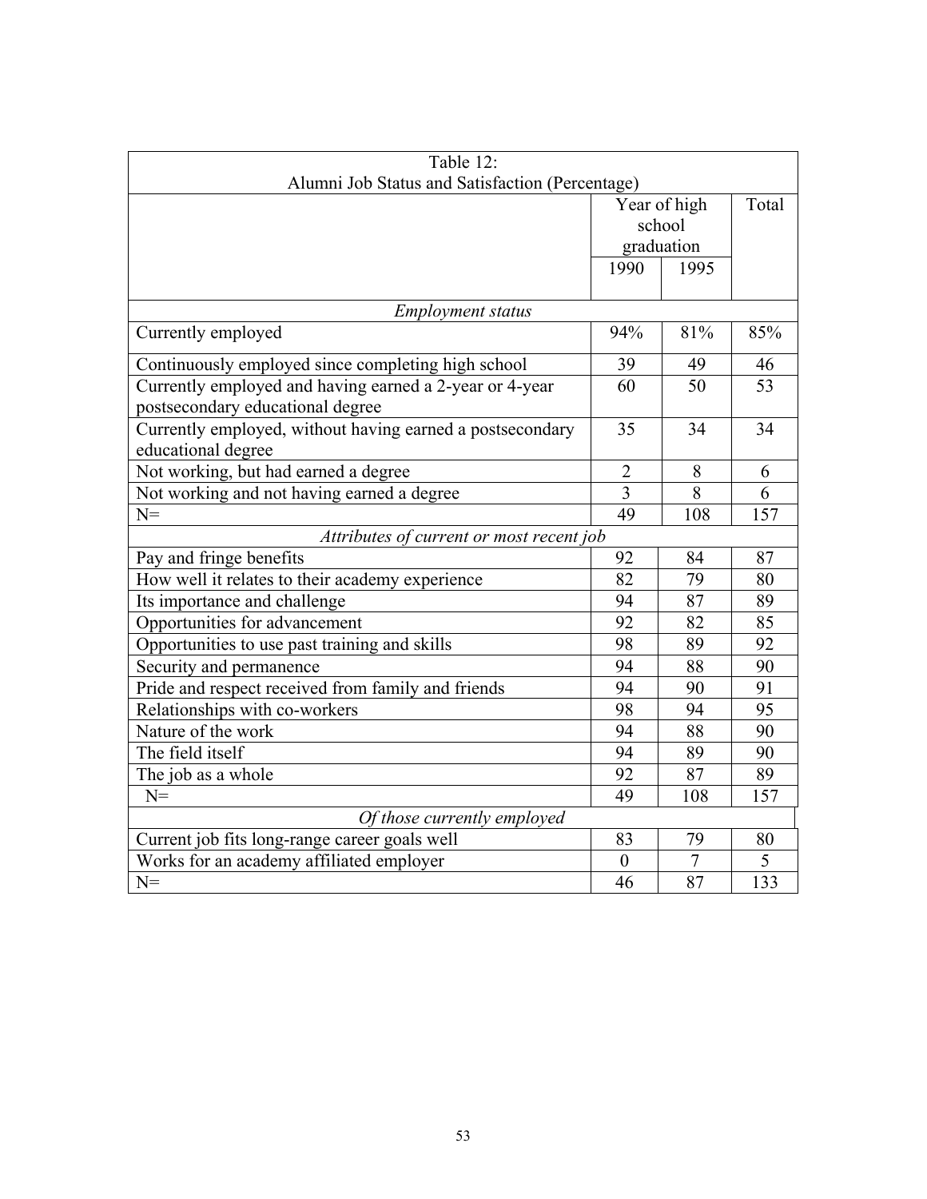| Table 12: Alumni Job Status and Satisfaction (Percentage) | | | |
|---|---|---|---|
| | Year of high school graduation | | Total |
| | 1990 | 1995 | |
| *Employment status* | | | |
| Currently employed | 94% | 81% | 85% |
| Continuously employed since completing high school | 39 | 49 | 46 |
| Currently employed and having earned a 2-year or 4-year postsecondary educational degree | 60 | 50 | 53 |
| Currently employed, without having earned a postsecondary educational degree | 35 | 34 | 34 |
| Not working, but had earned a degree | 2 | 8 | 6 |
| Not working and not having earned a degree | 3 | 8 | 6 |
| N= | 49 | 108 | 157 |
| *Attributes of current or most recent job* | | | |
| Pay and fringe benefits | 92 | 84 | 87 |
| How well it relates to their academy experience | 82 | 79 | 80 |
| Its importance and challenge | 94 | 87 | 89 |
| Opportunities for advancement | 92 | 82 | 85 |
| Opportunities to use past training and skills | 98 | 89 | 92 |
| Security and permanence | 94 | 88 | 90 |
| Pride and respect received from family and friends | 94 | 90 | 91 |
| Relationships with co-workers | 98 | 94 | 95 |
| Nature of the work | 94 | 88 | 90 |
| The field itself | 94 | 89 | 90 |
| The job as a whole | 92 | 87 | 89 |
| N= | 49 | 108 | 157 |
| *Of those currently employed* | | | |
| Current job fits long-range career goals well | 83 | 79 | 80 |
| Works for an academy affiliated employer | 0 | 7 | 5 |
| N= | 46 | 87 | 133 |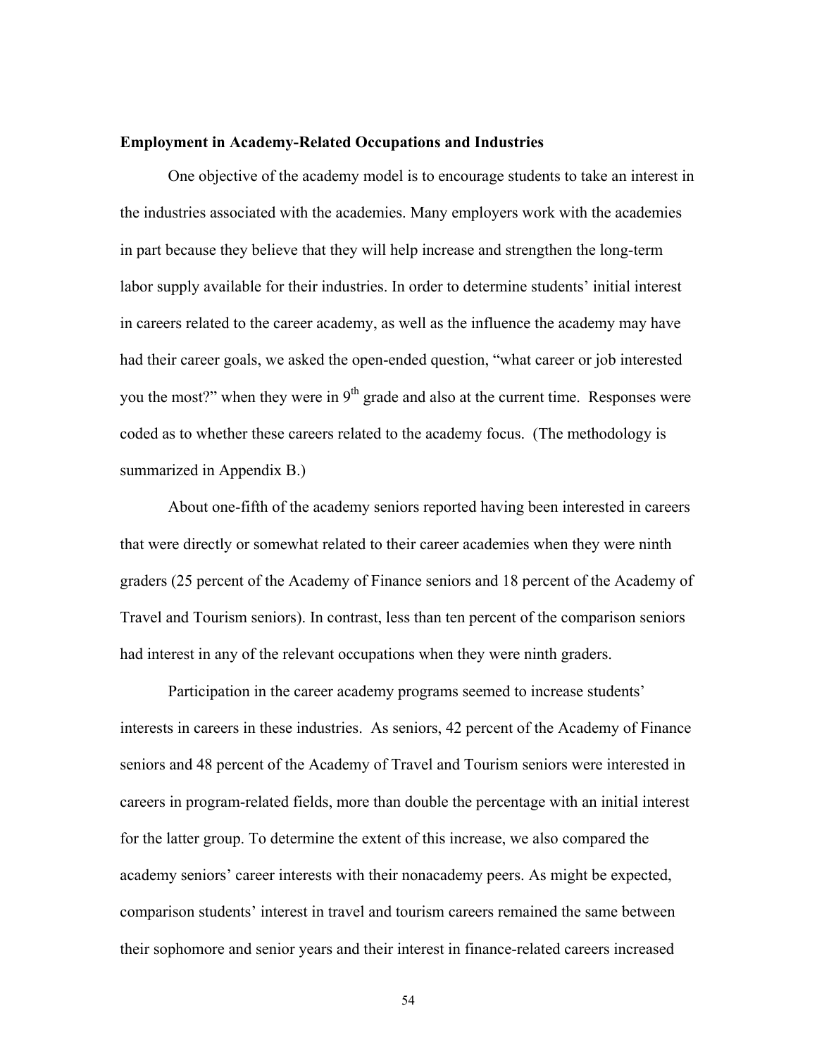**Employment in Academy-Related Occupations and Industries**

One objective of the academy model is to encourage students to take an interest in the industries associated with the academies. Many employers work with the academies in part because they believe that they will help increase and strengthen the long-term labor supply available for their industries. In order to determine students' initial interest in careers related to the career academy, as well as the influence the academy may have had their career goals, we asked the open-ended question, "what career or job interested you the most?" when they were in 9th grade and also at the current time. Responses were coded as to whether these careers related to the academy focus. (The methodology is summarized in Appendix B.)

About one-fifth of the academy seniors reported having been interested in careers that were directly or somewhat related to their career academies when they were ninth graders (25 percent of the Academy of Finance seniors and 18 percent of the Academy of Travel and Tourism seniors). In contrast, less than ten percent of the comparison seniors had interest in any of the relevant occupations when they were ninth graders.

Participation in the career academy programs seemed to increase students' interests in careers in these industries. As seniors, 42 percent of the Academy of Finance seniors and 48 percent of the Academy of Travel and Tourism seniors were interested in careers in program-related fields, more than double the percentage with an initial interest for the latter group. To determine the extent of this increase, we also compared the academy seniors' career interests with their nonacademy peers. As might be expected, comparison students' interest in travel and tourism careers remained the same between their sophomore and senior years and their interest in finance-related careers increased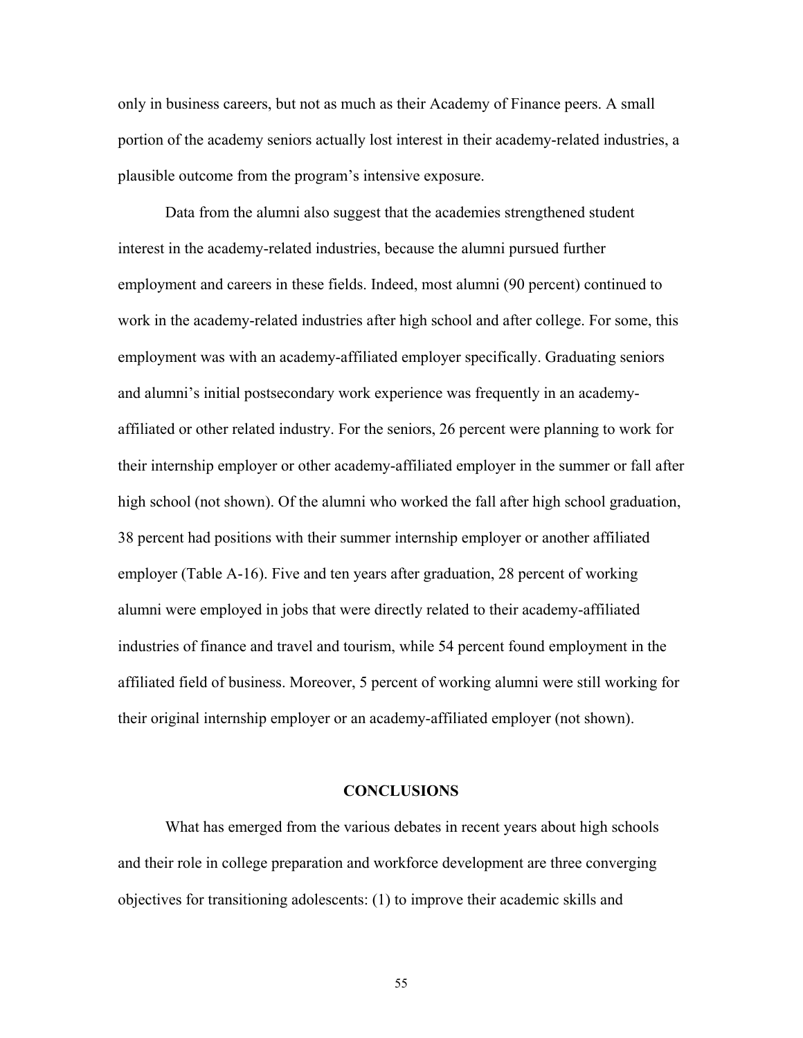only in business careers, but not as much as their Academy of Finance peers. A small portion of the academy seniors actually lost interest in their academy-related industries, a plausible outcome from the program's intensive exposure.

Data from the alumni also suggest that the academies strengthened student interest in the academy-related industries, because the alumni pursued further employment and careers in these fields. Indeed, most alumni (90 percent) continued to work in the academy-related industries after high school and after college. For some, this employment was with an academy-affiliated employer specifically. Graduating seniors and alumni's initial postsecondary work experience was frequently in an academy-affiliated or other related industry. For the seniors, 26 percent were planning to work for their internship employer or other academy-affiliated employer in the summer or fall after high school (not shown). Of the alumni who worked the fall after high school graduation, 38 percent had positions with their summer internship employer or another affiliated employer (Table A-16). Five and ten years after graduation, 28 percent of working alumni were employed in jobs that were directly related to their academy-affiliated industries of finance and travel and tourism, while 54 percent found employment in the affiliated field of business. Moreover, 5 percent of working alumni were still working for their original internship employer or an academy-affiliated employer (not shown).

## CONCLUSIONS

What has emerged from the various debates in recent years about high schools and their role in college preparation and workforce development are three converging objectives for transitioning adolescents: (1) to improve their academic skills and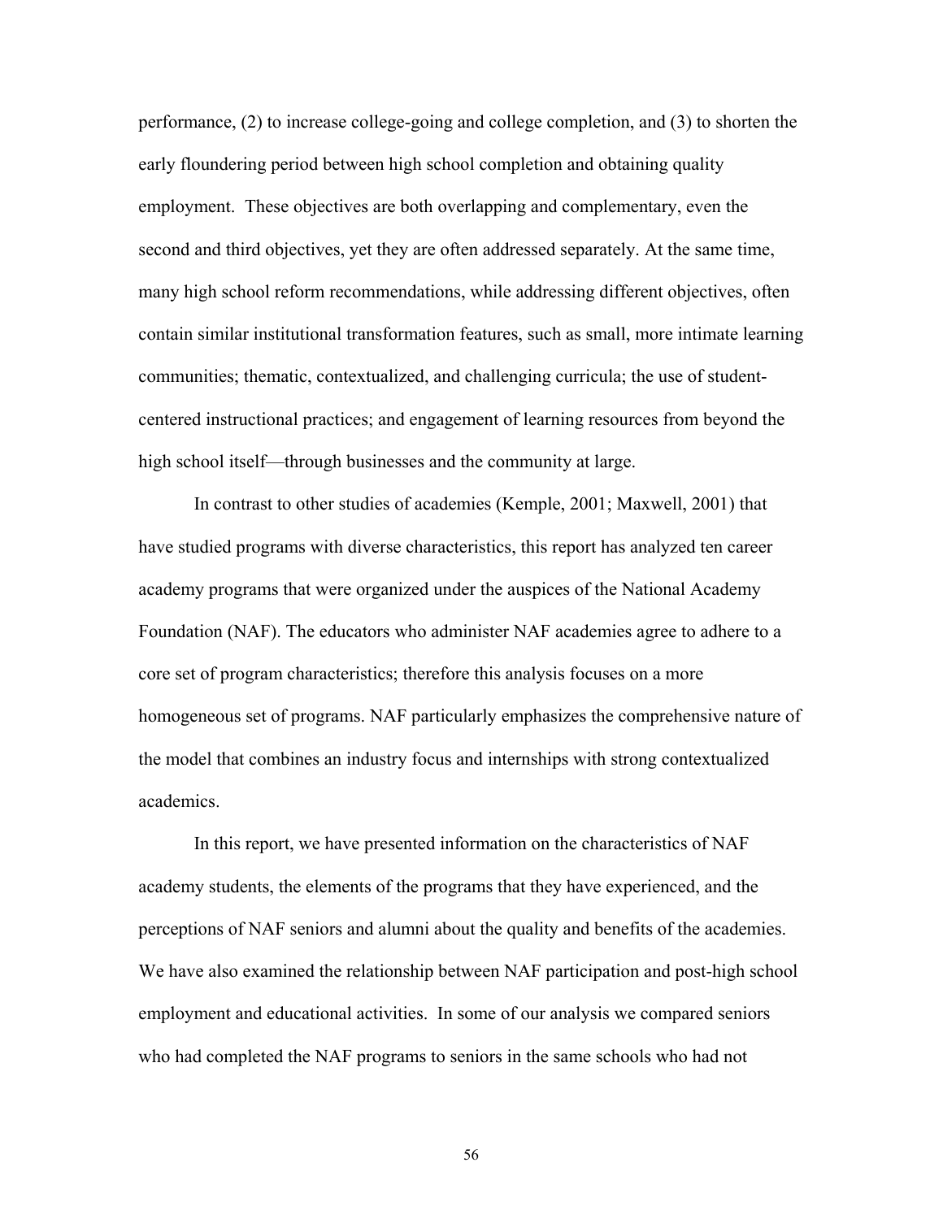performance, (2) to increase college-going and college completion, and (3) to shorten the early floundering period between high school completion and obtaining quality employment. These objectives are both overlapping and complementary, even the second and third objectives, yet they are often addressed separately. At the same time, many high school reform recommendations, while addressing different objectives, often contain similar institutional transformation features, such as small, more intimate learning communities; thematic, contextualized, and challenging curricula; the use of student-centered instructional practices; and engagement of learning resources from beyond the high school itself—through businesses and the community at large.

In contrast to other studies of academies (Kemple, 2001; Maxwell, 2001) that have studied programs with diverse characteristics, this report has analyzed ten career academy programs that were organized under the auspices of the National Academy Foundation (NAF). The educators who administer NAF academies agree to adhere to a core set of program characteristics; therefore this analysis focuses on a more homogeneous set of programs. NAF particularly emphasizes the comprehensive nature of the model that combines an industry focus and internships with strong contextualized academics.

In this report, we have presented information on the characteristics of NAF academy students, the elements of the programs that they have experienced, and the perceptions of NAF seniors and alumni about the quality and benefits of the academies. We have also examined the relationship between NAF participation and post-high school employment and educational activities. In some of our analysis we compared seniors who had completed the NAF programs to seniors in the same schools who had not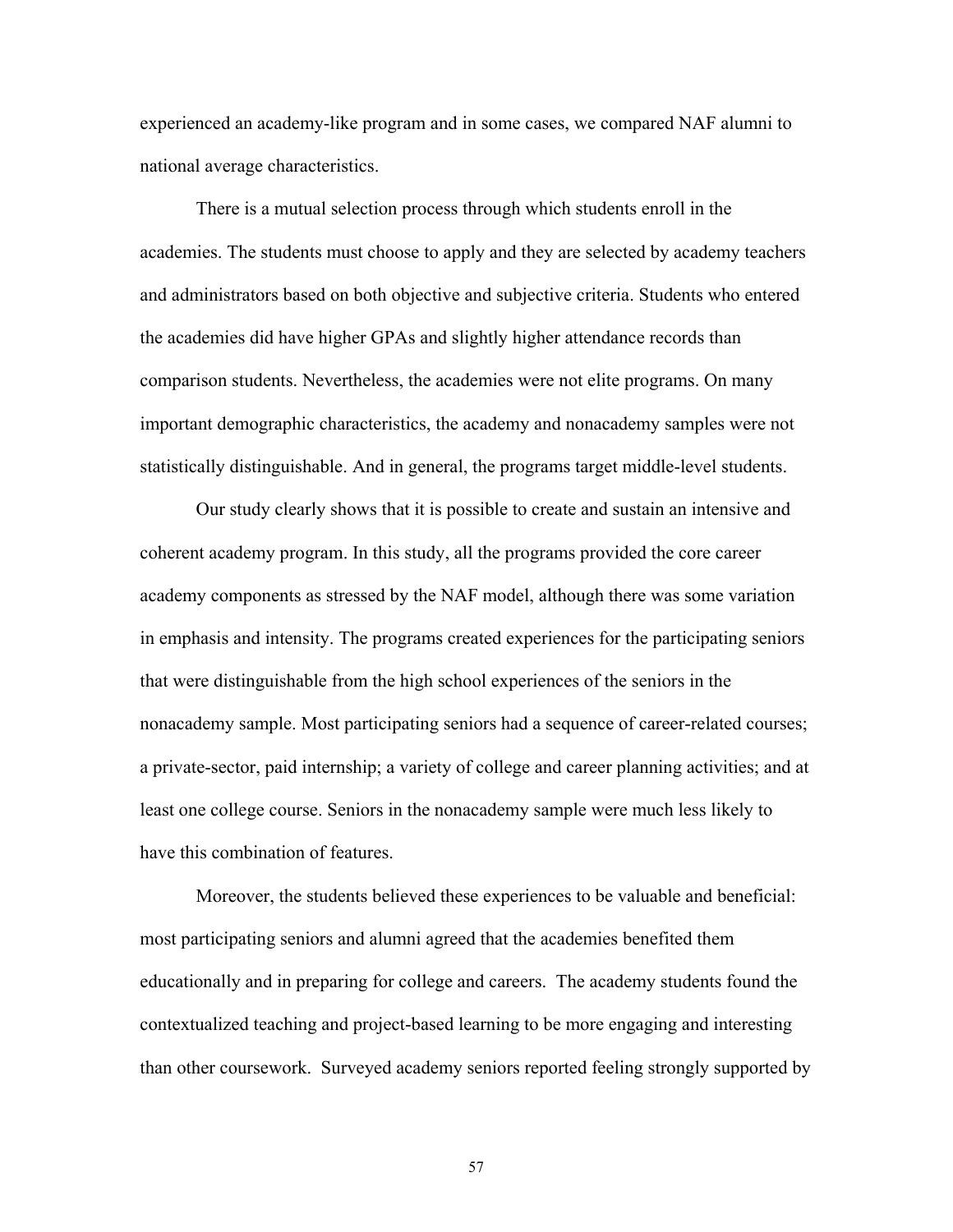experienced an academy-like program and in some cases, we compared NAF alumni to national average characteristics.

There is a mutual selection process through which students enroll in the academies. The students must choose to apply and they are selected by academy teachers and administrators based on both objective and subjective criteria. Students who entered the academies did have higher GPAs and slightly higher attendance records than comparison students. Nevertheless, the academies were not elite programs. On many important demographic characteristics, the academy and nonacademy samples were not statistically distinguishable. And in general, the programs target middle-level students.

Our study clearly shows that it is possible to create and sustain an intensive and coherent academy program. In this study, all the programs provided the core career academy components as stressed by the NAF model, although there was some variation in emphasis and intensity. The programs created experiences for the participating seniors that were distinguishable from the high school experiences of the seniors in the nonacademy sample. Most participating seniors had a sequence of career-related courses; a private-sector, paid internship; a variety of college and career planning activities; and at least one college course. Seniors in the nonacademy sample were much less likely to have this combination of features.

Moreover, the students believed these experiences to be valuable and beneficial: most participating seniors and alumni agreed that the academies benefited them educationally and in preparing for college and careers. The academy students found the contextualized teaching and project-based learning to be more engaging and interesting than other coursework. Surveyed academy seniors reported feeling strongly supported by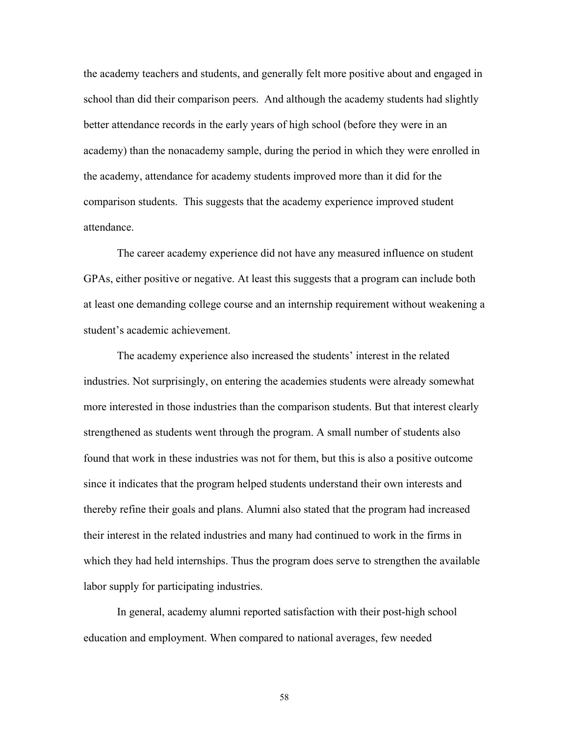the academy teachers and students, and generally felt more positive about and engaged in school than did their comparison peers. And although the academy students had slightly better attendance records in the early years of high school (before they were in an academy) than the nonacademy sample, during the period in which they were enrolled in the academy, attendance for academy students improved more than it did for the comparison students. This suggests that the academy experience improved student attendance.

The career academy experience did not have any measured influence on student GPAs, either positive or negative. At least this suggests that a program can include both at least one demanding college course and an internship requirement without weakening a student's academic achievement.

The academy experience also increased the students' interest in the related industries. Not surprisingly, on entering the academies students were already somewhat more interested in those industries than the comparison students. But that interest clearly strengthened as students went through the program. A small number of students also found that work in these industries was not for them, but this is also a positive outcome since it indicates that the program helped students understand their own interests and thereby refine their goals and plans. Alumni also stated that the program had increased their interest in the related industries and many had continued to work in the firms in which they had held internships. Thus the program does serve to strengthen the available labor supply for participating industries.

In general, academy alumni reported satisfaction with their post-high school education and employment. When compared to national averages, few needed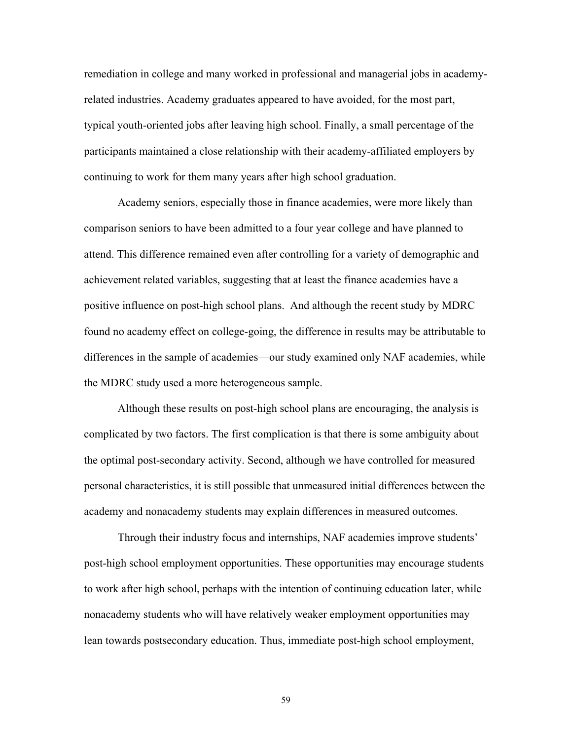remediation in college and many worked in professional and managerial jobs in academy-related industries. Academy graduates appeared to have avoided, for the most part, typical youth-oriented jobs after leaving high school. Finally, a small percentage of the participants maintained a close relationship with their academy-affiliated employers by continuing to work for them many years after high school graduation.

Academy seniors, especially those in finance academies, were more likely than comparison seniors to have been admitted to a four year college and have planned to attend. This difference remained even after controlling for a variety of demographic and achievement related variables, suggesting that at least the finance academies have a positive influence on post-high school plans. And although the recent study by MDRC found no academy effect on college-going, the difference in results may be attributable to differences in the sample of academies—our study examined only NAF academies, while the MDRC study used a more heterogeneous sample.

Although these results on post-high school plans are encouraging, the analysis is complicated by two factors. The first complication is that there is some ambiguity about the optimal post-secondary activity. Second, although we have controlled for measured personal characteristics, it is still possible that unmeasured initial differences between the academy and nonacademy students may explain differences in measured outcomes.

Through their industry focus and internships, NAF academies improve students' post-high school employment opportunities. These opportunities may encourage students to work after high school, perhaps with the intention of continuing education later, while nonacademy students who will have relatively weaker employment opportunities may lean towards postsecondary education. Thus, immediate post-high school employment,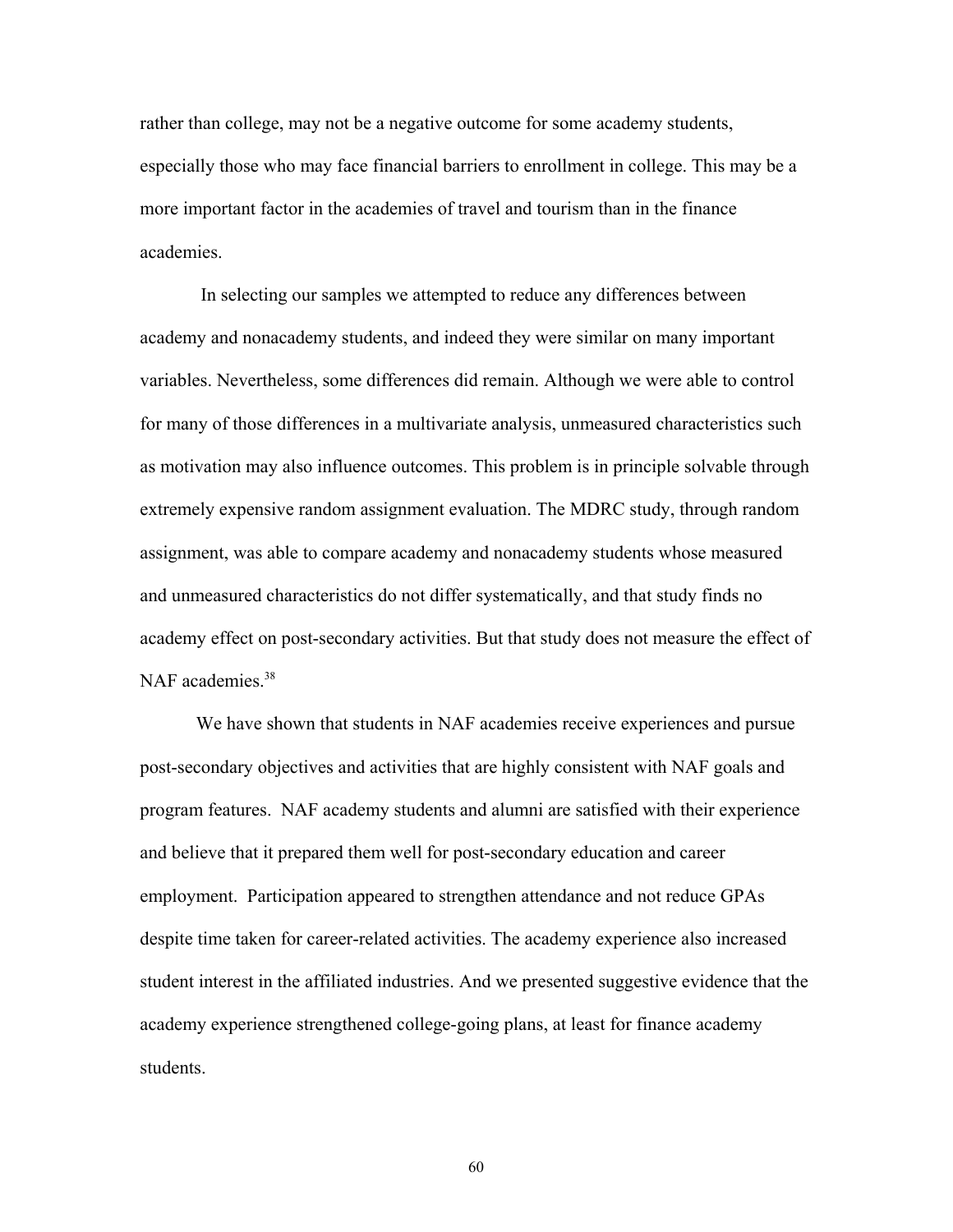rather than college, may not be a negative outcome for some academy students, especially those who may face financial barriers to enrollment in college. This may be a more important factor in the academies of travel and tourism than in the finance academies.

In selecting our samples we attempted to reduce any differences between academy and nonacademy students, and indeed they were similar on many important variables. Nevertheless, some differences did remain. Although we were able to control for many of those differences in a multivariate analysis, unmeasured characteristics such as motivation may also influence outcomes. This problem is in principle solvable through extremely expensive random assignment evaluation. The MDRC study, through random assignment, was able to compare academy and nonacademy students whose measured and unmeasured characteristics do not differ systematically, and that study finds no academy effect on post-secondary activities. But that study does not measure the effect of NAF academies.[38]

We have shown that students in NAF academies receive experiences and pursue post-secondary objectives and activities that are highly consistent with NAF goals and program features. NAF academy students and alumni are satisfied with their experience and believe that it prepared them well for post-secondary education and career employment. Participation appeared to strengthen attendance and not reduce GPAs despite time taken for career-related activities. The academy experience also increased student interest in the affiliated industries. And we presented suggestive evidence that the academy experience strengthened college-going plans, at least for finance academy students.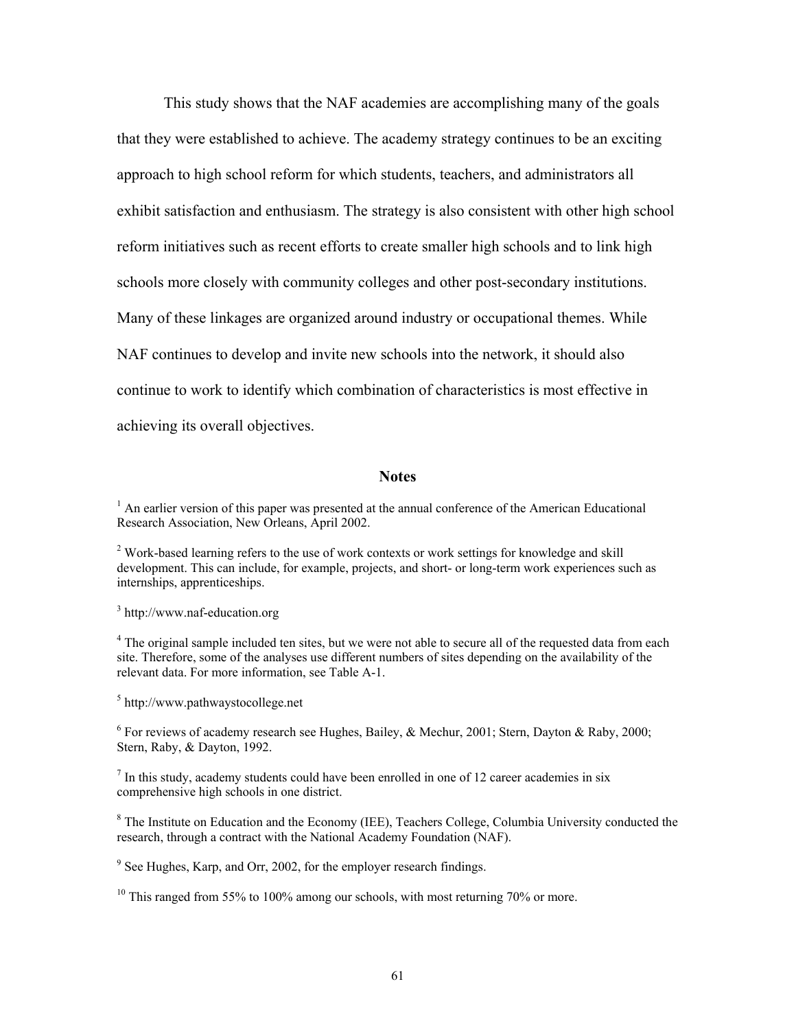This study shows that the NAF academies are accomplishing many of the goals that they were established to achieve. The academy strategy continues to be an exciting approach to high school reform for which students, teachers, and administrators all exhibit satisfaction and enthusiasm. The strategy is also consistent with other high school reform initiatives such as recent efforts to create smaller high schools and to link high schools more closely with community colleges and other post-secondary institutions. Many of these linkages are organized around industry or occupational themes. While NAF continues to develop and invite new schools into the network, it should also continue to work to identify which combination of characteristics is most effective in achieving its overall objectives.

## Notes

[1] An earlier version of this paper was presented at the annual conference of the American Educational Research Association, New Orleans, April 2002.

[2] Work-based learning refers to the use of work contexts or work settings for knowledge and skill development. This can include, for example, projects, and short- or long-term work experiences such as internships, apprenticeships.

[3] http://www.naf-education.org

[4] The original sample included ten sites, but we were not able to secure all of the requested data from each site. Therefore, some of the analyses use different numbers of sites depending on the availability of the relevant data. For more information, see Table A-1.

[5] http://www.pathwaystocollege.net

[6] For reviews of academy research see Hughes, Bailey, & Mechur, 2001; Stern, Dayton & Raby, 2000; Stern, Raby, & Dayton, 1992.

[7] In this study, academy students could have been enrolled in one of 12 career academies in six comprehensive high schools in one district.

[8] The Institute on Education and the Economy (IEE), Teachers College, Columbia University conducted the research, through a contract with the National Academy Foundation (NAF).

[9] See Hughes, Karp, and Orr, 2002, for the employer research findings.

[10] This ranged from 55% to 100% among our schools, with most returning 70% or more.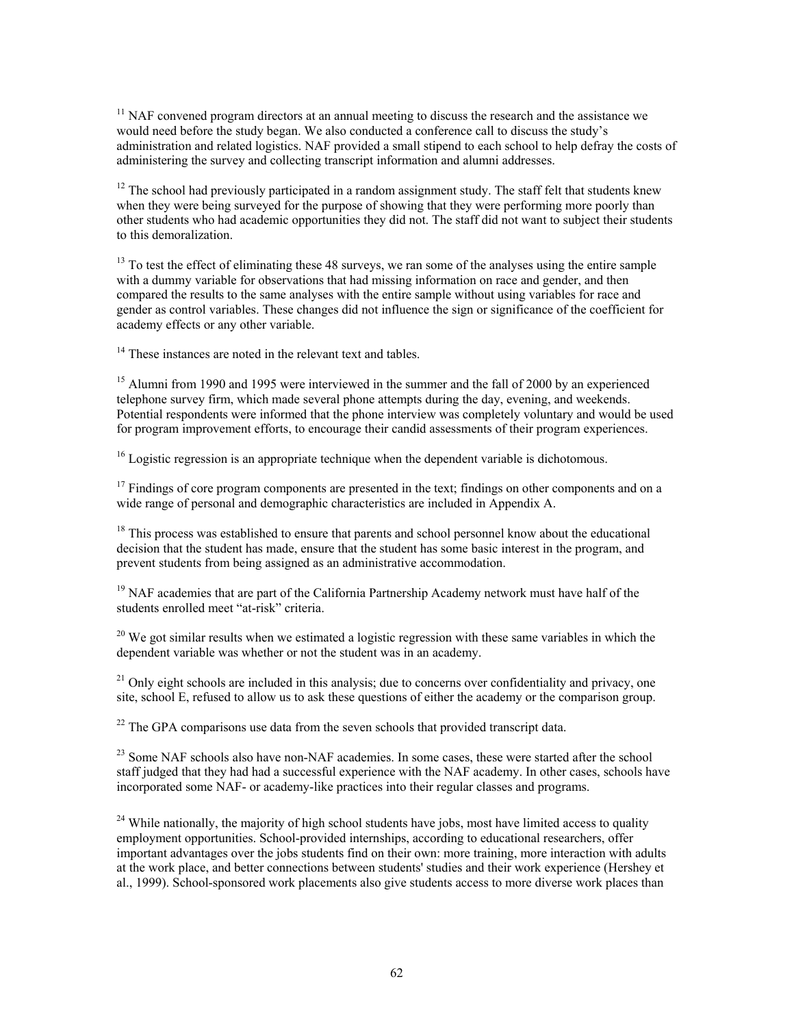[11] NAF convened program directors at an annual meeting to discuss the research and the assistance we would need before the study began. We also conducted a conference call to discuss the study's administration and related logistics. NAF provided a small stipend to each school to help defray the costs of administering the survey and collecting transcript information and alumni addresses.

[12] The school had previously participated in a random assignment study. The staff felt that students knew when they were being surveyed for the purpose of showing that they were performing more poorly than other students who had academic opportunities they did not. The staff did not want to subject their students to this demoralization.

[13] To test the effect of eliminating these 48 surveys, we ran some of the analyses using the entire sample with a dummy variable for observations that had missing information on race and gender, and then compared the results to the same analyses with the entire sample without using variables for race and gender as control variables. These changes did not influence the sign or significance of the coefficient for academy effects or any other variable.

[14] These instances are noted in the relevant text and tables.

[15] Alumni from 1990 and 1995 were interviewed in the summer and the fall of 2000 by an experienced telephone survey firm, which made several phone attempts during the day, evening, and weekends. Potential respondents were informed that the phone interview was completely voluntary and would be used for program improvement efforts, to encourage their candid assessments of their program experiences.

[16] Logistic regression is an appropriate technique when the dependent variable is dichotomous.

[17] Findings of core program components are presented in the text; findings on other components and on a wide range of personal and demographic characteristics are included in Appendix A.

[18] This process was established to ensure that parents and school personnel know about the educational decision that the student has made, ensure that the student has some basic interest in the program, and prevent students from being assigned as an administrative accommodation.

[19] NAF academies that are part of the California Partnership Academy network must have half of the students enrolled meet "at-risk" criteria.

[20] We got similar results when we estimated a logistic regression with these same variables in which the dependent variable was whether or not the student was in an academy.

[21] Only eight schools are included in this analysis; due to concerns over confidentiality and privacy, one site, school E, refused to allow us to ask these questions of either the academy or the comparison group.

[22] The GPA comparisons use data from the seven schools that provided transcript data.

[23] Some NAF schools also have non-NAF academies. In some cases, these were started after the school staff judged that they had had a successful experience with the NAF academy. In other cases, schools have incorporated some NAF- or academy-like practices into their regular classes and programs.

[24] While nationally, the majority of high school students have jobs, most have limited access to quality employment opportunities. School-provided internships, according to educational researchers, offer important advantages over the jobs students find on their own: more training, more interaction with adults at the work place, and better connections between students' studies and their work experience (Hershey et al., 1999). School-sponsored work placements also give students access to more diverse work places than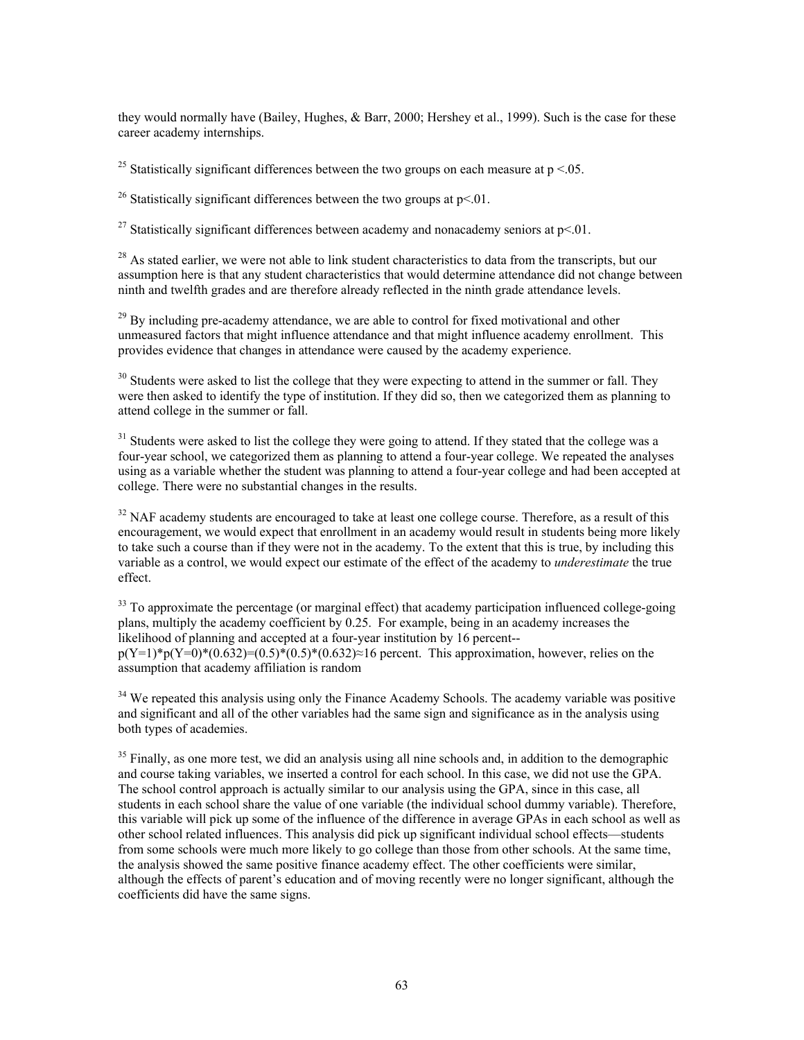they would normally have (Bailey, Hughes, & Barr, 2000; Hershey et al., 1999). Such is the case for these career academy internships.

[25] Statistically significant differences between the two groups on each measure at $p < .05$.

[26] Statistically significant differences between the two groups at $p < .01$.

[27] Statistically significant differences between academy and nonacademy seniors at $p < .01$.

[28] As stated earlier, we were not able to link student characteristics to data from the transcripts, but our assumption here is that any student characteristics that would determine attendance did not change between ninth and twelfth grades and are therefore already reflected in the ninth grade attendance levels.

[29] By including pre-academy attendance, we are able to control for fixed motivational and other unmeasured factors that might influence attendance and that might influence academy enrollment. This provides evidence that changes in attendance were caused by the academy experience.

[30] Students were asked to list the college that they were expecting to attend in the summer or fall. They were then asked to identify the type of institution. If they did so, then we categorized them as planning to attend college in the summer or fall.

[31] Students were asked to list the college they were going to attend. If they stated that the college was a four-year school, we categorized them as planning to attend a four-year college. We repeated the analyses using as a variable whether the student was planning to attend a four-year college and had been accepted at college. There were no substantial changes in the results.

[32] NAF academy students are encouraged to take at least one college course. Therefore, as a result of this encouragement, we would expect that enrollment in an academy would result in students being more likely to take such a course than if they were not in the academy. To the extent that this is true, by including this variable as a control, we would expect our estimate of the effect of the academy to *underestimate* the true effect.

[33] To approximate the percentage (or marginal effect) that academy participation influenced college-going plans, multiply the academy coefficient by 0.25. For example, being in an academy increases the likelihood of planning and accepted at a four-year institution by 16 percent-- $p(Y=1)*p(Y=0)*(0.632)=(0.5)*(0.5)*(0.632)\approx 16$ percent. This approximation, however, relies on the assumption that academy affiliation is random

[34] We repeated this analysis using only the Finance Academy Schools. The academy variable was positive and significant and all of the other variables had the same sign and significance as in the analysis using both types of academies.

[35] Finally, as one more test, we did an analysis using all nine schools and, in addition to the demographic and course taking variables, we inserted a control for each school. In this case, we did not use the GPA. The school control approach is actually similar to our analysis using the GPA, since in this case, all students in each school share the value of one variable (the individual school dummy variable). Therefore, this variable will pick up some of the influence of the difference in average GPAs in each school as well as other school related influences. This analysis did pick up significant individual school effects—students from some schools were much more likely to go college than those from other schools. At the same time, the analysis showed the same positive finance academy effect. The other coefficients were similar, although the effects of parent's education and of moving recently were no longer significant, although the coefficients did have the same signs.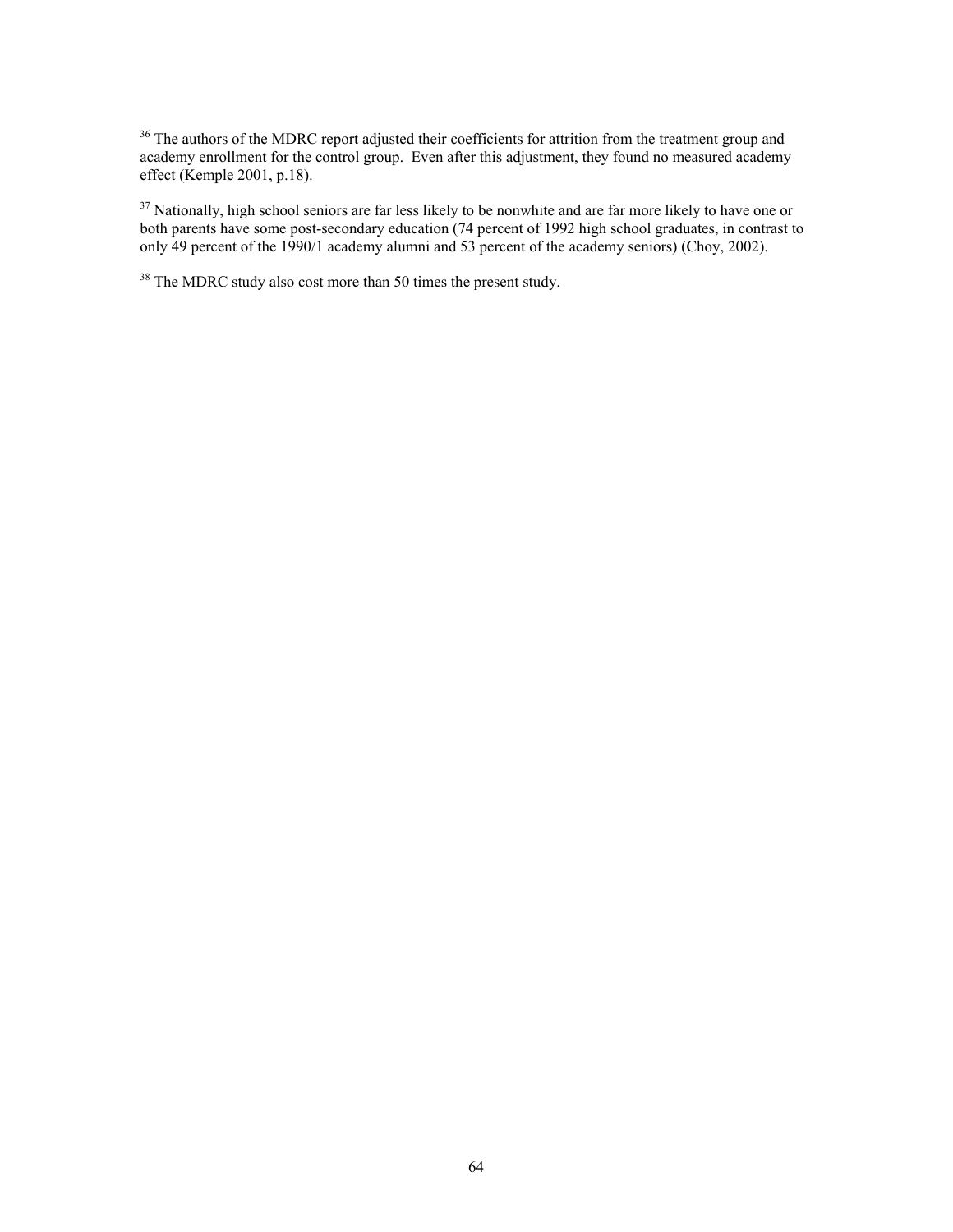[36] The authors of the MDRC report adjusted their coefficients for attrition from the treatment group and academy enrollment for the control group. Even after this adjustment, they found no measured academy effect (Kemple 2001, p.18).

[37] Nationally, high school seniors are far less likely to be nonwhite and are far more likely to have one or both parents have some post-secondary education (74 percent of 1992 high school graduates, in contrast to only 49 percent of the 1990/1 academy alumni and 53 percent of the academy seniors) (Choy, 2002).

[38] The MDRC study also cost more than 50 times the present study.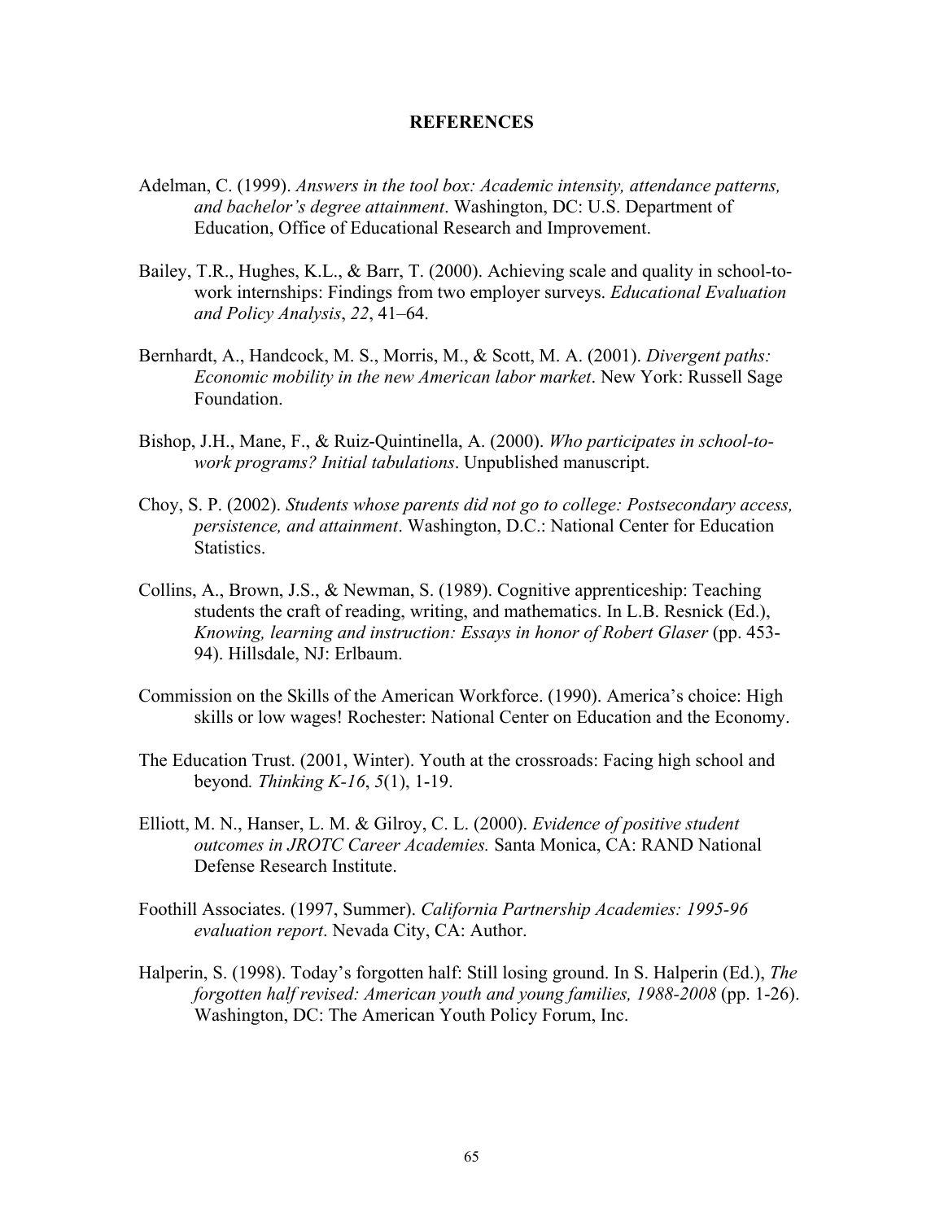# REFERENCES

Adelman, C. (1999). *Answers in the tool box: Academic intensity, attendance patterns, and bachelor's degree attainment*. Washington, DC: U.S. Department of Education, Office of Educational Research and Improvement.

Bailey, T.R., Hughes, K.L., & Barr, T. (2000). Achieving scale and quality in school-to-work internships: Findings from two employer surveys. *Educational Evaluation and Policy Analysis*, *22*, 41–64.

Bernhardt, A., Handcock, M. S., Morris, M., & Scott, M. A. (2001). *Divergent paths: Economic mobility in the new American labor market*. New York: Russell Sage Foundation.

Bishop, J.H., Mane, F., & Ruiz-Quintinella, A. (2000). *Who participates in school-to-work programs? Initial tabulations*. Unpublished manuscript.

Choy, S. P. (2002). *Students whose parents did not go to college: Postsecondary access, persistence, and attainment*. Washington, D.C.: National Center for Education Statistics.

Collins, A., Brown, J.S., & Newman, S. (1989). Cognitive apprenticeship: Teaching students the craft of reading, writing, and mathematics. In L.B. Resnick (Ed.), *Knowing, learning and instruction: Essays in honor of Robert Glaser* (pp. 453-94). Hillsdale, NJ: Erlbaum.

Commission on the Skills of the American Workforce. (1990). America's choice: High skills or low wages! Rochester: National Center on Education and the Economy.

The Education Trust. (2001, Winter). Youth at the crossroads: Facing high school and beyond*. Thinking K-16*, *5*(1), 1-19.

Elliott, M. N., Hanser, L. M. & Gilroy, C. L. (2000). *Evidence of positive student outcomes in JROTC Career Academies.* Santa Monica, CA: RAND National Defense Research Institute.

Foothill Associates. (1997, Summer). *California Partnership Academies: 1995-96 evaluation report*. Nevada City, CA: Author.

Halperin, S. (1998). Today's forgotten half: Still losing ground. In S. Halperin (Ed.), *The forgotten half revised: American youth and young families, 1988-2008* (pp. 1-26). Washington, DC: The American Youth Policy Forum, Inc.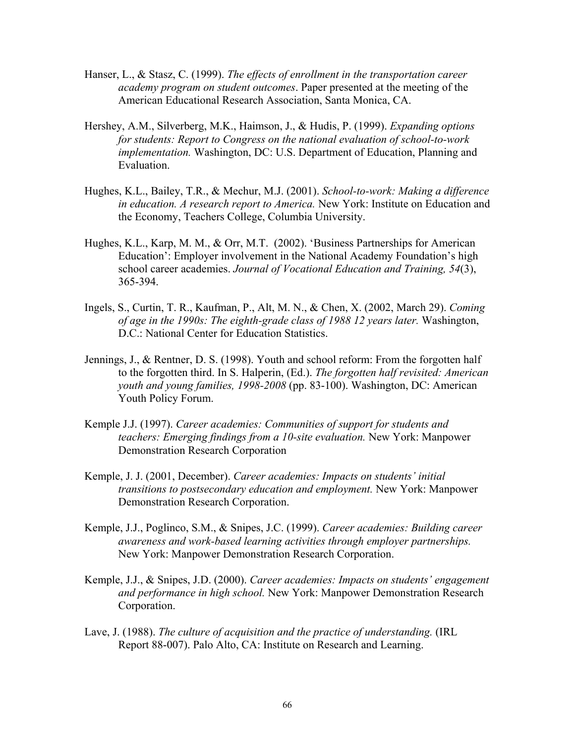Hanser, L., & Stasz, C. (1999). *The effects of enrollment in the transportation career academy program on student outcomes*. Paper presented at the meeting of the American Educational Research Association, Santa Monica, CA.

Hershey, A.M., Silverberg, M.K., Haimson, J., & Hudis, P. (1999). *Expanding options for students: Report to Congress on the national evaluation of school-to-work implementation.* Washington, DC: U.S. Department of Education, Planning and Evaluation.

Hughes, K.L., Bailey, T.R., & Mechur, M.J. (2001). *School-to-work: Making a difference in education. A research report to America.* New York: Institute on Education and the Economy, Teachers College, Columbia University.

Hughes, K.L., Karp, M. M., & Orr, M.T. (2002). 'Business Partnerships for American Education': Employer involvement in the National Academy Foundation's high school career academies. *Journal of Vocational Education and Training, 54*(3), 365-394.

Ingels, S., Curtin, T. R., Kaufman, P., Alt, M. N., & Chen, X. (2002, March 29). *Coming of age in the 1990s: The eighth-grade class of 1988 12 years later.* Washington, D.C.: National Center for Education Statistics.

Jennings, J., & Rentner, D. S. (1998). Youth and school reform: From the forgotten half to the forgotten third. In S. Halperin, (Ed.). *The forgotten half revisited: American youth and young families, 1998-2008* (pp. 83-100). Washington, DC: American Youth Policy Forum.

Kemple J.J. (1997). *Career academies: Communities of support for students and teachers: Emerging findings from a 10-site evaluation.* New York: Manpower Demonstration Research Corporation

Kemple, J. J. (2001, December). *Career academies: Impacts on students' initial transitions to postsecondary education and employment.* New York: Manpower Demonstration Research Corporation.

Kemple, J.J., Poglinco, S.M., & Snipes, J.C. (1999). *Career academies: Building career awareness and work-based learning activities through employer partnerships.* New York: Manpower Demonstration Research Corporation.

Kemple, J.J., & Snipes, J.D. (2000). *Career academies: Impacts on students' engagement and performance in high school.* New York: Manpower Demonstration Research Corporation.

Lave, J. (1988). *The culture of acquisition and the practice of understanding.* (IRL Report 88-007). Palo Alto, CA: Institute on Research and Learning.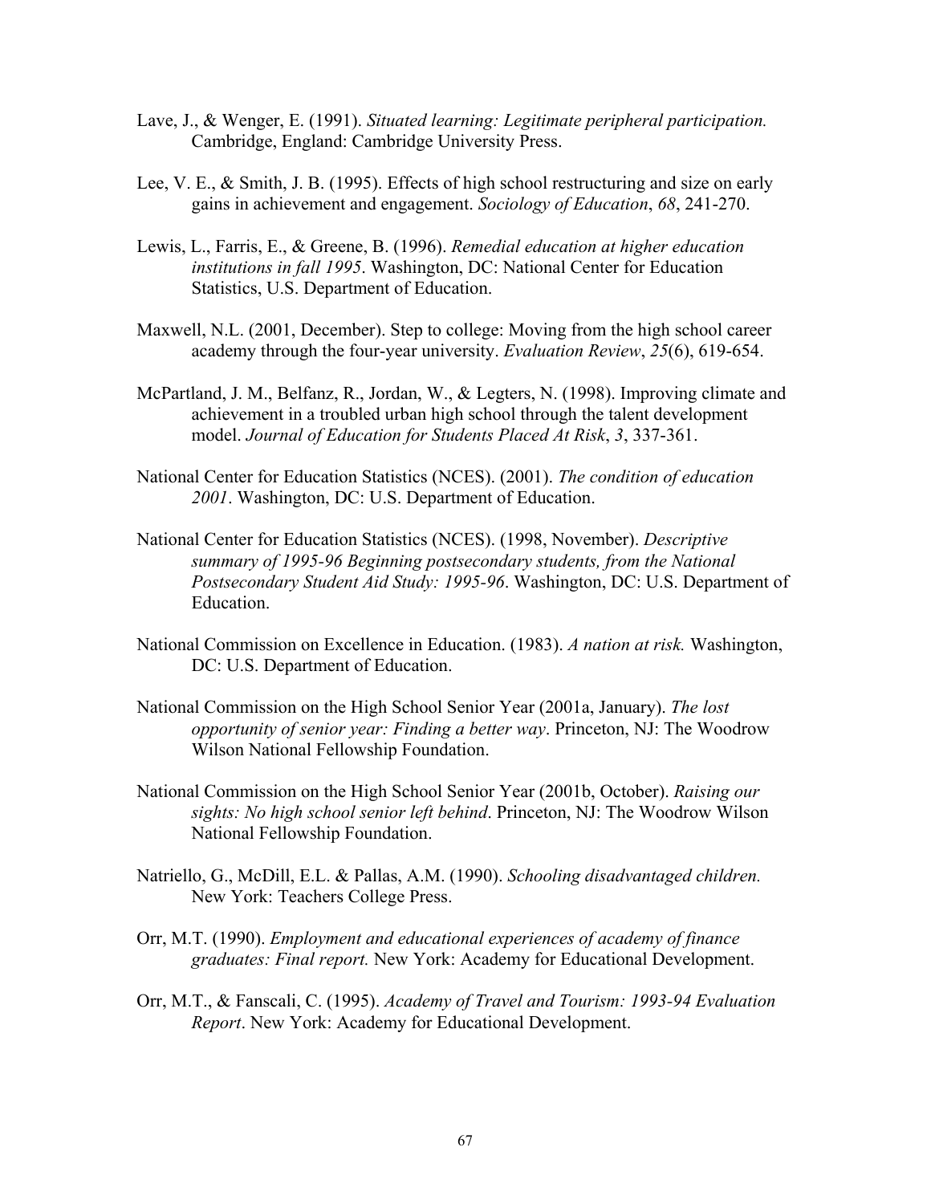Lave, J., & Wenger, E. (1991). *Situated learning: Legitimate peripheral participation.* Cambridge, England: Cambridge University Press.

Lee, V. E., & Smith, J. B. (1995). Effects of high school restructuring and size on early gains in achievement and engagement. *Sociology of Education*, *68*, 241-270.

Lewis, L., Farris, E., & Greene, B. (1996). *Remedial education at higher education institutions in fall 1995*. Washington, DC: National Center for Education Statistics, U.S. Department of Education.

Maxwell, N.L. (2001, December). Step to college: Moving from the high school career academy through the four-year university. *Evaluation Review*, *25*(6), 619-654.

McPartland, J. M., Belfanz, R., Jordan, W., & Legters, N. (1998). Improving climate and achievement in a troubled urban high school through the talent development model. *Journal of Education for Students Placed At Risk*, *3*, 337-361.

National Center for Education Statistics (NCES). (2001). *The condition of education 2001*. Washington, DC: U.S. Department of Education.

National Center for Education Statistics (NCES). (1998, November). *Descriptive summary of 1995-96 Beginning postsecondary students, from the National Postsecondary Student Aid Study: 1995-96*. Washington, DC: U.S. Department of Education.

National Commission on Excellence in Education. (1983). *A nation at risk.* Washington, DC: U.S. Department of Education.

National Commission on the High School Senior Year (2001a, January). *The lost opportunity of senior year: Finding a better way*. Princeton, NJ: The Woodrow Wilson National Fellowship Foundation.

National Commission on the High School Senior Year (2001b, October). *Raising our sights: No high school senior left behind*. Princeton, NJ: The Woodrow Wilson National Fellowship Foundation.

Natriello, G., McDill, E.L. & Pallas, A.M. (1990). *Schooling disadvantaged children.* New York: Teachers College Press.

Orr, M.T. (1990). *Employment and educational experiences of academy of finance graduates: Final report.* New York: Academy for Educational Development.

Orr, M.T., & Fanscali, C. (1995). *Academy of Travel and Tourism: 1993-94 Evaluation Report*. New York: Academy for Educational Development.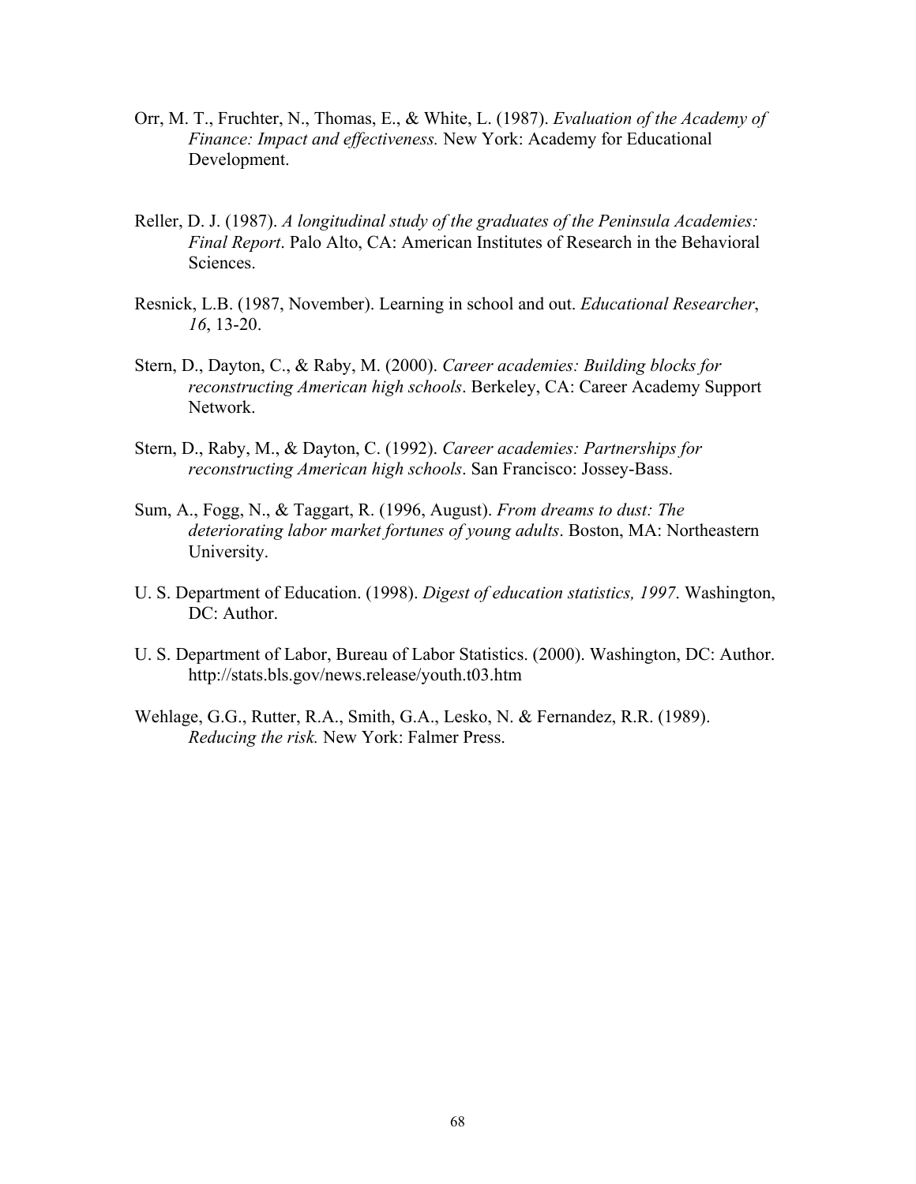Orr, M. T., Fruchter, N., Thomas, E., & White, L. (1987). *Evaluation of the Academy of Finance: Impact and effectiveness.* New York: Academy for Educational Development.

Reller, D. J. (1987). *A longitudinal study of the graduates of the Peninsula Academies: Final Report*. Palo Alto, CA: American Institutes of Research in the Behavioral Sciences.

Resnick, L.B. (1987, November). Learning in school and out. *Educational Researcher*, *16*, 13-20.

Stern, D., Dayton, C., & Raby, M. (2000). *Career academies: Building blocks for reconstructing American high schools*. Berkeley, CA: Career Academy Support Network.

Stern, D., Raby, M., & Dayton, C. (1992). *Career academies: Partnerships for reconstructing American high schools*. San Francisco: Jossey-Bass.

Sum, A., Fogg, N., & Taggart, R. (1996, August). *From dreams to dust: The deteriorating labor market fortunes of young adults*. Boston, MA: Northeastern University.

U. S. Department of Education. (1998). *Digest of education statistics, 1997*. Washington, DC: Author.

U. S. Department of Labor, Bureau of Labor Statistics. (2000). Washington, DC: Author. http://stats.bls.gov/news.release/youth.t03.htm

Wehlage, G.G., Rutter, R.A., Smith, G.A., Lesko, N. & Fernandez, R.R. (1989). *Reducing the risk.* New York: Falmer Press.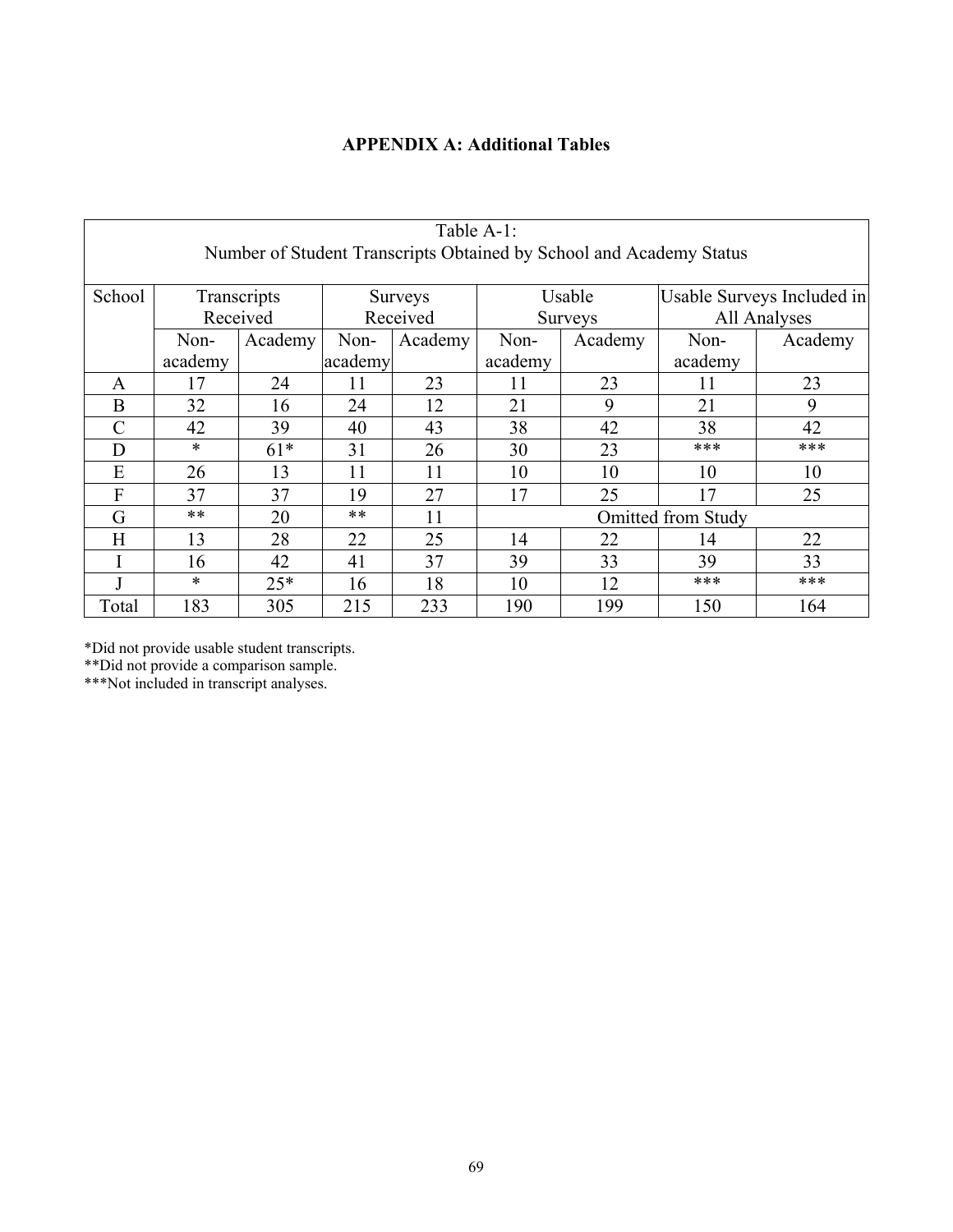# APPENDIX A: Additional Tables

Table A-1:
Number of Student Transcripts Obtained by School and Academy Status

| School | Transcripts Received | | Surveys Received | | Usable Surveys | | Usable Surveys Included in All Analyses | |
|---|---|---|---|---|---|---|---|---|
| | Non-academy | Academy | Non-academy | Academy | Non-academy | Academy | Non-academy | Academy |
| A | 17 | 24 | 11 | 23 | 11 | 23 | 11 | 23 |
| B | 32 | 16 | 24 | 12 | 21 | 9 | 21 | 9 |
| C | 42 | 39 | 40 | 43 | 38 | 42 | 38 | 42 |
| D | * | 61* | 31 | 26 | 30 | 23 | *** | *** |
| E | 26 | 13 | 11 | 11 | 10 | 10 | 10 | 10 |
| F | 37 | 37 | 19 | 27 | 17 | 25 | 17 | 25 |
| G | ** | 20 | ** | 11 | Omitted from Study | | | |
| H | 13 | 28 | 22 | 25 | 14 | 22 | 14 | 22 |
| I | 16 | 42 | 41 | 37 | 39 | 33 | 39 | 33 |
| J | * | 25* | 16 | 18 | 10 | 12 | *** | *** |
| Total | 183 | 305 | 215 | 233 | 190 | 199 | 150 | 164 |

*Did not provide usable student transcripts.
**Did not provide a comparison sample.
***Not included in transcript analyses.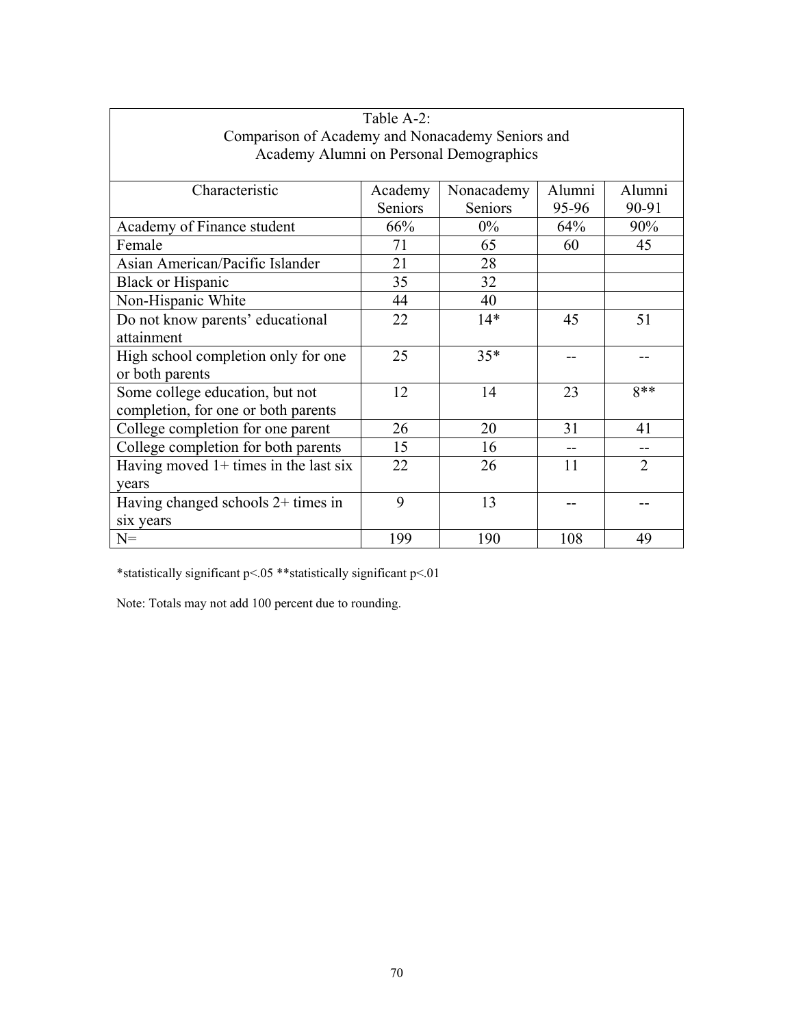Table A-2:
Comparison of Academy and Nonacademy Seniors and
Academy Alumni on Personal Demographics

| Characteristic | Academy Seniors | Nonacademy Seniors | Alumni 95-96 | Alumni 90-91 |
|---|---|---|---|---|
| Academy of Finance student | 66% | 0% | 64% | 90% |
| Female | 71 | 65 | 60 | 45 |
| Asian American/Pacific Islander | 21 | 28 | | |
| Black or Hispanic | 35 | 32 | | |
| Non-Hispanic White | 44 | 40 | | |
| Do not know parents' educational attainment | 22 | 14* | 45 | 51 |
| High school completion only for one or both parents | 25 | 35* | -- | -- |
| Some college education, but not completion, for one or both parents | 12 | 14 | 23 | 8** |
| College completion for one parent | 26 | 20 | 31 | 41 |
| College completion for both parents | 15 | 16 | -- | -- |
| Having moved 1+ times in the last six years | 22 | 26 | 11 | 2 |
| Having changed schools 2+ times in six years | 9 | 13 | -- | -- |
| N= | 199 | 190 | 108 | 49 |

*statistically significant $p<.05$ **statistically significant $p<.01$

Note: Totals may not add 100 percent due to rounding.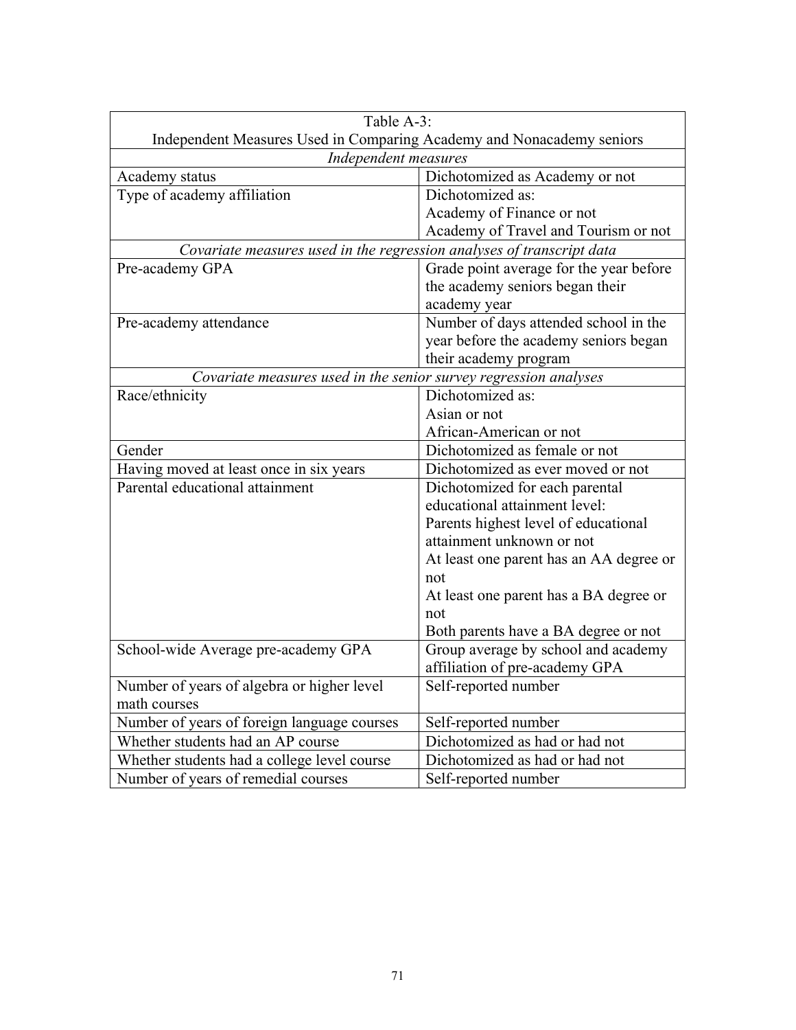| Table A-3:<br>Independent Measures Used in Comparing Academy and Nonacademy seniors | |
|---|---|
| *Independent measures* | |
| Academy status | Dichotomized as Academy or not |
| Type of academy affiliation | Dichotomized as:<br>Academy of Finance or not<br>Academy of Travel and Tourism or not |
| *Covariate measures used in the regression analyses of transcript data* | |
| Pre-academy GPA | Grade point average for the year before the academy seniors began their academy year |
| Pre-academy attendance | Number of days attended school in the year before the academy seniors began their academy program |
| *Covariate measures used in the senior survey regression analyses* | |
| Race/ethnicity | Dichotomized as:<br>Asian or not<br>African-American or not |
| Gender | Dichotomized as female or not |
| Having moved at least once in six years | Dichotomized as ever moved or not |
| Parental educational attainment | Dichotomized for each parental educational attainment level:<br>Parents highest level of educational attainment unknown or not<br>At least one parent has an AA degree or not<br>At least one parent has a BA degree or not<br>Both parents have a BA degree or not |
| School-wide Average pre-academy GPA | Group average by school and academy affiliation of pre-academy GPA |
| Number of years of algebra or higher level math courses | Self-reported number |
| Number of years of foreign language courses | Self-reported number |
| Whether students had an AP course | Dichotomized as had or had not |
| Whether students had a college level course | Dichotomized as had or had not |
| Number of years of remedial courses | Self-reported number |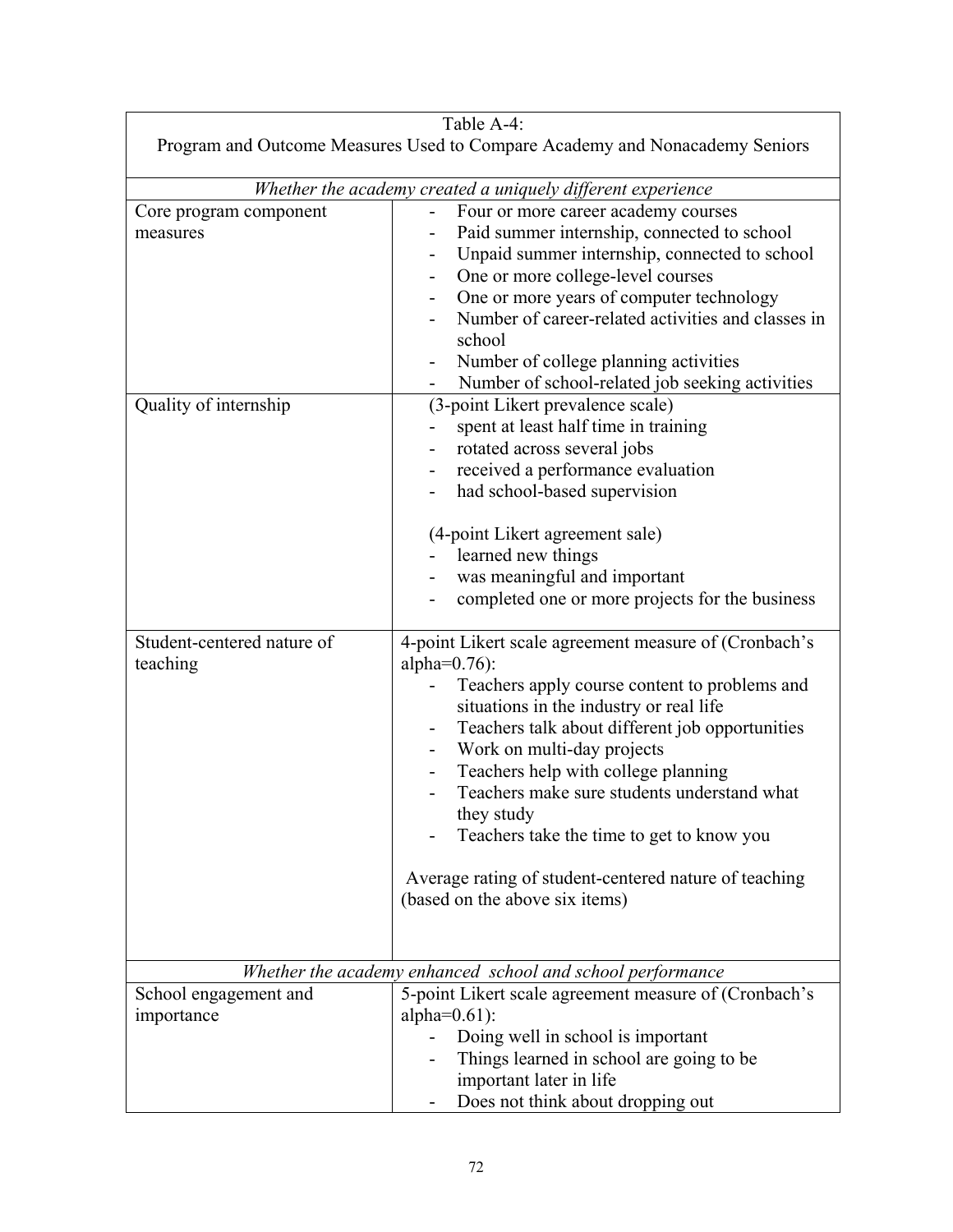Table A-4:
Program and Outcome Measures Used to Compare Academy and Nonacademy Seniors

| *Whether the academy created a uniquely different experience* | |
|---|---|
| Core program component measures | - Four or more career academy courses<br>- Paid summer internship, connected to school<br>- Unpaid summer internship, connected to school<br>- One or more college-level courses<br>- One or more years of computer technology<br>- Number of career-related activities and classes in school<br>- Number of college planning activities<br>- Number of school-related job seeking activities |
| Quality of internship | (3-point Likert prevalence scale)<br>- spent at least half time in training<br>- rotated across several jobs<br>- received a performance evaluation<br>- had school-based supervision<br><br>(4-point Likert agreement sale)<br>- learned new things<br>- was meaningful and important<br>- completed one or more projects for the business |
| Student-centered nature of teaching | 4-point Likert scale agreement measure of (Cronbach's alpha=0.76):<br>- Teachers apply course content to problems and situations in the industry or real life<br>- Teachers talk about different job opportunities<br>- Work on multi-day projects<br>- Teachers help with college planning<br>- Teachers make sure students understand what they study<br>- Teachers take the time to get to know you<br><br>Average rating of student-centered nature of teaching (based on the above six items) |
| *Whether the academy enhanced school and school performance* | |
| School engagement and importance | 5-point Likert scale agreement measure of (Cronbach's alpha=0.61):<br>- Doing well in school is important<br>- Things learned in school are going to be important later in life<br>- Does not think about dropping out |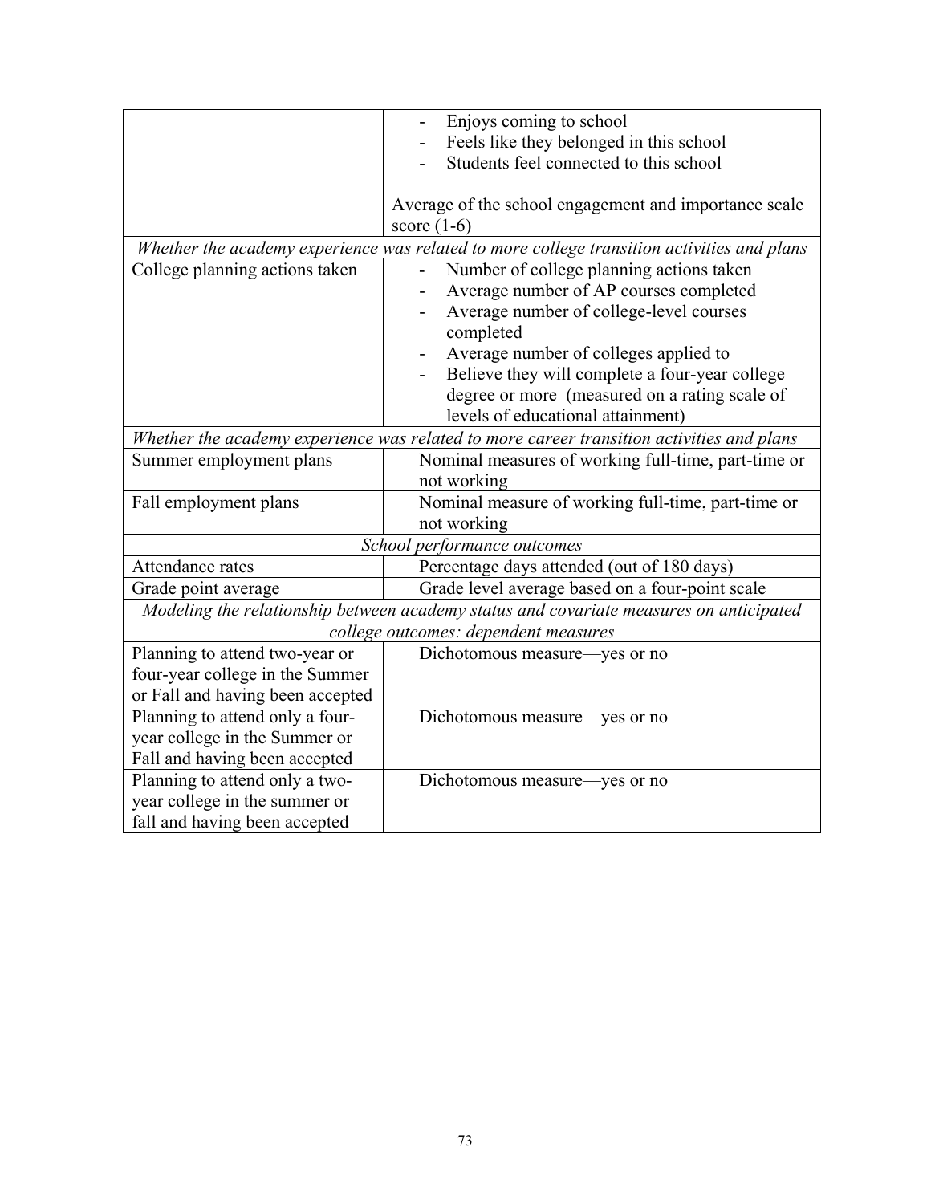| | |
|---|---|
| | - Enjoys coming to school<br>- Feels like they belonged in this school<br>- Students feel connected to this school<br><br>Average of the school engagement and importance scale score (1-6) |
| *Whether the academy experience was related to more college transition activities and plans* | |
| College planning actions taken | - Number of college planning actions taken<br>- Average number of AP courses completed<br>- Average number of college-level courses completed<br>- Average number of colleges applied to<br>- Believe they will complete a four-year college degree or more (measured on a rating scale of levels of educational attainment) |
| *Whether the academy experience was related to more career transition activities and plans* | |
| Summer employment plans | Nominal measures of working full-time, part-time or not working |
| Fall employment plans | Nominal measure of working full-time, part-time or not working |
| *School performance outcomes* | |
| Attendance rates | Percentage days attended (out of 180 days) |
| Grade point average | Grade level average based on a four-point scale |
| *Modeling the relationship between academy status and covariate measures on anticipated college outcomes: dependent measures* | |
| Planning to attend two-year or four-year college in the Summer or Fall and having been accepted | Dichotomous measure—yes or no |
| Planning to attend only a four-year college in the Summer or Fall and having been accepted | Dichotomous measure—yes or no |
| Planning to attend only a two-year college in the summer or fall and having been accepted | Dichotomous measure—yes or no |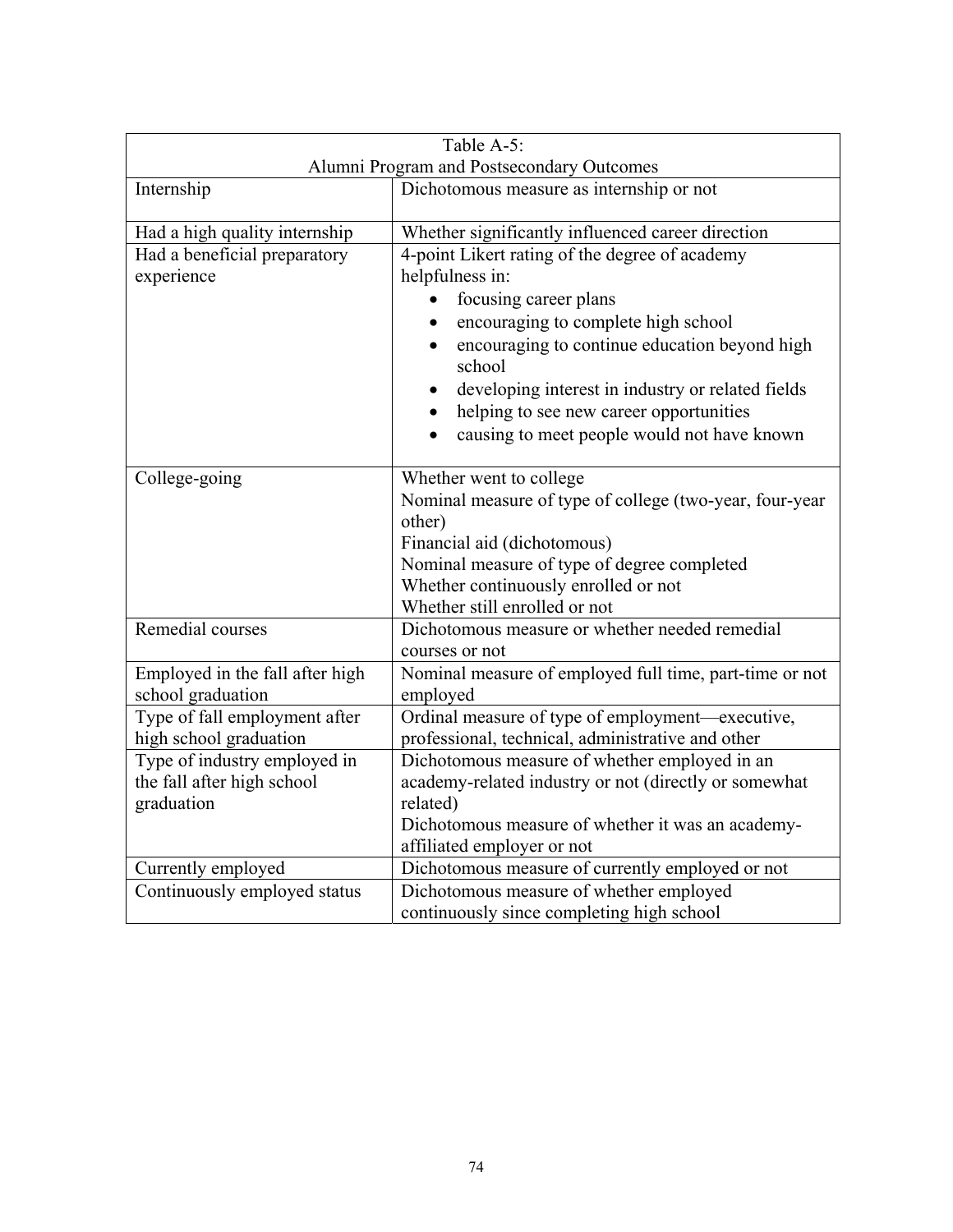| Table A-5: Alumni Program and Postsecondary Outcomes | |
|---|---|
| Internship | Dichotomous measure as internship or not |
| Had a high quality internship | Whether significantly influenced career direction |
| Had a beneficial preparatory experience | 4-point Likert rating of the degree of academy helpfulness in:<br>• focusing career plans<br>• encouraging to complete high school<br>• encouraging to continue education beyond high school<br>• developing interest in industry or related fields<br>• helping to see new career opportunities<br>• causing to meet people would not have known |
| College-going | Whether went to college<br>Nominal measure of type of college (two-year, four-year other)<br>Financial aid (dichotomous)<br>Nominal measure of type of degree completed<br>Whether continuously enrolled or not<br>Whether still enrolled or not |
| Remedial courses | Dichotomous measure or whether needed remedial courses or not |
| Employed in the fall after high school graduation | Nominal measure of employed full time, part-time or not employed |
| Type of fall employment after high school graduation | Ordinal measure of type of employment—executive, professional, technical, administrative and other |
| Type of industry employed in the fall after high school graduation | Dichotomous measure of whether employed in an academy-related industry or not (directly or somewhat related)<br>Dichotomous measure of whether it was an academy-affiliated employer or not |
| Currently employed | Dichotomous measure of currently employed or not |
| Continuously employed status | Dichotomous measure of whether employed continuously since completing high school |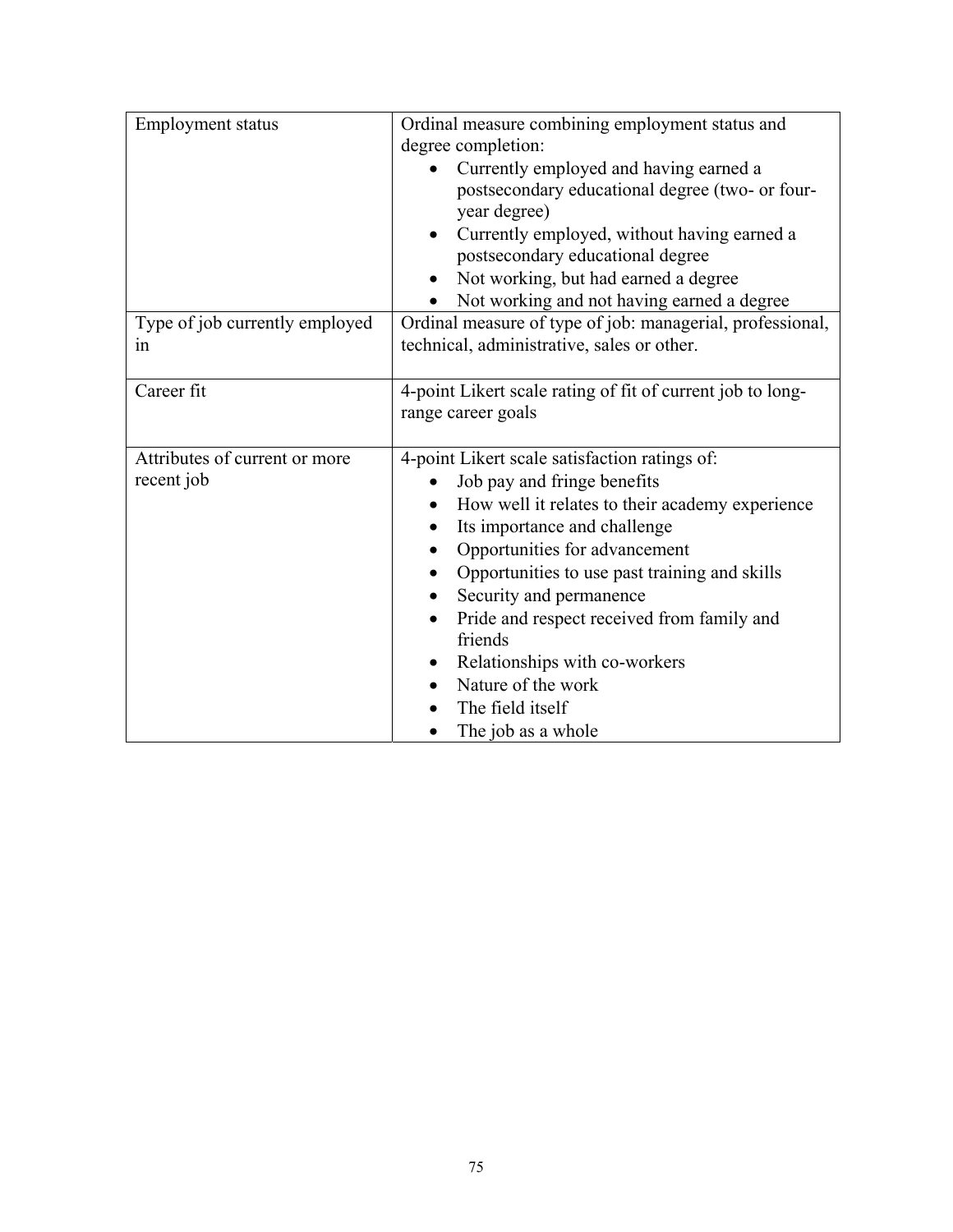| | |
|---|---|
| Employment status | Ordinal measure combining employment status and degree completion:<br>• Currently employed and having earned a postsecondary educational degree (two- or four-year degree)<br>• Currently employed, without having earned a postsecondary educational degree<br>• Not working, but had earned a degree<br>• Not working and not having earned a degree |
| Type of job currently employed in | Ordinal measure of type of job: managerial, professional, technical, administrative, sales or other. |
| Career fit | 4-point Likert scale rating of fit of current job to long-range career goals |
| Attributes of current or more recent job | 4-point Likert scale satisfaction ratings of:<br>• Job pay and fringe benefits<br>• How well it relates to their academy experience<br>• Its importance and challenge<br>• Opportunities for advancement<br>• Opportunities to use past training and skills<br>• Security and permanence<br>• Pride and respect received from family and friends<br>• Relationships with co-workers<br>• Nature of the work<br>• The field itself<br>• The job as a whole |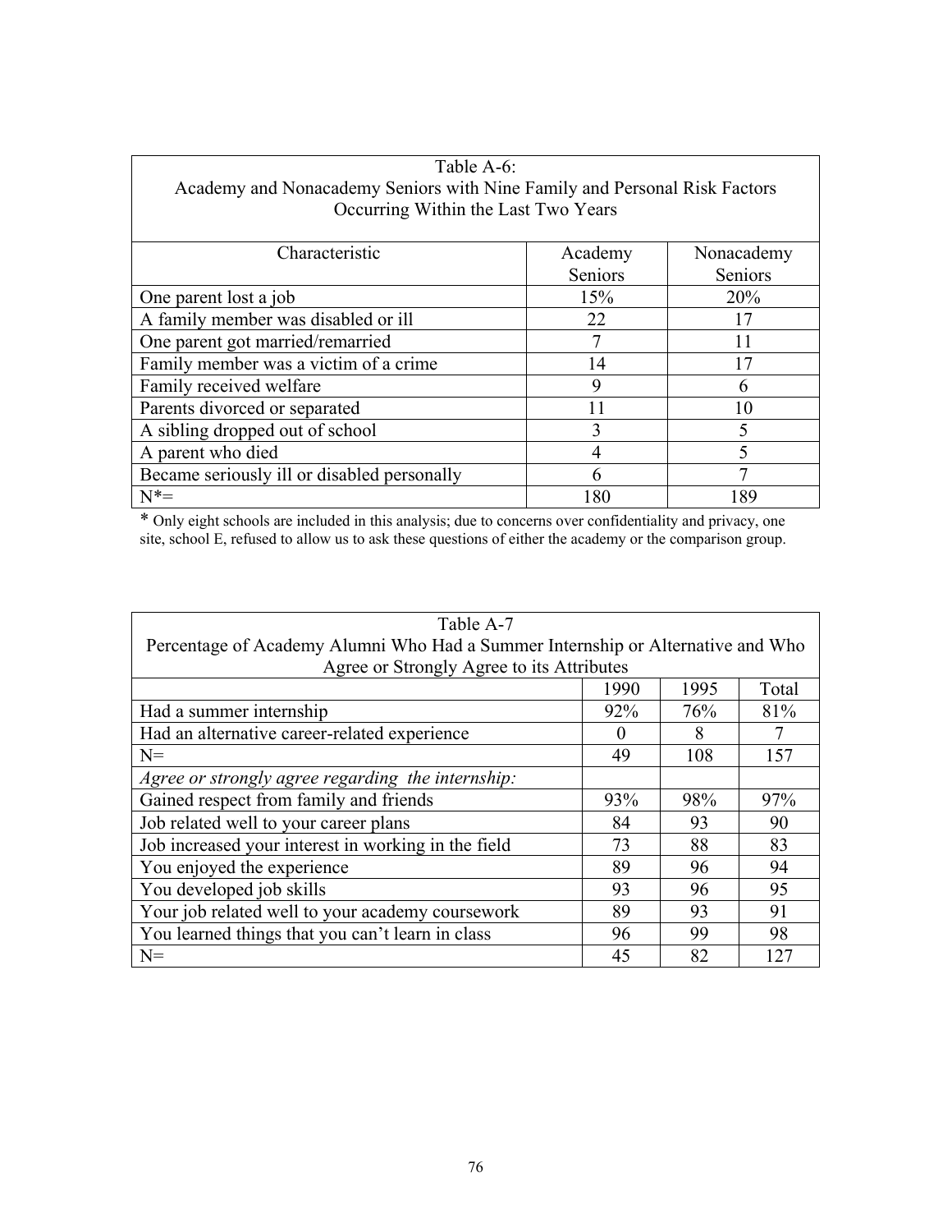Table A-6:
Academy and Nonacademy Seniors with Nine Family and Personal Risk Factors Occurring Within the Last Two Years

| Characteristic | Academy Seniors | Nonacademy Seniors |
|---|---|---|
| One parent lost a job | 15% | 20% |
| A family member was disabled or ill | 22 | 17 |
| One parent got married/remarried | 7 | 11 |
| Family member was a victim of a crime | 14 | 17 |
| Family received welfare | 9 | 6 |
| Parents divorced or separated | 11 | 10 |
| A sibling dropped out of school | 3 | 5 |
| A parent who died | 4 | 5 |
| Became seriously ill or disabled personally | 6 | 7 |
| N*= | 180 | 189 |

* Only eight schools are included in this analysis; due to concerns over confidentiality and privacy, one site, school E, refused to allow us to ask these questions of either the academy or the comparison group.

Table A-7
Percentage of Academy Alumni Who Had a Summer Internship or Alternative and Who Agree or Strongly Agree to its Attributes

| | 1990 | 1995 | Total |
|---|---|---|---|
| Had a summer internship | 92% | 76% | 81% |
| Had an alternative career-related experience | 0 | 8 | 7 |
| N= | 49 | 108 | 157 |
| *Agree or strongly agree regarding the internship:* | | | |
| Gained respect from family and friends | 93% | 98% | 97% |
| Job related well to your career plans | 84 | 93 | 90 |
| Job increased your interest in working in the field | 73 | 88 | 83 |
| You enjoyed the experience | 89 | 96 | 94 |
| You developed job skills | 93 | 96 | 95 |
| Your job related well to your academy coursework | 89 | 93 | 91 |
| You learned things that you can't learn in class | 96 | 99 | 98 |
| N= | 45 | 82 | 127 |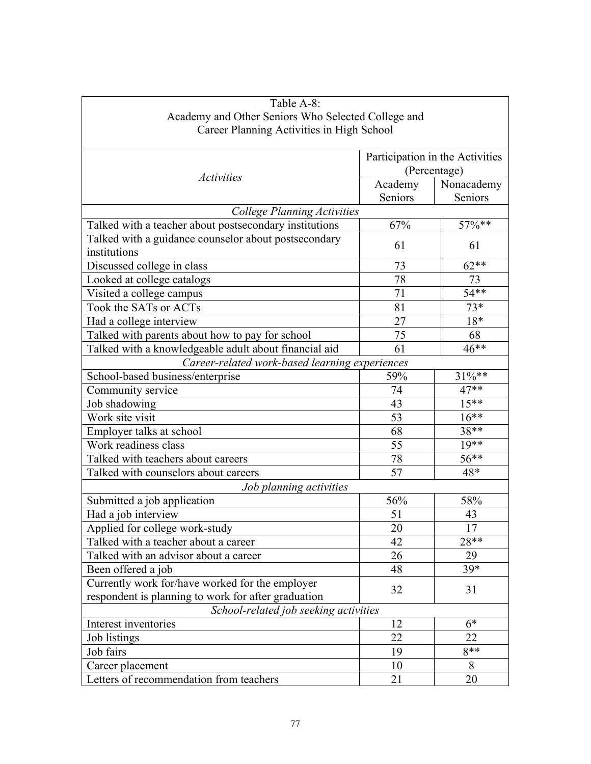Table A-8:
Academy and Other Seniors Who Selected College and Career Planning Activities in High School

| *Activities* | Participation in the Activities (Percentage) | |
|---|---|---|
| | Academy Seniors | Nonacademy Seniors |
| *College Planning Activities* | | |
| Talked with a teacher about postsecondary institutions | 67% | 57%** |
| Talked with a guidance counselor about postsecondary institutions | 61 | 61 |
| Discussed college in class | 73 | 62** |
| Looked at college catalogs | 78 | 73 |
| Visited a college campus | 71 | 54** |
| Took the SATs or ACTs | 81 | 73* |
| Had a college interview | 27 | 18* |
| Talked with parents about how to pay for school | 75 | 68 |
| Talked with a knowledgeable adult about financial aid | 61 | 46** |
| *Career-related work-based learning experiences* | | |
| School-based business/enterprise | 59% | 31%** |
| Community service | 74 | 47** |
| Job shadowing | 43 | 15** |
| Work site visit | 53 | 16** |
| Employer talks at school | 68 | 38** |
| Work readiness class | 55 | 19** |
| Talked with teachers about careers | 78 | 56** |
| Talked with counselors about careers | 57 | 48* |
| *Job planning activities* | | |
| Submitted a job application | 56% | 58% |
| Had a job interview | 51 | 43 |
| Applied for college work-study | 20 | 17 |
| Talked with a teacher about a career | 42 | 28** |
| Talked with an advisor about a career | 26 | 29 |
| Been offered a job | 48 | 39* |
| Currently work for/have worked for the employer respondent is planning to work for after graduation | 32 | 31 |
| *School-related job seeking activities* | | |
| Interest inventories | 12 | 6* |
| Job listings | 22 | 22 |
| Job fairs | 19 | 8** |
| Career placement | 10 | 8 |
| Letters of recommendation from teachers | 21 | 20 |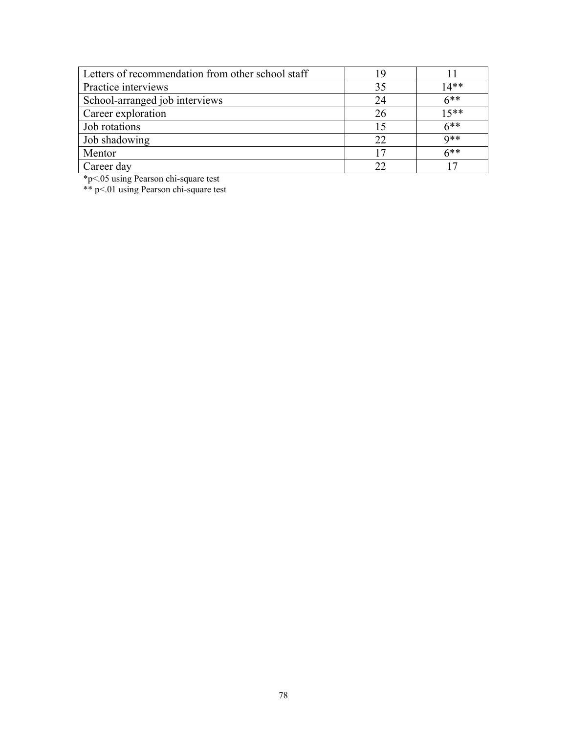| | | |
|---|---|---|
| Letters of recommendation from other school staff | 19 | 11 |
| Practice interviews | 35 | 14** |
| School-arranged job interviews | 24 | 6** |
| Career exploration | 26 | 15** |
| Job rotations | 15 | 6** |
| Job shadowing | 22 | 9** |
| Mentor | 17 | 6** |
| Career day | 22 | 17 |

*p<.05 using Pearson chi-square test

** p<.01 using Pearson chi-square test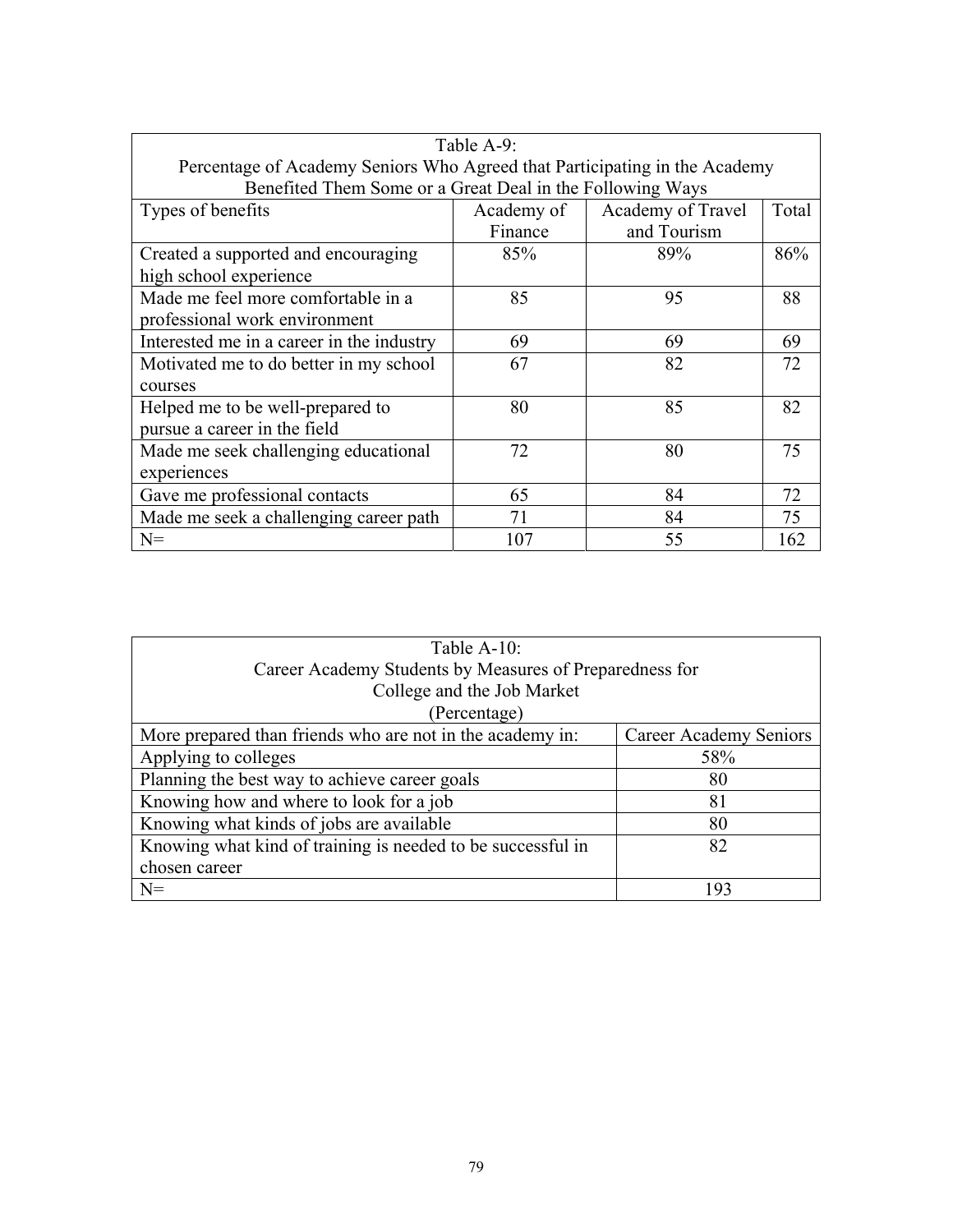Table A-9:
Percentage of Academy Seniors Who Agreed that Participating in the Academy Benefited Them Some or a Great Deal in the Following Ways

| Types of benefits | Academy of Finance | Academy of Travel and Tourism | Total |
|---|---|---|---|
| Created a supported and encouraging high school experience | 85% | 89% | 86% |
| Made me feel more comfortable in a professional work environment | 85 | 95 | 88 |
| Interested me in a career in the industry | 69 | 69 | 69 |
| Motivated me to do better in my school courses | 67 | 82 | 72 |
| Helped me to be well-prepared to pursue a career in the field | 80 | 85 | 82 |
| Made me seek challenging educational experiences | 72 | 80 | 75 |
| Gave me professional contacts | 65 | 84 | 72 |
| Made me seek a challenging career path | 71 | 84 | 75 |
| N= | 107 | 55 | 162 |

Table A-10:
Career Academy Students by Measures of Preparedness for College and the Job Market
(Percentage)

| More prepared than friends who are not in the academy in: | Career Academy Seniors |
|---|---|
| Applying to colleges | 58% |
| Planning the best way to achieve career goals | 80 |
| Knowing how and where to look for a job | 81 |
| Knowing what kinds of jobs are available | 80 |
| Knowing what kind of training is needed to be successful in chosen career | 82 |
| N= | 193 |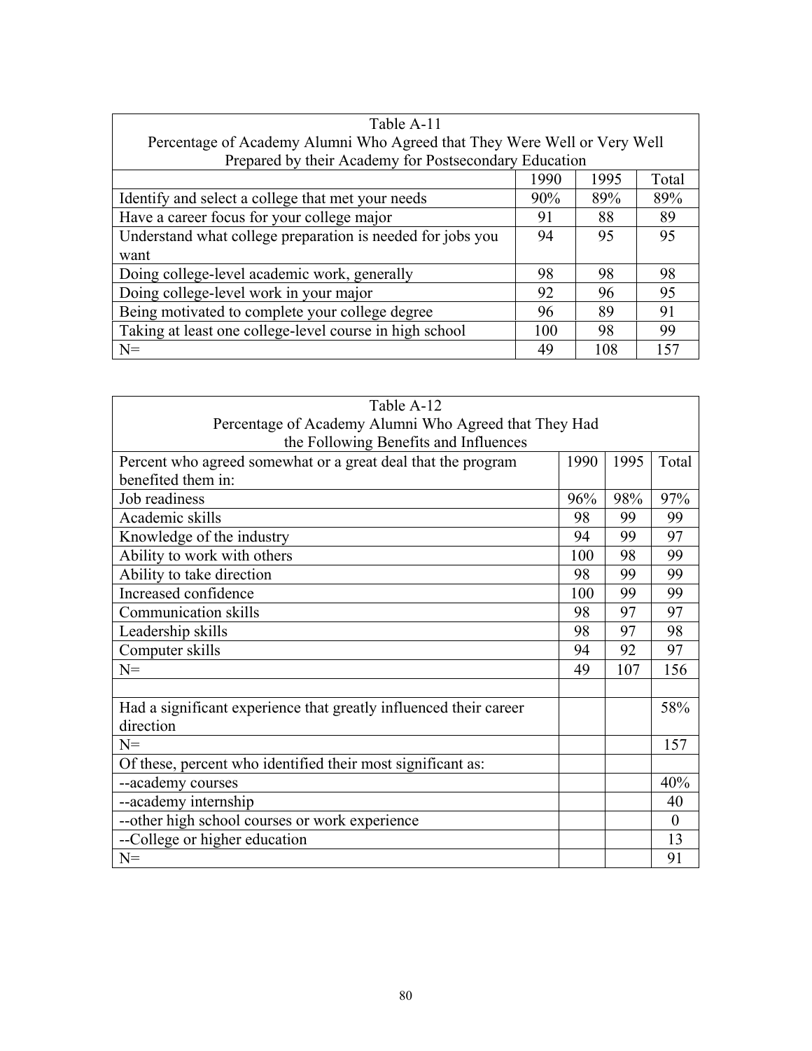| Table A-11<br>Percentage of Academy Alumni Who Agreed that They Were Well or Very Well Prepared by their Academy for Postsecondary Education | | | |
|---|---|---|---|
| | 1990 | 1995 | Total |
| Identify and select a college that met your needs | 90% | 89% | 89% |
| Have a career focus for your college major | 91 | 88 | 89 |
| Understand what college preparation is needed for jobs you want | 94 | 95 | 95 |
| Doing college-level academic work, generally | 98 | 98 | 98 |
| Doing college-level work in your major | 92 | 96 | 95 |
| Being motivated to complete your college degree | 96 | 89 | 91 |
| Taking at least one college-level course in high school | 100 | 98 | 99 |
| N= | 49 | 108 | 157 |

| Table A-12<br>Percentage of Academy Alumni Who Agreed that They Had the Following Benefits and Influences | | | |
|---|---|---|---|
| Percent who agreed somewhat or a great deal that the program benefited them in: | 1990 | 1995 | Total |
| Job readiness | 96% | 98% | 97% |
| Academic skills | 98 | 99 | 99 |
| Knowledge of the industry | 94 | 99 | 97 |
| Ability to work with others | 100 | 98 | 99 |
| Ability to take direction | 98 | 99 | 99 |
| Increased confidence | 100 | 99 | 99 |
| Communication skills | 98 | 97 | 97 |
| Leadership skills | 98 | 97 | 98 |
| Computer skills | 94 | 92 | 97 |
| N= | 49 | 107 | 156 |
| | | | |
| Had a significant experience that greatly influenced their career direction | | | 58% |
| N= | | | 157 |
| Of these, percent who identified their most significant as: | | | |
| --academy courses | | | 40% |
| --academy internship | | | 40 |
| --other high school courses or work experience | | | 0 |
| --College or higher education | | | 13 |
| N= | | | 91 |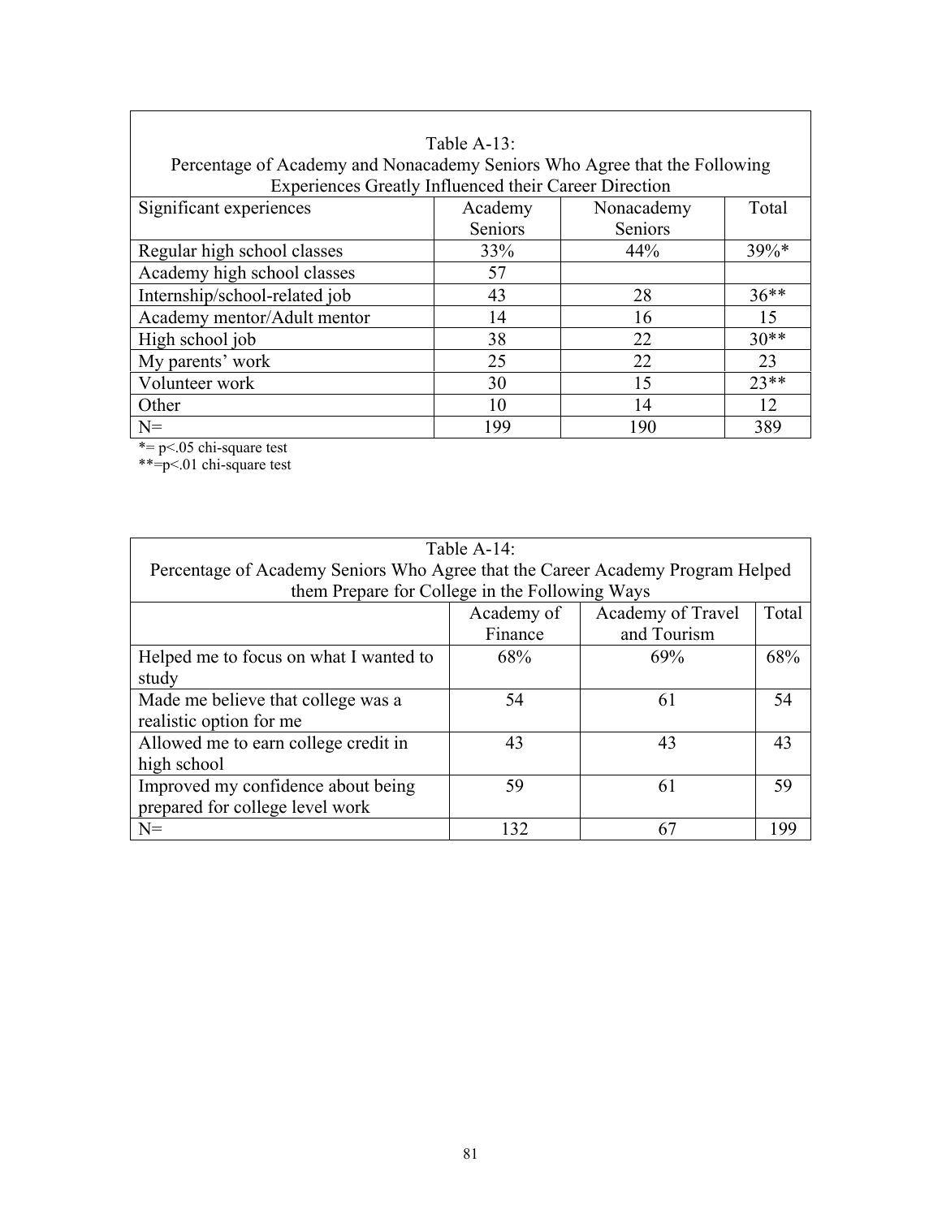Table A-13:
Percentage of Academy and Nonacademy Seniors Who Agree that the Following Experiences Greatly Influenced their Career Direction

| Significant experiences | Academy Seniors | Nonacademy Seniors | Total |
|---|---|---|---|
| Regular high school classes | 33% | 44% | 39%* |
| Academy high school classes | 57 | | |
| Internship/school-related job | 43 | 28 | 36** |
| Academy mentor/Adult mentor | 14 | 16 | 15 |
| High school job | 38 | 22 | 30** |
| My parents' work | 25 | 22 | 23 |
| Volunteer work | 30 | 15 | 23** |
| Other | 10 | 14 | 12 |
| N= | 199 | 190 | 389 |

*= $p<.05$ chi-square test
**= $p<.01$ chi-square test

Table A-14:
Percentage of Academy Seniors Who Agree that the Career Academy Program Helped them Prepare for College in the Following Ways

| | Academy of Finance | Academy of Travel and Tourism | Total |
|---|---|---|---|
| Helped me to focus on what I wanted to study | 68% | 69% | 68% |
| Made me believe that college was a realistic option for me | 54 | 61 | 54 |
| Allowed me to earn college credit in high school | 43 | 43 | 43 |
| Improved my confidence about being prepared for college level work | 59 | 61 | 59 |
| N= | 132 | 67 | 199 |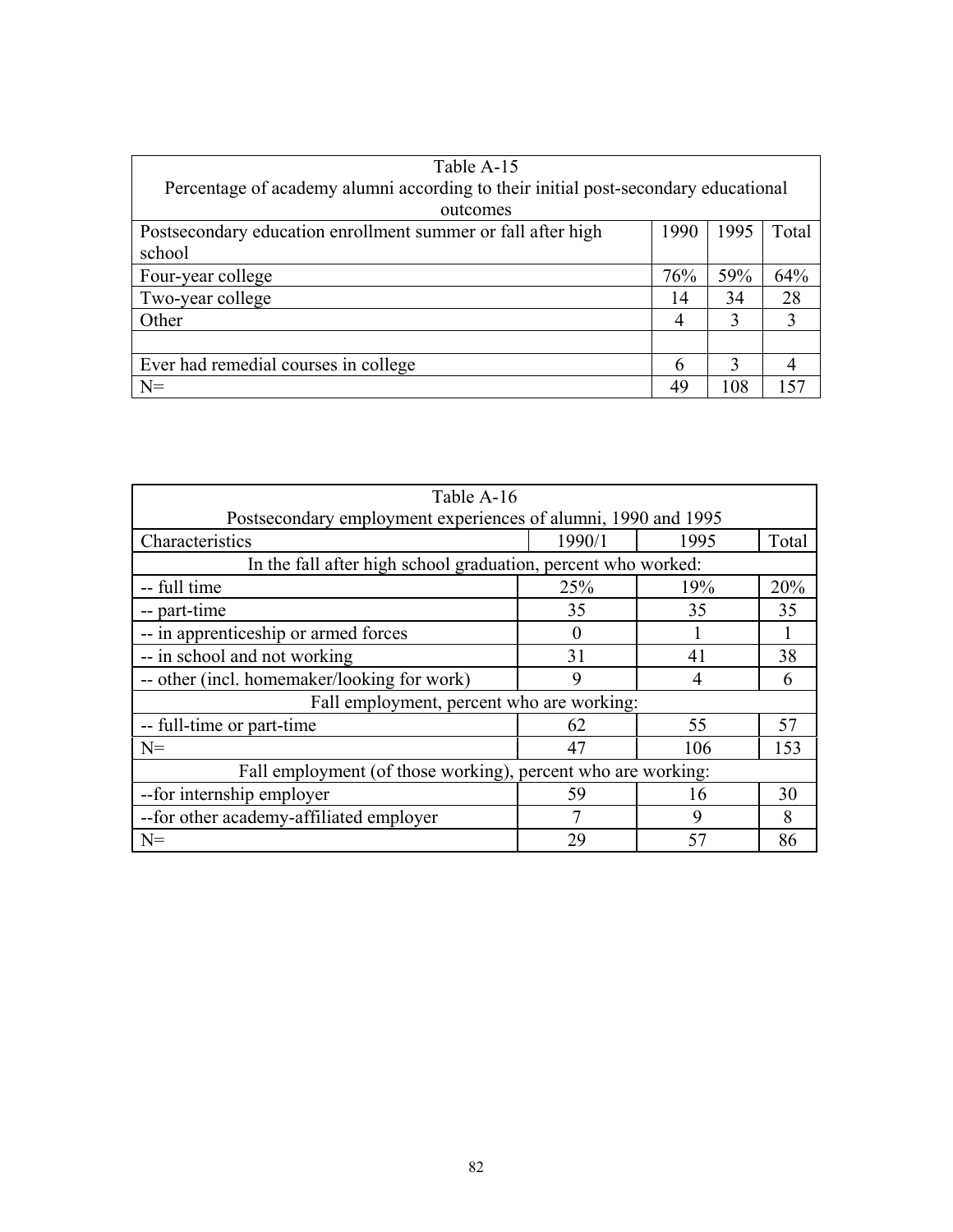| Table A-15<br>Percentage of academy alumni according to their initial post-secondary educational outcomes | | | |
|---|---|---|---|
| Postsecondary education enrollment summer or fall after high school | 1990 | 1995 | Total |
| Four-year college | 76% | 59% | 64% |
| Two-year college | 14 | 34 | 28 |
| Other | 4 | 3 | 3 |
| | | | |
| Ever had remedial courses in college | 6 | 3 | 4 |
| N= | 49 | 108 | 157 |

| Table A-16<br>Postsecondary employment experiences of alumni, 1990 and 1995 | | | |
|---|---|---|---|
| Characteristics | 1990/1 | 1995 | Total |
| In the fall after high school graduation, percent who worked: | | | |
| -- full time | 25% | 19% | 20% |
| -- part-time | 35 | 35 | 35 |
| -- in apprenticeship or armed forces | 0 | 1 | 1 |
| -- in school and not working | 31 | 41 | 38 |
| -- other (incl. homemaker/looking for work) | 9 | 4 | 6 |
| Fall employment, percent who are working: | | | |
| -- full-time or part-time | 62 | 55 | 57 |
| N= | 47 | 106 | 153 |
| Fall employment (of those working), percent who are working: | | | |
| --for internship employer | 59 | 16 | 30 |
| --for other academy-affiliated employer | 7 | 9 | 8 |
| N= | 29 | 57 | 86 |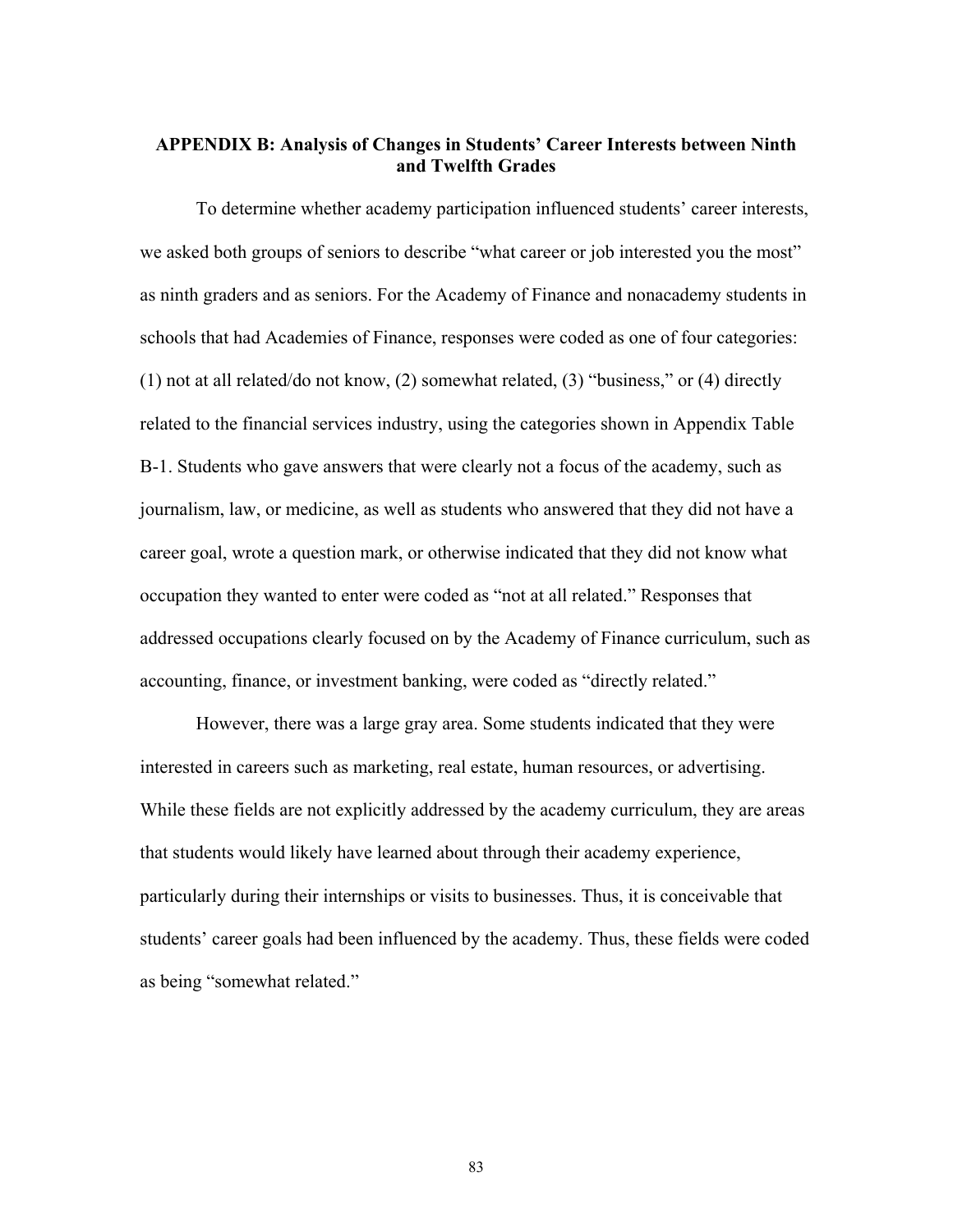## APPENDIX B: Analysis of Changes in Students' Career Interests between Ninth and Twelfth Grades

To determine whether academy participation influenced students' career interests, we asked both groups of seniors to describe "what career or job interested you the most" as ninth graders and as seniors. For the Academy of Finance and nonacademy students in schools that had Academies of Finance, responses were coded as one of four categories: (1) not at all related/do not know, (2) somewhat related, (3) "business," or (4) directly related to the financial services industry, using the categories shown in Appendix Table B-1. Students who gave answers that were clearly not a focus of the academy, such as journalism, law, or medicine, as well as students who answered that they did not have a career goal, wrote a question mark, or otherwise indicated that they did not know what occupation they wanted to enter were coded as "not at all related." Responses that addressed occupations clearly focused on by the Academy of Finance curriculum, such as accounting, finance, or investment banking, were coded as "directly related."

However, there was a large gray area. Some students indicated that they were interested in careers such as marketing, real estate, human resources, or advertising. While these fields are not explicitly addressed by the academy curriculum, they are areas that students would likely have learned about through their academy experience, particularly during their internships or visits to businesses. Thus, it is conceivable that students' career goals had been influenced by the academy. Thus, these fields were coded as being "somewhat related."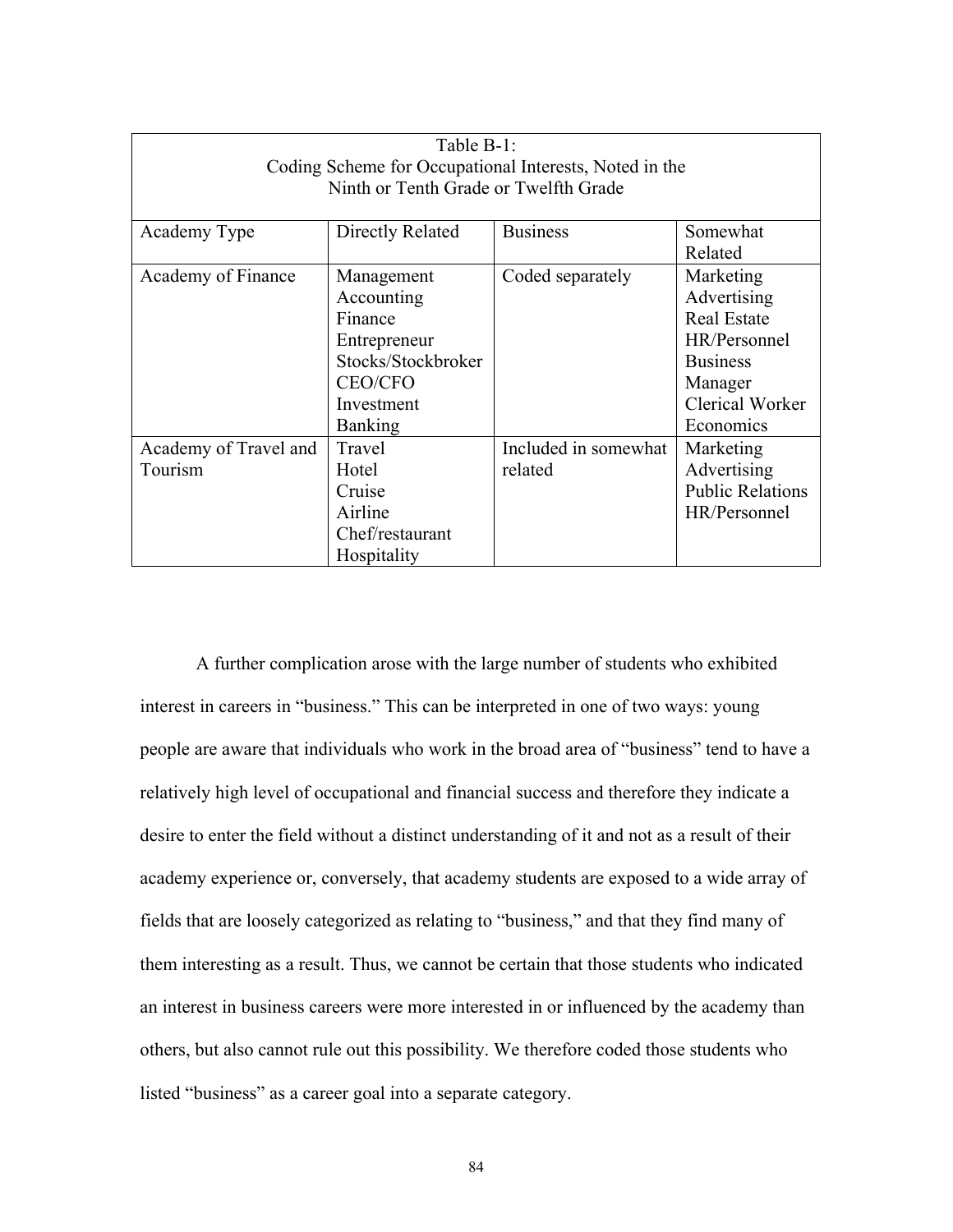Table B-1:
Coding Scheme for Occupational Interests, Noted in the Ninth or Tenth Grade or Twelfth Grade

| Academy Type | Directly Related | Business | Somewhat Related |
| --- | --- | --- | --- |
| Academy of Finance | Management<br>Accounting<br>Finance<br>Entrepreneur<br>Stocks/Stockbroker<br>CEO/CFO<br>Investment<br>Banking | Coded separately | Marketing<br>Advertising<br>Real Estate<br>HR/Personnel<br>Business<br>Manager<br>Clerical Worker<br>Economics |
| Academy of Travel and Tourism | Travel<br>Hotel<br>Cruise<br>Airline<br>Chef/restaurant<br>Hospitality | Included in somewhat related | Marketing<br>Advertising<br>Public Relations<br>HR/Personnel |

A further complication arose with the large number of students who exhibited interest in careers in "business." This can be interpreted in one of two ways: young people are aware that individuals who work in the broad area of "business" tend to have a relatively high level of occupational and financial success and therefore they indicate a desire to enter the field without a distinct understanding of it and not as a result of their academy experience or, conversely, that academy students are exposed to a wide array of fields that are loosely categorized as relating to "business," and that they find many of them interesting as a result. Thus, we cannot be certain that those students who indicated an interest in business careers were more interested in or influenced by the academy than others, but also cannot rule out this possibility. We therefore coded those students who listed "business" as a career goal into a separate category.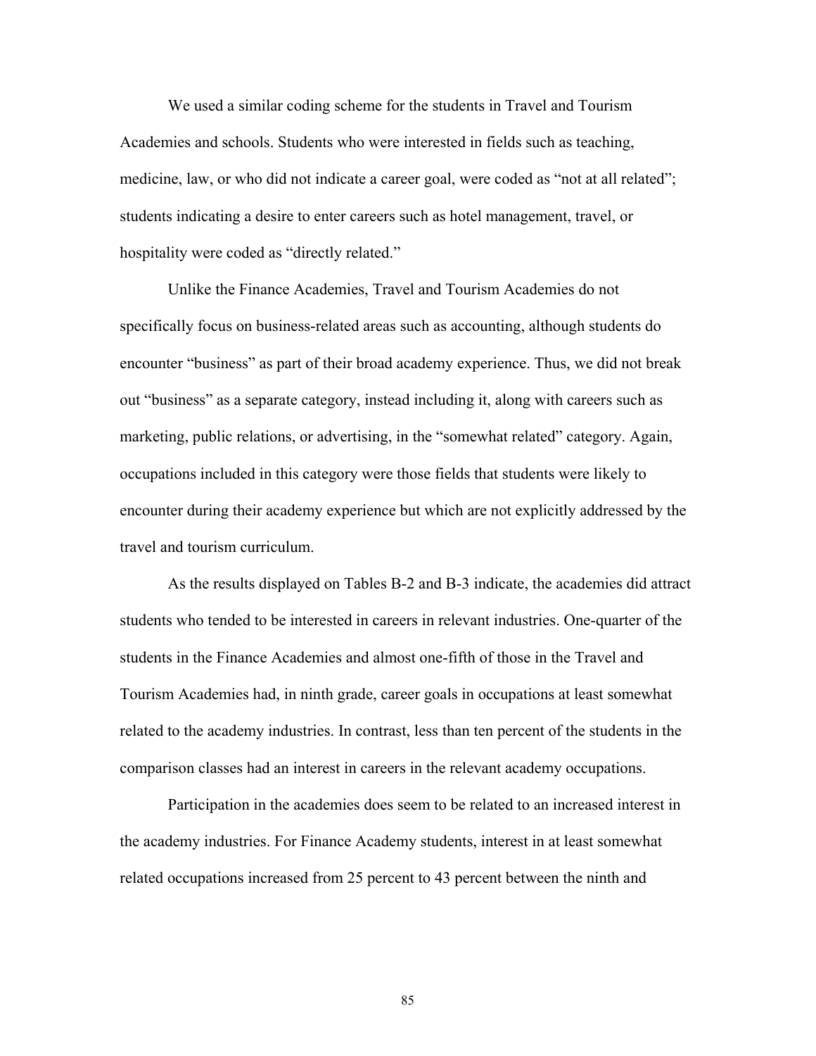We used a similar coding scheme for the students in Travel and Tourism Academies and schools. Students who were interested in fields such as teaching, medicine, law, or who did not indicate a career goal, were coded as "not at all related"; students indicating a desire to enter careers such as hotel management, travel, or hospitality were coded as "directly related."

Unlike the Finance Academies, Travel and Tourism Academies do not specifically focus on business-related areas such as accounting, although students do encounter "business" as part of their broad academy experience. Thus, we did not break out "business" as a separate category, instead including it, along with careers such as marketing, public relations, or advertising, in the "somewhat related" category. Again, occupations included in this category were those fields that students were likely to encounter during their academy experience but which are not explicitly addressed by the travel and tourism curriculum.

As the results displayed on Tables B-2 and B-3 indicate, the academies did attract students who tended to be interested in careers in relevant industries. One-quarter of the students in the Finance Academies and almost one-fifth of those in the Travel and Tourism Academies had, in ninth grade, career goals in occupations at least somewhat related to the academy industries. In contrast, less than ten percent of the students in the comparison classes had an interest in careers in the relevant academy occupations.

Participation in the academies does seem to be related to an increased interest in the academy industries. For Finance Academy students, interest in at least somewhat related occupations increased from 25 percent to 43 percent between the ninth and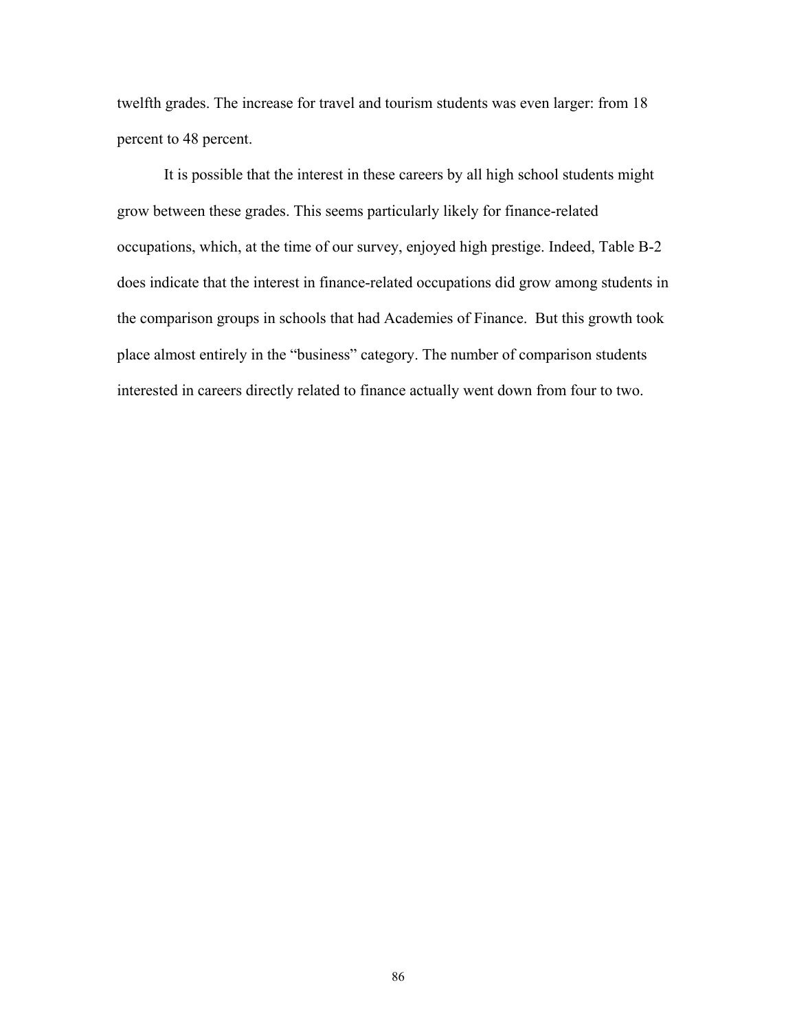twelfth grades. The increase for travel and tourism students was even larger: from 18 percent to 48 percent.

It is possible that the interest in these careers by all high school students might grow between these grades. This seems particularly likely for finance-related occupations, which, at the time of our survey, enjoyed high prestige. Indeed, Table B-2 does indicate that the interest in finance-related occupations did grow among students in the comparison groups in schools that had Academies of Finance. But this growth took place almost entirely in the "business" category. The number of comparison students interested in careers directly related to finance actually went down from four to two.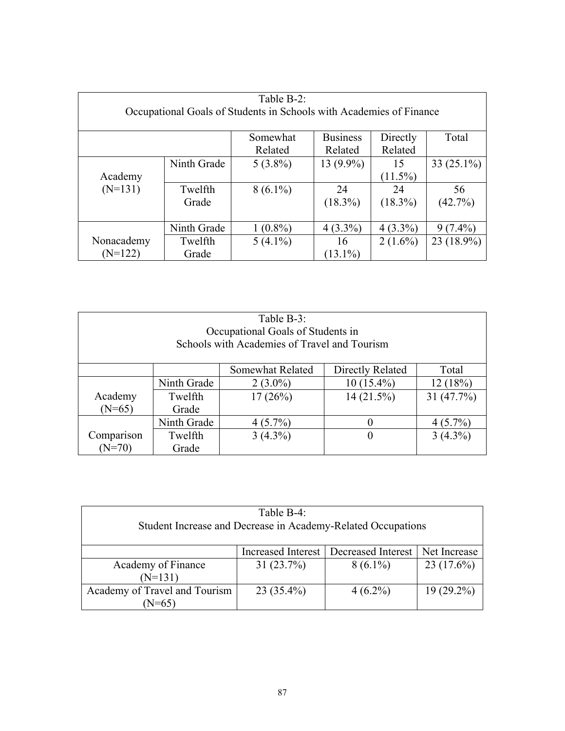| Table B-2: Occupational Goals of Students in Schools with Academies of Finance | | | | | |
|---|---|---|---|---|---|
| | | Somewhat Related | Business Related | Directly Related | Total |
| Academy (N=131) | Ninth Grade | 5 (3.8%) | 13 (9.9%) | 15 (11.5%) | 33 (25.1%) |
| | Twelfth Grade | 8 (6.1%) | 24 (18.3%) | 24 (18.3%) | 56 (42.7%) |
| Nonacademy (N=122) | Ninth Grade | 1 (0.8%) | 4 (3.3%) | 4 (3.3%) | 9 (7.4%) |
| | Twelfth Grade | 5 (4.1%) | 16 (13.1%) | 2 (1.6%) | 23 (18.9%) |

| Table B-3: Occupational Goals of Students in Schools with Academies of Travel and Tourism | | | | |
|---|---|---|---|---|
| | | Somewhat Related | Directly Related | Total |
| Academy (N=65) | Ninth Grade | 2 (3.0%) | 10 (15.4%) | 12 (18%) |
| | Twelfth Grade | 17 (26%) | 14 (21.5%) | 31 (47.7%) |
| Comparison (N=70) | Ninth Grade | 4 (5.7%) | 0 | 4 (5.7%) |
| | Twelfth Grade | 3 (4.3%) | 0 | 3 (4.3%) |

| Table B-4: Student Increase and Decrease in Academy-Related Occupations | | | |
|---|---|---|---|
| | Increased Interest | Decreased Interest | Net Increase |
| Academy of Finance (N=131) | 31 (23.7%) | 8 (6.1%) | 23 (17.6%) |
| Academy of Travel and Tourism (N=65) | 23 (35.4%) | 4 (6.2%) | 19 (29.2%) |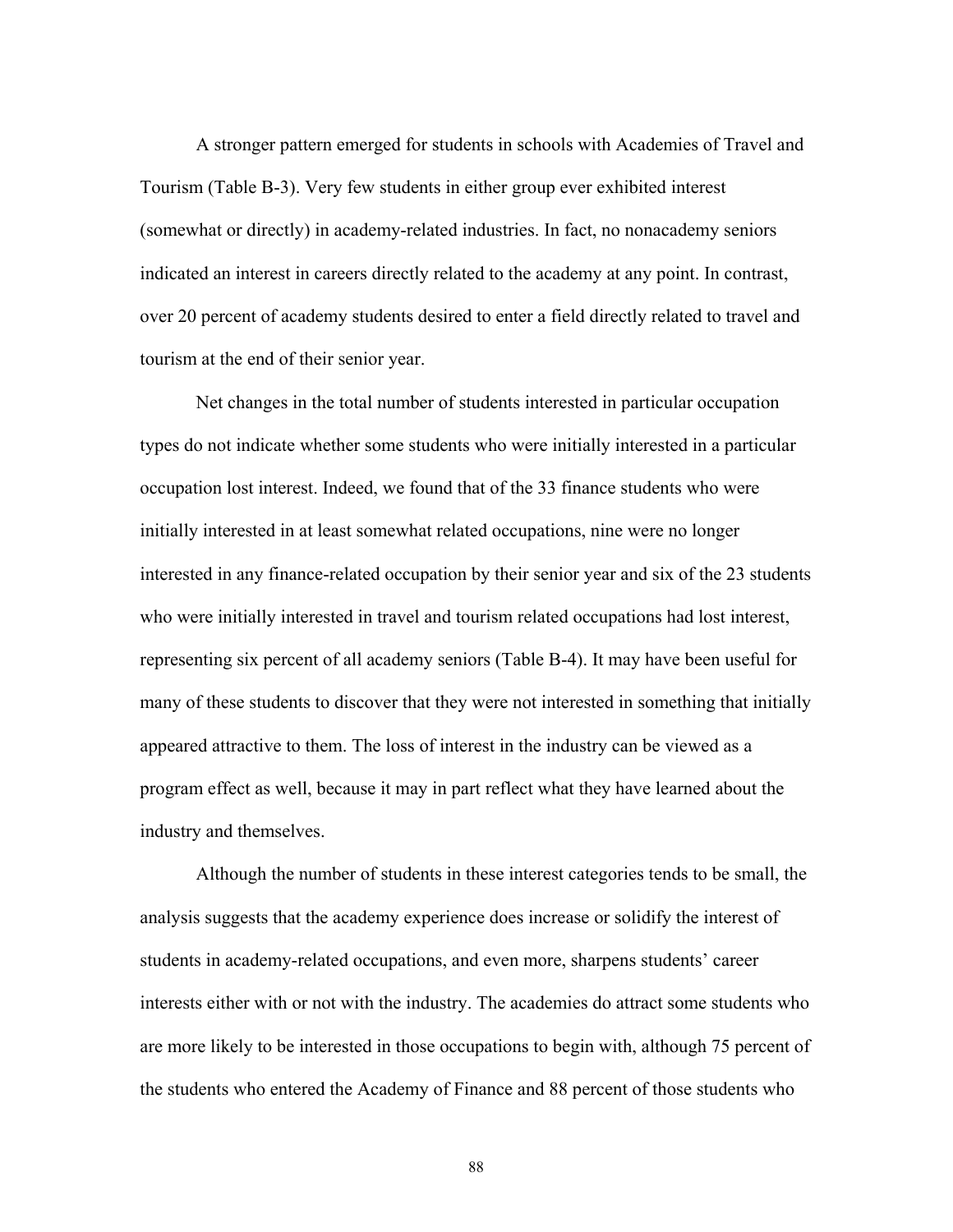A stronger pattern emerged for students in schools with Academies of Travel and Tourism (Table B-3). Very few students in either group ever exhibited interest (somewhat or directly) in academy-related industries. In fact, no nonacademy seniors indicated an interest in careers directly related to the academy at any point. In contrast, over 20 percent of academy students desired to enter a field directly related to travel and tourism at the end of their senior year.

Net changes in the total number of students interested in particular occupation types do not indicate whether some students who were initially interested in a particular occupation lost interest. Indeed, we found that of the 33 finance students who were initially interested in at least somewhat related occupations, nine were no longer interested in any finance-related occupation by their senior year and six of the 23 students who were initially interested in travel and tourism related occupations had lost interest, representing six percent of all academy seniors (Table B-4). It may have been useful for many of these students to discover that they were not interested in something that initially appeared attractive to them. The loss of interest in the industry can be viewed as a program effect as well, because it may in part reflect what they have learned about the industry and themselves.

Although the number of students in these interest categories tends to be small, the analysis suggests that the academy experience does increase or solidify the interest of students in academy-related occupations, and even more, sharpens students' career interests either with or not with the industry. The academies do attract some students who are more likely to be interested in those occupations to begin with, although 75 percent of the students who entered the Academy of Finance and 88 percent of those students who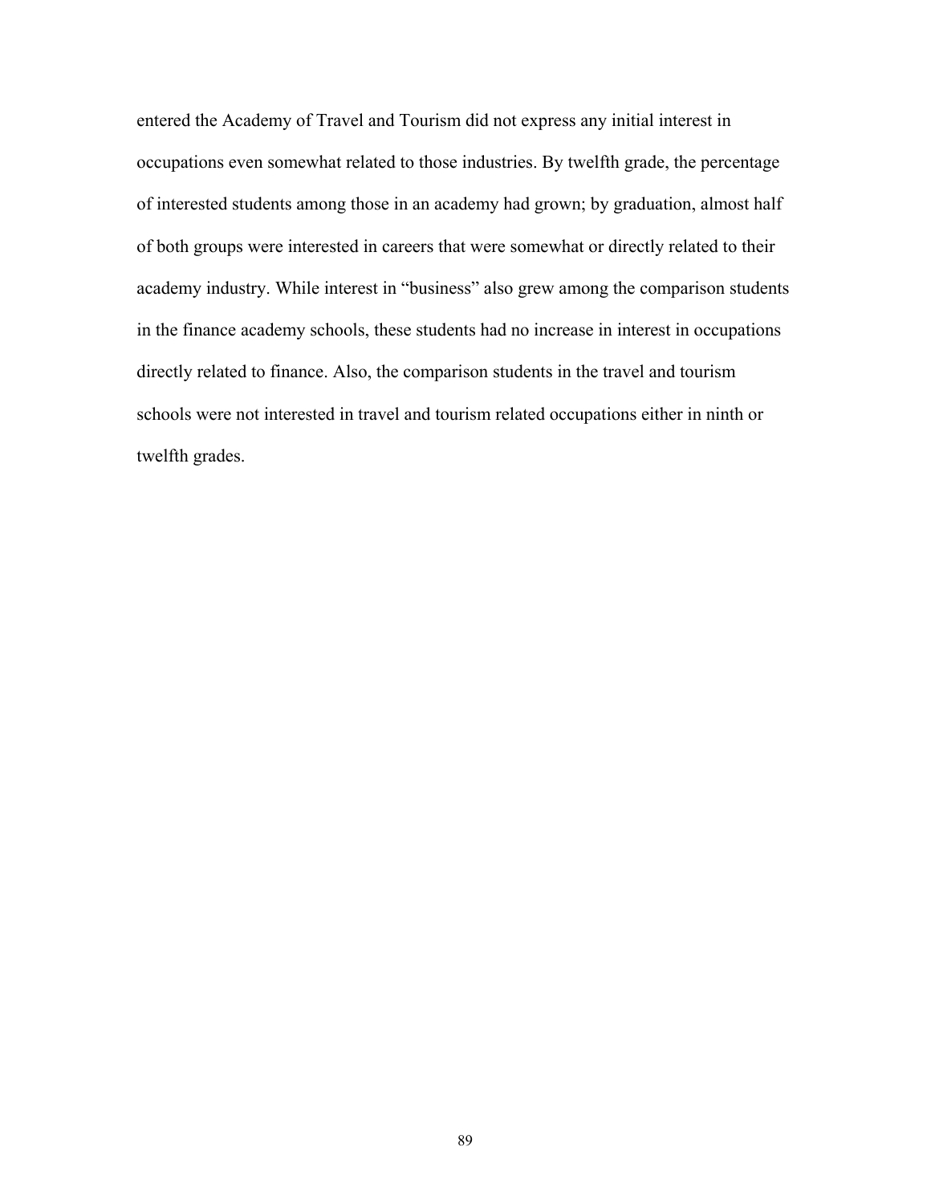entered the Academy of Travel and Tourism did not express any initial interest in occupations even somewhat related to those industries. By twelfth grade, the percentage of interested students among those in an academy had grown; by graduation, almost half of both groups were interested in careers that were somewhat or directly related to their academy industry. While interest in “business” also grew among the comparison students in the finance academy schools, these students had no increase in interest in occupations directly related to finance. Also, the comparison students in the travel and tourism schools were not interested in travel and tourism related occupations either in ninth or twelfth grades.